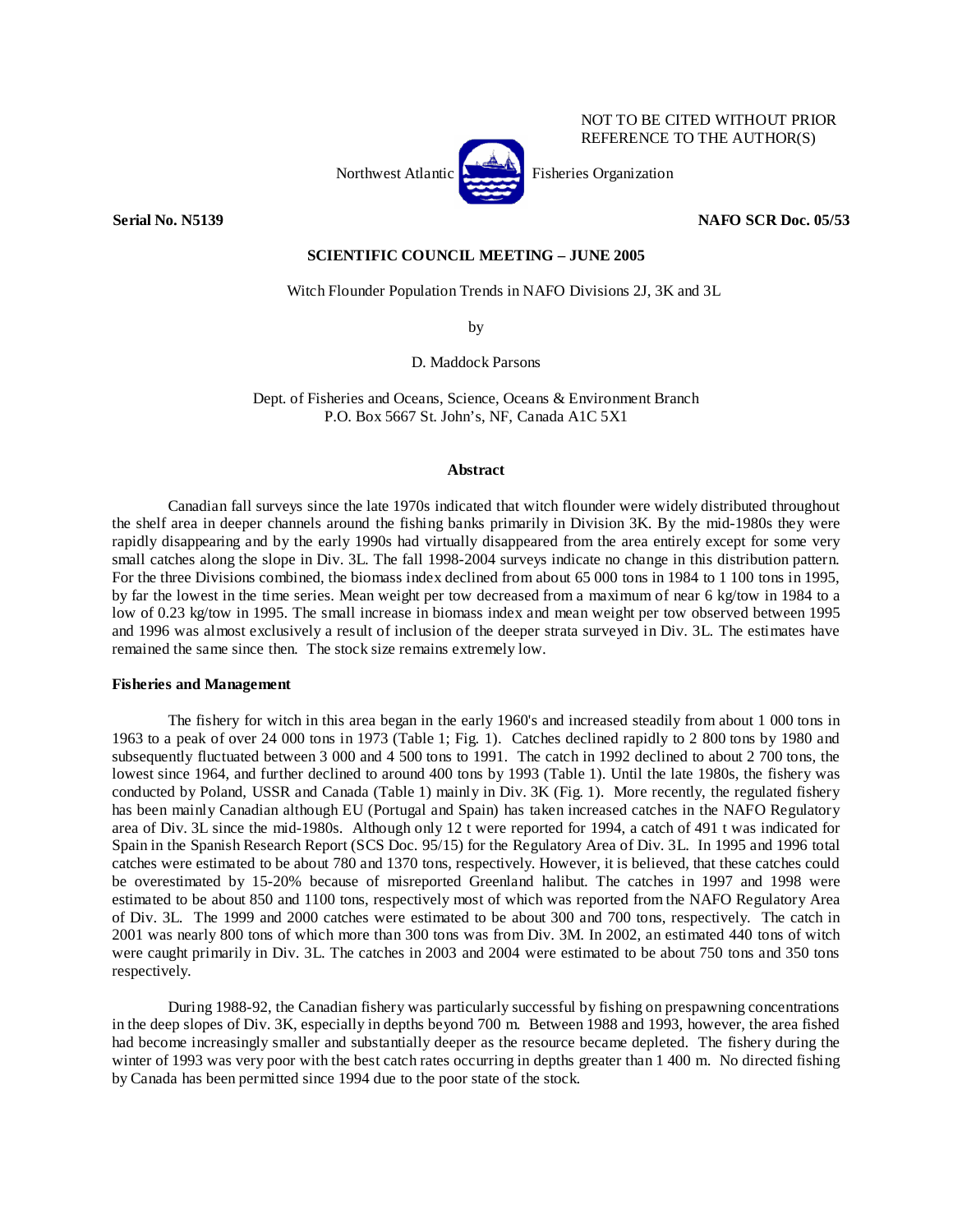NOT TO BE CITED WITHOUT PRIOR REFERENCE TO THE AUTHOR(S)

Northwest Atlantic Fisheries Organization

**Serial No. N5139** **NAFO SCR Doc. 05/53**

**SCIENTIFIC COUNCIL MEETING – JUNE 2005**

# Witch Flounder Population Trends in NAFO Divisions 2J, 3K and 3L

by

D. Maddock Parsons

Dept. of Fisheries and Oceans, Science, Oceans & Environment Branch
P.O. Box 5667 St. John's, NF, Canada A1C 5X1

## Abstract

Canadian fall surveys since the late 1970s indicated that witch flounder were widely distributed throughout the shelf area in deeper channels around the fishing banks primarily in Division 3K. By the mid-1980s they were rapidly disappearing and by the early 1990s had virtually disappeared from the area entirely except for some very small catches along the slope in Div. 3L. The fall 1998-2004 surveys indicate no change in this distribution pattern. For the three Divisions combined, the biomass index declined from about 65 000 tons in 1984 to 1 100 tons in 1995, by far the lowest in the time series. Mean weight per tow decreased from a maximum of near 6 kg/tow in 1984 to a low of 0.23 kg/tow in 1995. The small increase in biomass index and mean weight per tow observed between 1995 and 1996 was almost exclusively a result of inclusion of the deeper strata surveyed in Div. 3L. The estimates have remained the same since then. The stock size remains extremely low.

## Fisheries and Management

The fishery for witch in this area began in the early 1960's and increased steadily from about 1 000 tons in 1963 to a peak of over 24 000 tons in 1973 (Table 1; Fig. 1). Catches declined rapidly to 2 800 tons by 1980 and subsequently fluctuated between 3 000 and 4 500 tons to 1991. The catch in 1992 declined to about 2 700 tons, the lowest since 1964, and further declined to around 400 tons by 1993 (Table 1). Until the late 1980s, the fishery was conducted by Poland, USSR and Canada (Table 1) mainly in Div. 3K (Fig. 1). More recently, the regulated fishery has been mainly Canadian although EU (Portugal and Spain) has taken increased catches in the NAFO Regulatory area of Div. 3L since the mid-1980s. Although only 12 t were reported for 1994, a catch of 491 t was indicated for Spain in the Spanish Research Report (SCS Doc. 95/15) for the Regulatory Area of Div. 3L. In 1995 and 1996 total catches were estimated to be about 780 and 1370 tons, respectively. However, it is believed, that these catches could be overestimated by 15-20% because of misreported Greenland halibut. The catches in 1997 and 1998 were estimated to be about 850 and 1100 tons, respectively most of which was reported from the NAFO Regulatory Area of Div. 3L. The 1999 and 2000 catches were estimated to be about 300 and 700 tons, respectively. The catch in 2001 was nearly 800 tons of which more than 300 tons was from Div. 3M. In 2002, an estimated 440 tons of witch were caught primarily in Div. 3L. The catches in 2003 and 2004 were estimated to be about 750 tons and 350 tons respectively.

During 1988-92, the Canadian fishery was particularly successful by fishing on prespawning concentrations in the deep slopes of Div. 3K, especially in depths beyond 700 m. Between 1988 and 1993, however, the area fished had become increasingly smaller and substantially deeper as the resource became depleted. The fishery during the winter of 1993 was very poor with the best catch rates occurring in depths greater than 1 400 m. No directed fishing by Canada has been permitted since 1994 due to the poor state of the stock.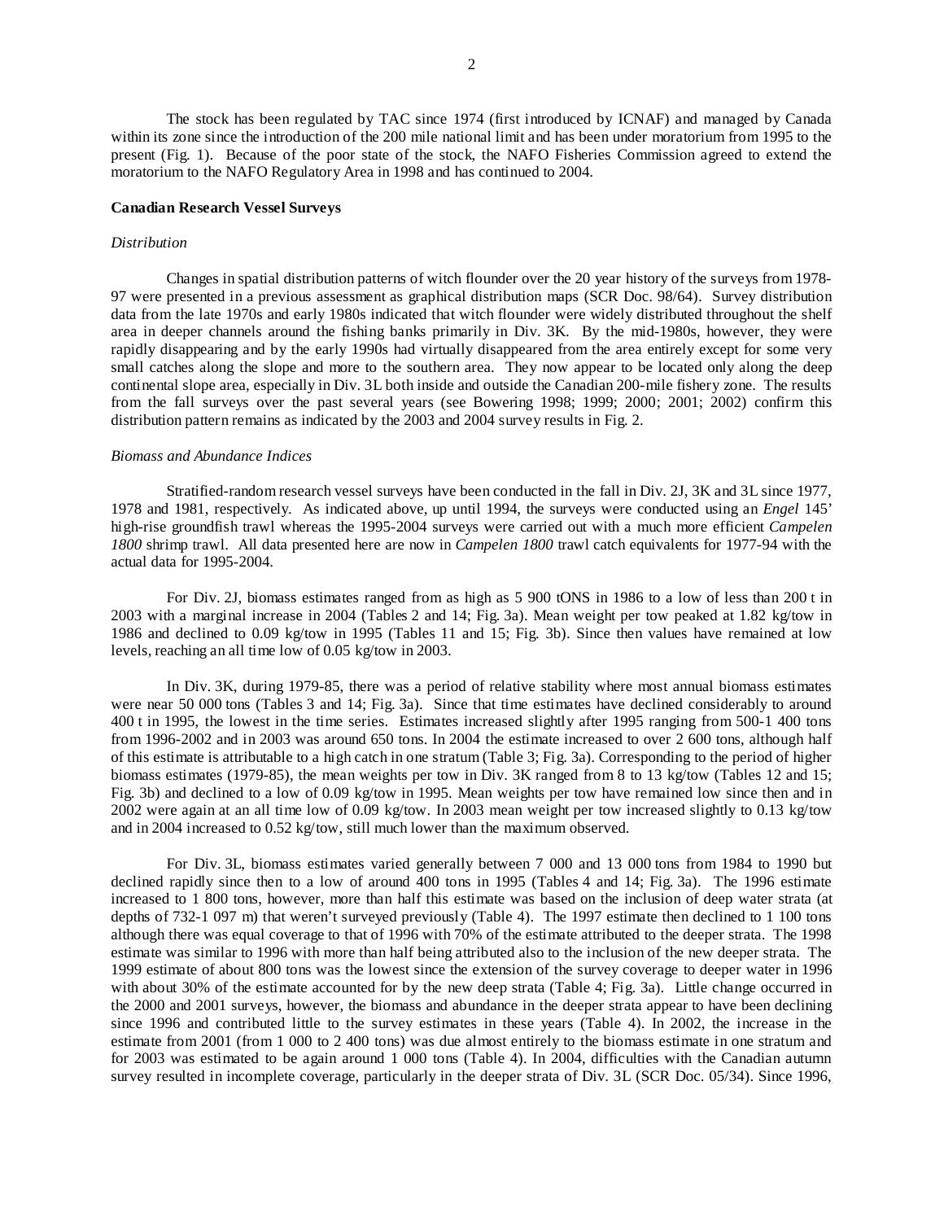The stock has been regulated by TAC since 1974 (first introduced by ICNAF) and managed by Canada within its zone since the introduction of the 200 mile national limit and has been under moratorium from 1995 to the present (Fig. 1). Because of the poor state of the stock, the NAFO Fisheries Commission agreed to extend the moratorium to the NAFO Regulatory Area in 1998 and has continued to 2004.

**Canadian Research Vessel Surveys**

*Distribution*

Changes in spatial distribution patterns of witch flounder over the 20 year history of the surveys from 1978-97 were presented in a previous assessment as graphical distribution maps (SCR Doc. 98/64). Survey distribution data from the late 1970s and early 1980s indicated that witch flounder were widely distributed throughout the shelf area in deeper channels around the fishing banks primarily in Div. 3K. By the mid-1980s, however, they were rapidly disappearing and by the early 1990s had virtually disappeared from the area entirely except for some very small catches along the slope and more to the southern area. They now appear to be located only along the deep continental slope area, especially in Div. 3L both inside and outside the Canadian 200-mile fishery zone. The results from the fall surveys over the past several years (see Bowering 1998; 1999; 2000; 2001; 2002) confirm this distribution pattern remains as indicated by the 2003 and 2004 survey results in Fig. 2.

*Biomass and Abundance Indices*

Stratified-random research vessel surveys have been conducted in the fall in Div. 2J, 3K and 3L since 1977, 1978 and 1981, respectively. As indicated above, up until 1994, the surveys were conducted using an *Engel* 145' high-rise groundfish trawl whereas the 1995-2004 surveys were carried out with a much more efficient *Campelen 1800* shrimp trawl. All data presented here are now in *Campelen 1800* trawl catch equivalents for 1977-94 with the actual data for 1995-2004.

For Div. 2J, biomass estimates ranged from as high as 5 900 tONS in 1986 to a low of less than 200 t in 2003 with a marginal increase in 2004 (Tables 2 and 14; Fig. 3a). Mean weight per tow peaked at 1.82 kg/tow in 1986 and declined to 0.09 kg/tow in 1995 (Tables 11 and 15; Fig. 3b). Since then values have remained at low levels, reaching an all time low of 0.05 kg/tow in 2003.

In Div. 3K, during 1979-85, there was a period of relative stability where most annual biomass estimates were near 50 000 tons (Tables 3 and 14; Fig. 3a). Since that time estimates have declined considerably to around 400 t in 1995, the lowest in the time series. Estimates increased slightly after 1995 ranging from 500-1 400 tons from 1996-2002 and in 2003 was around 650 tons. In 2004 the estimate increased to over 2 600 tons, although half of this estimate is attributable to a high catch in one stratum (Table 3; Fig. 3a). Corresponding to the period of higher biomass estimates (1979-85), the mean weights per tow in Div. 3K ranged from 8 to 13 kg/tow (Tables 12 and 15; Fig. 3b) and declined to a low of 0.09 kg/tow in 1995. Mean weights per tow have remained low since then and in 2002 were again at an all time low of 0.09 kg/tow. In 2003 mean weight per tow increased slightly to 0.13 kg/tow and in 2004 increased to 0.52 kg/tow, still much lower than the maximum observed.

For Div. 3L, biomass estimates varied generally between 7 000 and 13 000 tons from 1984 to 1990 but declined rapidly since then to a low of around 400 tons in 1995 (Tables 4 and 14; Fig. 3a). The 1996 estimate increased to 1 800 tons, however, more than half this estimate was based on the inclusion of deep water strata (at depths of 732-1 097 m) that weren't surveyed previously (Table 4). The 1997 estimate then declined to 1 100 tons although there was equal coverage to that of 1996 with 70% of the estimate attributed to the deeper strata. The 1998 estimate was similar to 1996 with more than half being attributed also to the inclusion of the new deeper strata. The 1999 estimate of about 800 tons was the lowest since the extension of the survey coverage to deeper water in 1996 with about 30% of the estimate accounted for by the new deep strata (Table 4; Fig. 3a). Little change occurred in the 2000 and 2001 surveys, however, the biomass and abundance in the deeper strata appear to have been declining since 1996 and contributed little to the survey estimates in these years (Table 4). In 2002, the increase in the estimate from 2001 (from 1 000 to 2 400 tons) was due almost entirely to the biomass estimate in one stratum and for 2003 was estimated to be again around 1 000 tons (Table 4). In 2004, difficulties with the Canadian autumn survey resulted in incomplete coverage, particularly in the deeper strata of Div. 3L (SCR Doc. 05/34). Since 1996,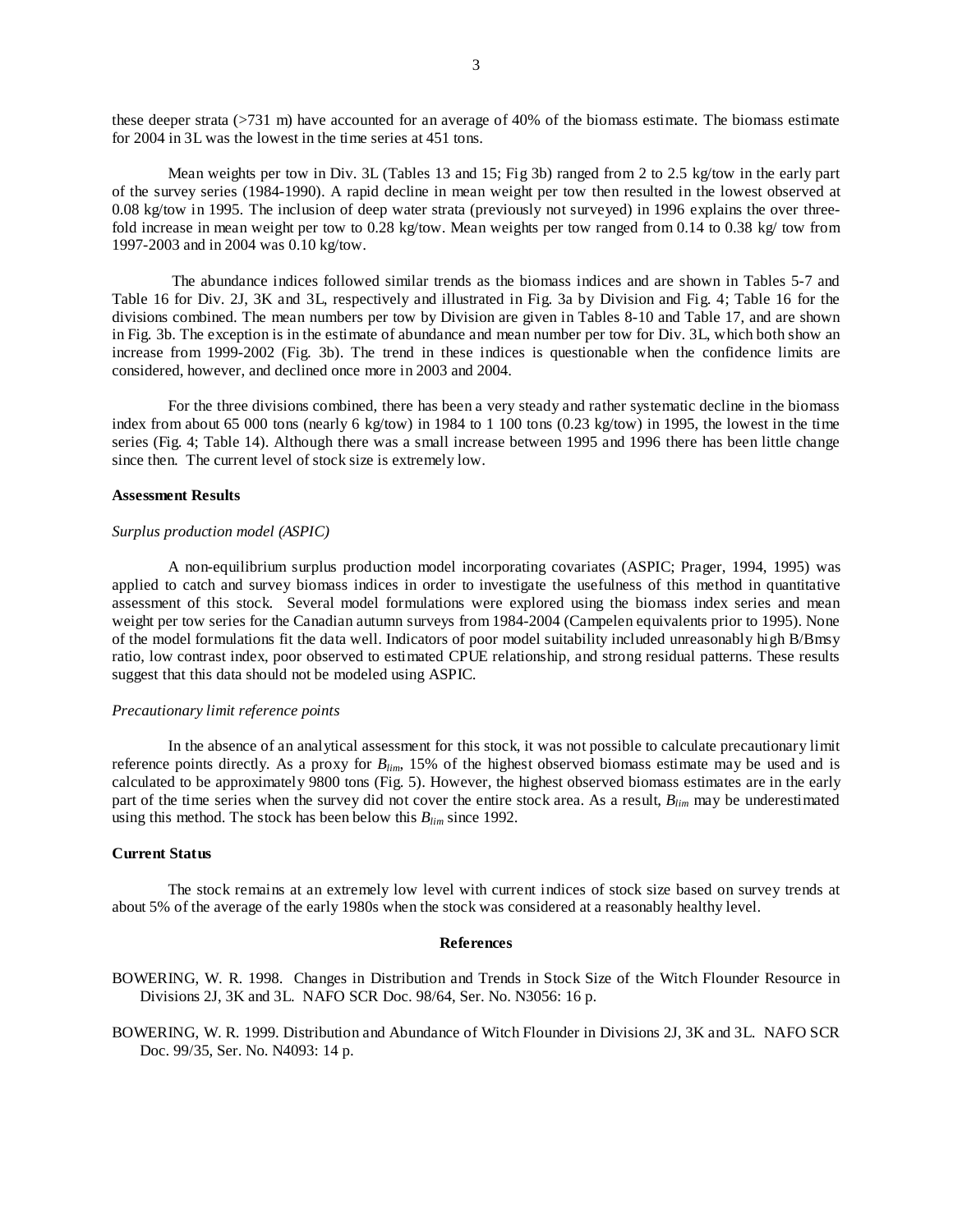these deeper strata (>731 m) have accounted for an average of 40% of the biomass estimate. The biomass estimate for 2004 in 3L was the lowest in the time series at 451 tons.

Mean weights per tow in Div. 3L (Tables 13 and 15; Fig 3b) ranged from 2 to 2.5 kg/tow in the early part of the survey series (1984-1990). A rapid decline in mean weight per tow then resulted in the lowest observed at 0.08 kg/tow in 1995. The inclusion of deep water strata (previously not surveyed) in 1996 explains the over three-fold increase in mean weight per tow to 0.28 kg/tow. Mean weights per tow ranged from 0.14 to 0.38 kg/ tow from 1997-2003 and in 2004 was 0.10 kg/tow.

The abundance indices followed similar trends as the biomass indices and are shown in Tables 5-7 and Table 16 for Div. 2J, 3K and 3L, respectively and illustrated in Fig. 3a by Division and Fig. 4; Table 16 for the divisions combined. The mean numbers per tow by Division are given in Tables 8-10 and Table 17, and are shown in Fig. 3b. The exception is in the estimate of abundance and mean number per tow for Div. 3L, which both show an increase from 1999-2002 (Fig. 3b). The trend in these indices is questionable when the confidence limits are considered, however, and declined once more in 2003 and 2004.

For the three divisions combined, there has been a very steady and rather systematic decline in the biomass index from about 65 000 tons (nearly 6 kg/tow) in 1984 to 1 100 tons (0.23 kg/tow) in 1995, the lowest in the time series (Fig. 4; Table 14). Although there was a small increase between 1995 and 1996 there has been little change since then. The current level of stock size is extremely low.

**Assessment Results**

*Surplus production model (ASPIC)*

A non-equilibrium surplus production model incorporating covariates (ASPIC; Prager, 1994, 1995) was applied to catch and survey biomass indices in order to investigate the usefulness of this method in quantitative assessment of this stock. Several model formulations were explored using the biomass index series and mean weight per tow series for the Canadian autumn surveys from 1984-2004 (Campelen equivalents prior to 1995). None of the model formulations fit the data well. Indicators of poor model suitability included unreasonably high B/Bmsy ratio, low contrast index, poor observed to estimated CPUE relationship, and strong residual patterns. These results suggest that this data should not be modeled using ASPIC.

*Precautionary limit reference points*

In the absence of an analytical assessment for this stock, it was not possible to calculate precautionary limit reference points directly. As a proxy for $B_{lim}$, 15% of the highest observed biomass estimate may be used and is calculated to be approximately 9800 tons (Fig. 5). However, the highest observed biomass estimates are in the early part of the time series when the survey did not cover the entire stock area. As a result, $B_{lim}$ may be underestimated using this method. The stock has been below this $B_{lim}$ since 1992.

**Current Status**

The stock remains at an extremely low level with current indices of stock size based on survey trends at about 5% of the average of the early 1980s when the stock was considered at a reasonably healthy level.

**References**

BOWERING, W. R. 1998. Changes in Distribution and Trends in Stock Size of the Witch Flounder Resource in Divisions 2J, 3K and 3L. NAFO SCR Doc. 98/64, Ser. No. N3056: 16 p.

BOWERING, W. R. 1999. Distribution and Abundance of Witch Flounder in Divisions 2J, 3K and 3L. NAFO SCR Doc. 99/35, Ser. No. N4093: 14 p.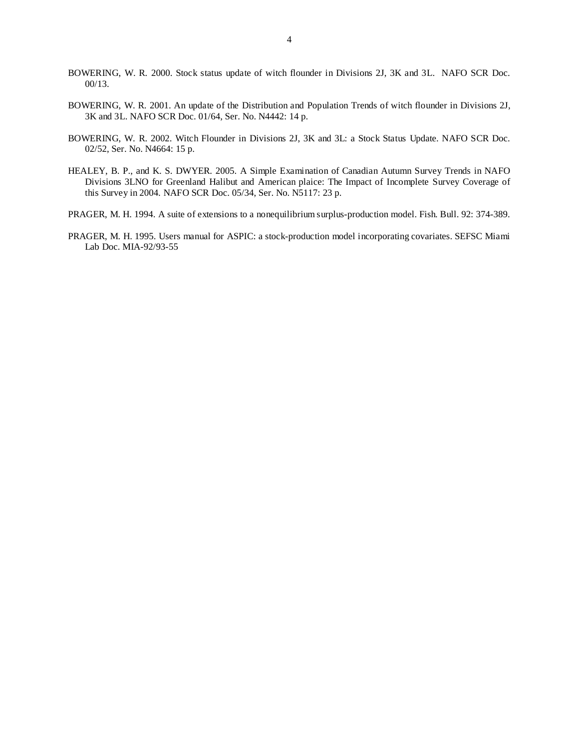BOWERING, W. R. 2000. Stock status update of witch flounder in Divisions 2J, 3K and 3L. NAFO SCR Doc. 00/13.

BOWERING, W. R. 2001. An update of the Distribution and Population Trends of witch flounder in Divisions 2J, 3K and 3L. NAFO SCR Doc. 01/64, Ser. No. N4442: 14 p.

BOWERING, W. R. 2002. Witch Flounder in Divisions 2J, 3K and 3L: a Stock Status Update. NAFO SCR Doc. 02/52, Ser. No. N4664: 15 p.

HEALEY, B. P., and K. S. DWYER. 2005. A Simple Examination of Canadian Autumn Survey Trends in NAFO Divisions 3LNO for Greenland Halibut and American plaice: The Impact of Incomplete Survey Coverage of this Survey in 2004. NAFO SCR Doc. 05/34, Ser. No. N5117: 23 p.

PRAGER, M. H. 1994. A suite of extensions to a nonequilibrium surplus-production model. Fish. Bull. 92: 374-389.

PRAGER, M. H. 1995. Users manual for ASPIC: a stock-production model incorporating covariates. SEFSC Miami Lab Doc. MIA-92/93-55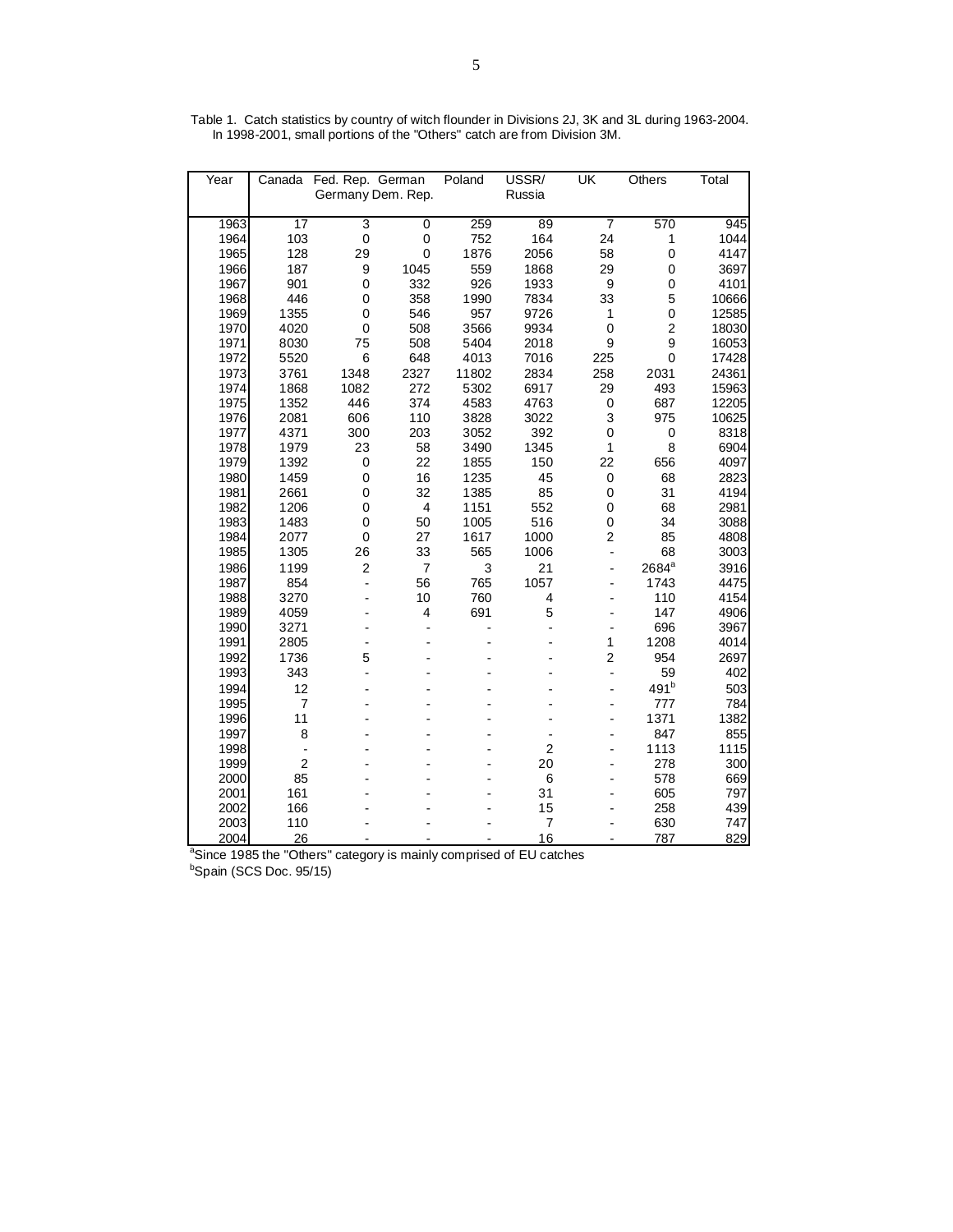Table 1. Catch statistics by country of witch flounder in Divisions 2J, 3K and 3L during 1963-2004. In 1998-2001, small portions of the "Others" catch are from Division 3M.

| Year | Canada | Fed. Rep. Germany | German Dem. Rep. | Poland | USSR/ Russia | UK | Others | Total |
|---|---|---|---|---|---|---|---|---|
| 1963 | 17 | 3 | 0 | 259 | 89 | 7 | 570 | 945 |
| 1964 | 103 | 0 | 0 | 752 | 164 | 24 | 1 | 1044 |
| 1965 | 128 | 29 | 0 | 1876 | 2056 | 58 | 0 | 4147 |
| 1966 | 187 | 9 | 1045 | 559 | 1868 | 29 | 0 | 3697 |
| 1967 | 901 | 0 | 332 | 926 | 1933 | 9 | 0 | 4101 |
| 1968 | 446 | 0 | 358 | 1990 | 7834 | 33 | 5 | 10666 |
| 1969 | 1355 | 0 | 546 | 957 | 9726 | 1 | 0 | 12585 |
| 1970 | 4020 | 0 | 508 | 3566 | 9934 | 0 | 2 | 18030 |
| 1971 | 8030 | 75 | 508 | 5404 | 2018 | 9 | 9 | 16053 |
| 1972 | 5520 | 6 | 648 | 4013 | 7016 | 225 | 0 | 17428 |
| 1973 | 3761 | 1348 | 2327 | 11802 | 2834 | 258 | 2031 | 24361 |
| 1974 | 1868 | 1082 | 272 | 5302 | 6917 | 29 | 493 | 15963 |
| 1975 | 1352 | 446 | 374 | 4583 | 4763 | 0 | 687 | 12205 |
| 1976 | 2081 | 606 | 110 | 3828 | 3022 | 3 | 975 | 10625 |
| 1977 | 4371 | 300 | 203 | 3052 | 392 | 0 | 0 | 8318 |
| 1978 | 1979 | 23 | 58 | 3490 | 1345 | 1 | 8 | 6904 |
| 1979 | 1392 | 0 | 22 | 1855 | 150 | 22 | 656 | 4097 |
| 1980 | 1459 | 0 | 16 | 1235 | 45 | 0 | 68 | 2823 |
| 1981 | 2661 | 0 | 32 | 1385 | 85 | 0 | 31 | 4194 |
| 1982 | 1206 | 0 | 4 | 1151 | 552 | 0 | 68 | 2981 |
| 1983 | 1483 | 0 | 50 | 1005 | 516 | 0 | 34 | 3088 |
| 1984 | 2077 | 0 | 27 | 1617 | 1000 | 2 | 85 | 4808 |
| 1985 | 1305 | 26 | 33 | 565 | 1006 | - | 68 | 3003 |
| 1986 | 1199 | 2 | 7 | 3 | 21 | - | 2684[a] | 3916 |
| 1987 | 854 | - | 56 | 765 | 1057 | - | 1743 | 4475 |
| 1988 | 3270 | - | 10 | 760 | 4 | - | 110 | 4154 |
| 1989 | 4059 | - | 4 | 691 | 5 | - | 147 | 4906 |
| 1990 | 3271 | - | - | - | - | - | 696 | 3967 |
| 1991 | 2805 | - | - | - | - | 1 | 1208 | 4014 |
| 1992 | 1736 | 5 | - | - | - | 2 | 954 | 2697 |
| 1993 | 343 | - | - | - | - | - | 59 | 402 |
| 1994 | 12 | - | - | - | - | - | 491[b] | 503 |
| 1995 | 7 | - | - | - | - | - | 777 | 784 |
| 1996 | 11 | - | - | - | - | - | 1371 | 1382 |
| 1997 | 8 | - | - | - | - | - | 847 | 855 |
| 1998 | - | - | - | - | 2 | - | 1113 | 1115 |
| 1999 | 2 | - | - | - | 20 | - | 278 | 300 |
| 2000 | 85 | - | - | - | 6 | - | 578 | 669 |
| 2001 | 161 | - | - | - | 31 | - | 605 | 797 |
| 2002 | 166 | - | - | - | 15 | - | 258 | 439 |
| 2003 | 110 | - | - | - | 7 | - | 630 | 747 |
| 2004 | 26 | - | - | - | 16 | - | 787 | 829 |

[a]Since 1985 the "Others" category is mainly comprised of EU catches

[b]Spain (SCS Doc. 95/15)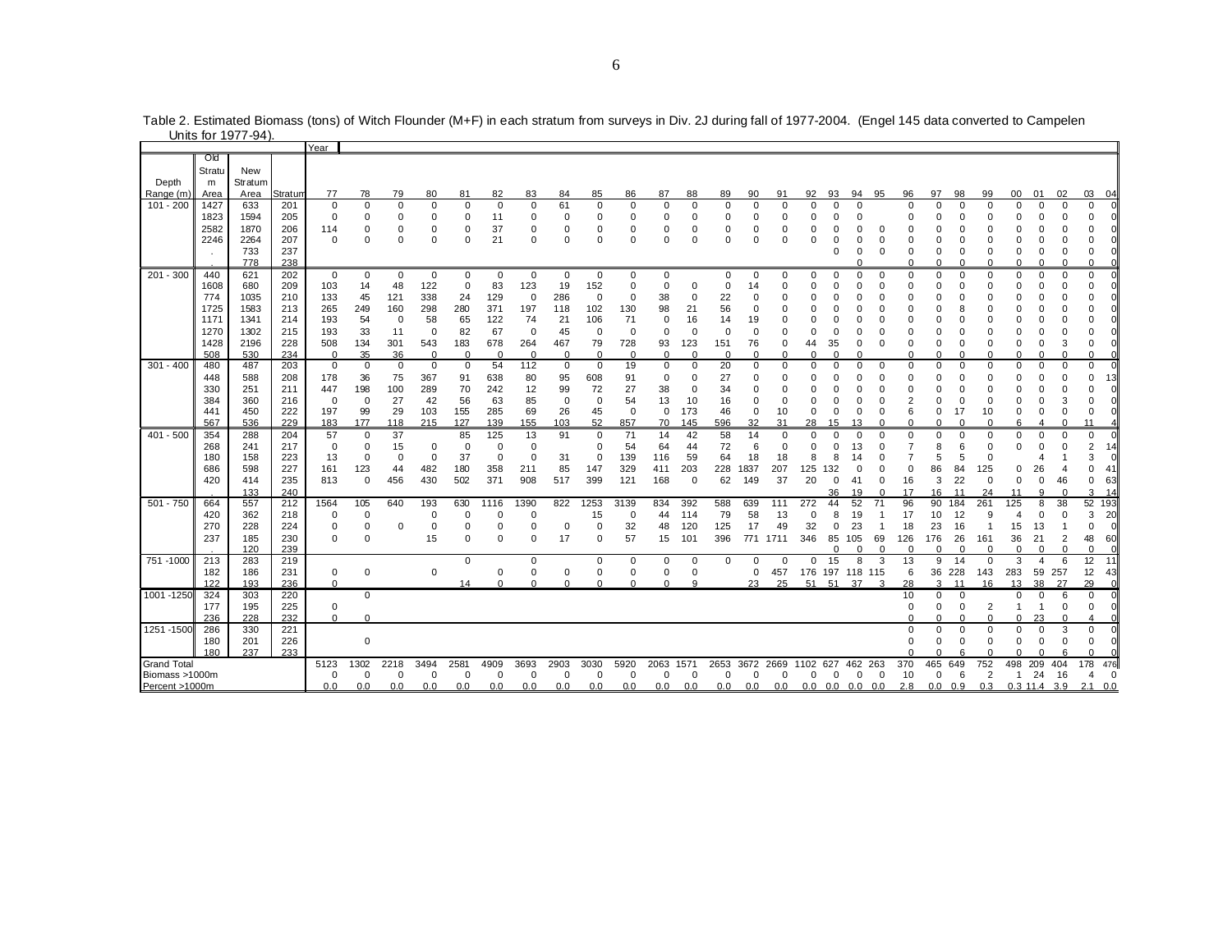Table 2. Estimated Biomass (tons) of Witch Flounder (M+F) in each stratum from surveys in Div. 2J during fall of 1977-2004. (Engel 145 data converted to Campelen Units for 1977-94).

| Depth Range (m) | Old Stratum Area | New Stratum Area | Stratum | 77 | 78 | 79 | 80 | 81 | 82 | 83 | 84 | 85 | 86 | 87 | 88 | 89 | 90 | 91 | 92 | 93 | 94 | 95 | 96 | 97 | 98 | 99 | 00 | 01 | 02 | 03 | 04 |
|---|---|---|---|---|---|---|---|---|---|---|---|---|---|---|---|---|---|---|---|---|---|---|---|---|---|---|---|---|---|---|---|
| | | | | Year | | | | | | | | | | | | | | | | | | | | | | | | | | | |
| 101 - 200 | 1427 | 633 | 201 | 0 | 0 | 0 | 0 | 0 | 0 | 0 | 61 | 0 | 0 | 0 | 0 | 0 | 0 | 0 | 0 | 0 | 0 | | 0 | 0 | 0 | 0 | 0 | 0 | 0 | 0 | 0 |
| | 1823 | 1594 | 205 | 0 | 0 | 0 | 0 | 0 | 11 | 0 | 0 | 0 | 0 | 0 | 0 | 0 | 0 | 0 | 0 | 0 | 0 | | 0 | 0 | 0 | 0 | 0 | 0 | 0 | 0 | 0 |
| | 2582 | 1870 | 206 | 114 | 0 | 0 | 0 | 0 | 37 | 0 | 0 | 0 | 0 | 0 | 0 | 0 | 0 | 0 | 0 | 0 | 0 | 0 | 0 | 0 | 0 | 0 | 0 | 0 | 0 | 0 | 0 |
| | 2246 | 2264 | 207 | 0 | 0 | 0 | 0 | 0 | 21 | 0 | 0 | 0 | 0 | 0 | 0 | 0 | 0 | 0 | 0 | 0 | 0 | 0 | 0 | 0 | 0 | 0 | 0 | 0 | 0 | 0 | 0 |
| | . | 733 | 237 | | | | | | | | | | | | | | | | | 0 | 0 | 0 | 0 | 0 | 0 | 0 | 0 | 0 | 0 | 0 | 0 |
| | . | 778 | 238 | | | | | | | | | | | | | | | | | | 0 | | 0 | 0 | 0 | 0 | 0 | 0 | 0 | 0 | 0 |
| 201 - 300 | 440 | 621 | 202 | 0 | 0 | 0 | 0 | 0 | 0 | 0 | 0 | 0 | 0 | 0 | | 0 | 0 | 0 | 0 | 0 | 0 | 0 | 0 | 0 | 0 | 0 | 0 | 0 | 0 | 0 | 0 |
| | 1608 | 680 | 209 | 103 | 14 | 48 | 122 | 0 | 83 | 123 | 19 | 152 | 0 | 0 | 0 | 0 | 14 | 0 | 0 | 0 | 0 | 0 | 0 | 0 | 0 | 0 | 0 | 0 | 0 | 0 | 0 |
| | 774 | 1035 | 210 | 133 | 45 | 121 | 338 | 24 | 129 | 0 | 286 | 0 | 0 | 38 | 0 | 22 | 0 | 0 | 0 | 0 | 0 | 0 | 0 | 0 | 0 | 0 | 0 | 0 | 0 | 0 | 0 |
| | 1725 | 1583 | 213 | 265 | 249 | 160 | 298 | 280 | 371 | 197 | 118 | 102 | 130 | 98 | 21 | 56 | 0 | 0 | 0 | 0 | 0 | 0 | 0 | 0 | 8 | 0 | 0 | 0 | 0 | 0 | 0 |
| | 1171 | 1341 | 214 | 193 | 54 | 0 | 58 | 65 | 122 | 74 | 21 | 106 | 71 | 0 | 16 | 14 | 19 | 0 | 0 | 0 | 0 | 0 | 0 | 0 | 0 | 0 | 0 | 0 | 0 | 0 | 0 |
| | 1270 | 1302 | 215 | 193 | 33 | 11 | 0 | 82 | 67 | 0 | 45 | 0 | 0 | 0 | 0 | 0 | 0 | 0 | 0 | 0 | 0 | 0 | 0 | 0 | 0 | 0 | 0 | 0 | 0 | 0 | 0 |
| | 1428 | 2196 | 228 | 508 | 134 | 301 | 543 | 183 | 678 | 264 | 467 | 79 | 728 | 93 | 123 | 151 | 76 | 0 | 44 | 35 | 0 | 0 | 0 | 0 | 0 | 0 | 0 | 0 | 3 | 0 | 0 |
| | 508 | 530 | 234 | 0 | 35 | 36 | 0 | 0 | 0 | 0 | 0 | 0 | 0 | 0 | 0 | 0 | 0 | 0 | 0 | 0 | 0 | | 0 | 0 | 0 | 0 | 0 | 0 | 0 | 0 | 0 |
| 301 - 400 | 480 | 487 | 203 | 0 | 0 | 0 | 0 | 0 | 54 | 112 | 0 | 0 | 19 | 0 | 0 | 20 | 0 | 0 | 0 | 0 | 0 | 0 | 0 | 0 | 0 | 0 | 0 | 0 | 0 | 0 | 0 |
| | 448 | 588 | 208 | 178 | 36 | 75 | 367 | 91 | 638 | 80 | 95 | 608 | 91 | 0 | 0 | 27 | 0 | 0 | 0 | 0 | 0 | 0 | 0 | 0 | 0 | 0 | 0 | 0 | 0 | 0 | 13 |
| | 330 | 251 | 211 | 447 | 198 | 100 | 289 | 70 | 242 | 12 | 99 | 72 | 27 | 38 | 0 | 34 | 0 | 0 | 0 | 0 | 0 | 0 | 0 | 0 | 0 | 0 | 0 | 0 | 0 | 0 | 0 |
| | 384 | 360 | 216 | 0 | 0 | 27 | 42 | 56 | 63 | 85 | 0 | 0 | 54 | 13 | 10 | 16 | 0 | 0 | 0 | 0 | 0 | 0 | 2 | 0 | 0 | 0 | 0 | 0 | 3 | 0 | 0 |
| | 441 | 450 | 222 | 197 | 99 | 29 | 103 | 155 | 285 | 69 | 26 | 45 | 0 | 0 | 173 | 46 | 0 | 10 | 0 | 0 | 0 | 0 | 6 | 0 | 17 | 10 | 0 | 0 | 0 | 0 | 0 |
| | 567 | 536 | 229 | 183 | 177 | 118 | 215 | 127 | 139 | 155 | 103 | 52 | 857 | 70 | 145 | 596 | 32 | 31 | 28 | 15 | 13 | 0 | 0 | 0 | 0 | 0 | 6 | 4 | 0 | 11 | 4 |
| 401 - 500 | 354 | 288 | 204 | 57 | 0 | 37 | | 85 | 125 | 13 | 91 | 0 | 71 | 14 | 42 | 58 | 14 | 0 | 0 | 0 | 0 | 0 | 0 | 0 | 0 | 0 | 0 | 0 | 0 | 0 | 0 |
| | 268 | 241 | 217 | 0 | 0 | 15 | 0 | 0 | 0 | 0 | | 0 | 54 | 64 | 44 | 72 | 6 | 0 | 0 | 0 | 13 | 0 | 7 | 8 | 6 | 0 | 0 | 0 | 0 | 2 | 14 |
| | 180 | 158 | 223 | 13 | 0 | 0 | 0 | 37 | 0 | 0 | 31 | 0 | 139 | 116 | 59 | 64 | 18 | 18 | 8 | 8 | 14 | 0 | 7 | 5 | 5 | 0 | | 4 | 1 | 3 | 0 |
| | 686 | 598 | 227 | 161 | 123 | 44 | 482 | 180 | 358 | 211 | 85 | 147 | 329 | 411 | 203 | 228 | 1837 | 207 | 125 | 132 | 0 | 0 | 0 | 86 | 84 | 125 | 0 | 26 | 4 | 0 | 41 |
| | 420 | 414 | 235 | 813 | 0 | 456 | 430 | 502 | 371 | 908 | 517 | 399 | 121 | 168 | 0 | 62 | 149 | 37 | 20 | 0 | 41 | 0 | 16 | 3 | 22 | 0 | 0 | 0 | 46 | 0 | 63 |
| | . | 133 | 240 | | | | | | | | | | | | | | | | | 36 | 19 | 0 | 17 | 16 | 11 | 24 | 11 | 9 | 0 | 3 | 14 |
| 501 - 750 | 664 | 557 | 212 | 1564 | 105 | 640 | 193 | 630 | 1116 | 1390 | 822 | 1253 | 3139 | 834 | 392 | 588 | 639 | 111 | 272 | 44 | 52 | 71 | 96 | 90 | 184 | 261 | 125 | 8 | 38 | 52 | 193 |
| | 420 | 362 | 218 | 0 | 0 | | 0 | 0 | 0 | 0 | | 15 | 0 | 44 | 114 | 79 | 58 | 13 | 0 | 8 | 19 | 1 | 17 | 10 | 12 | 9 | 4 | 0 | 0 | 3 | 20 |
| | 270 | 228 | 224 | 0 | 0 | 0 | 0 | 0 | 0 | 0 | 0 | 0 | 32 | 48 | 120 | 125 | 17 | 49 | 32 | 0 | 23 | 1 | 18 | 23 | 16 | 1 | 15 | 13 | 1 | 0 | 0 |
| | 237 | 185 | 230 | 0 | 0 | | 15 | 0 | 0 | 0 | 17 | 0 | 57 | 15 | 101 | 396 | 771 | 1711 | 346 | 85 | 105 | 69 | 126 | 176 | 26 | 161 | 36 | 21 | 2 | 48 | 60 |
| | . | 120 | 239 | | | | | | | | | | | | | | | | | 0 | 0 | 0 | 0 | 0 | 0 | 0 | 0 | 0 | 0 | 0 | 0 |
| 751 -1000 | 213 | 283 | 219 | | | | | 0 | | 0 | | 0 | 0 | 0 | 0 | 0 | 0 | 0 | 0 | 15 | 8 | 3 | 13 | 9 | 14 | 0 | 3 | 4 | 6 | 12 | 11 |
| | 182 | 186 | 231 | 0 | 0 | | 0 | | 0 | 0 | 0 | 0 | 0 | 0 | 0 | | 0 | 457 | 176 | 197 | 118 | 115 | 6 | 36 | 228 | 143 | 283 | 59 | 257 | 12 | 43 |
| | 122 | 193 | 236 | 0 | | | | 14 | 0 | 0 | 0 | 0 | 0 | 0 | 9 | | 23 | 25 | 51 | 51 | 37 | 3 | 28 | 3 | 11 | 16 | 13 | 38 | 27 | 29 | 0 |
| 1001 -1250 | 324 | 303 | 220 | | 0 | | | | | | | | | | | | | | | | | | 10 | 0 | 0 | | 0 | 0 | 6 | 0 | 0 |
| | 177 | 195 | 225 | 0 | | | | | | | | | | | | | | | | | | | 0 | 0 | 0 | 2 | 1 | 1 | 0 | 0 | 0 |
| | 236 | 228 | 232 | 0 | 0 | | | | | | | | | | | | | | | | | | 0 | 0 | 0 | 0 | 0 | 23 | 0 | 4 | 0 |
| 1251 -1500 | 286 | 330 | 221 | | | | | | | | | | | | | | | | | | | | 0 | 0 | 0 | 0 | 0 | 0 | 3 | 0 | 0 |
| | 180 | 201 | 226 | | 0 | | | | | | | | | | | | | | | | | | 0 | 0 | 0 | 0 | 0 | 0 | 0 | 0 | 0 |
| | 180 | 237 | 233 | | | | | | | | | | | | | | | | | | | | 0 | 0 | 6 | 0 | 0 | 0 | 6 | 0 | 0 |
| Grand Total | | | | 5123 | 1302 | 2218 | 3494 | 2581 | 4909 | 3693 | 2903 | 3030 | 5920 | 2063 | 1571 | 2653 | 3672 | 2669 | 1102 | 627 | 462 | 263 | 370 | 465 | 649 | 752 | 498 | 209 | 404 | 178 | 476 |
| Biomass >1000m | | | | 0 | 0 | 0 | 0 | 0 | 0 | 0 | 0 | 0 | 0 | 0 | 0 | 0 | 0 | 0 | 0 | 0 | 0 | 0 | 10 | 0 | 6 | 2 | 1 | 24 | 16 | 4 | 0 |
| Percent >1000m | | | | 0.0 | 0.0 | 0.0 | 0.0 | 0.0 | 0.0 | 0.0 | 0.0 | 0.0 | 0.0 | 0.0 | 0.0 | 0.0 | 0.0 | 0.0 | 0.0 | 0.0 | 0.0 | 0.0 | 2.8 | 0.0 | 0.9 | 0.3 | 0.3 | 11.4 | 3.9 | 2.1 | 0.0 |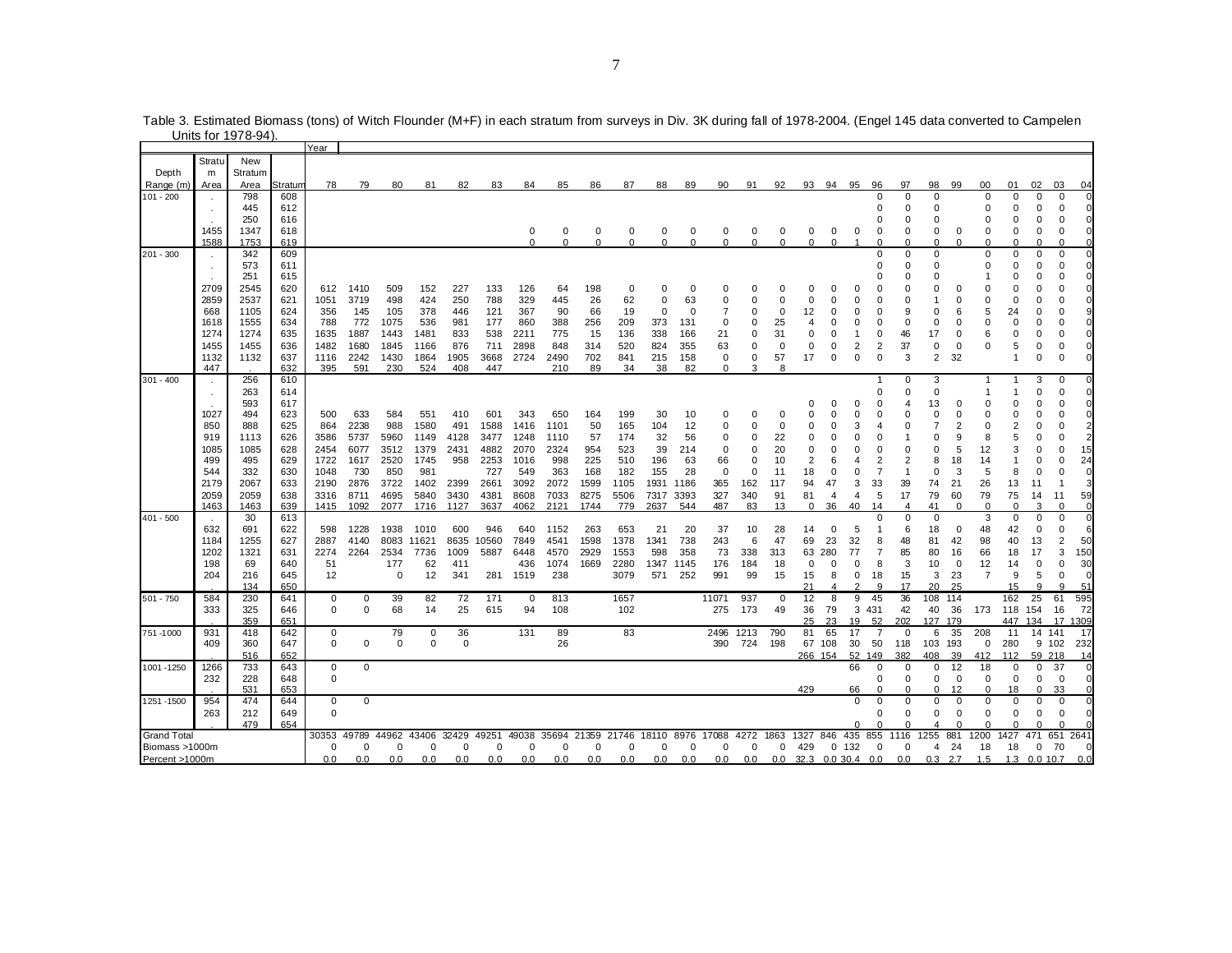Table 3. Estimated Biomass (tons) of Witch Flounder (M+F) in each stratum from surveys in Div. 3K during fall of 1978-2004. (Engel 145 data converted to Campelen Units for 1978-94).

| Depth Range (m) | Stratum Area | New Stratum Area | Stratum | Year 78 | 79 | 80 | 81 | 82 | 83 | 84 | 85 | 86 | 87 | 88 | 89 | 90 | 91 | 92 | 93 | 94 | 95 | 96 | 97 | 98 | 99 | 00 | 01 | 02 | 03 | 04 |
|---|---|---|---|---|---|---|---|---|---|---|---|---|---|---|---|---|---|---|---|---|---|---|---|---|---|---|---|---|---|---|
| 101 - 200 | . | 798 | 608 | | | | | | | | | | | | | | | | | | | 0 | 0 | 0 | | 0 | 0 | 0 | 0 | 0 |
| | . | 445 | 612 | | | | | | | | | | | | | | | | | | | 0 | 0 | 0 | | 0 | 0 | 0 | 0 | 0 |
| | . | 250 | 616 | | | | | | | | | | | | | | | | | | | 0 | 0 | 0 | | 0 | 0 | 0 | 0 | 0 |
| | 1455 | 1347 | 618 | | | | | | | 0 | 0 | 0 | 0 | 0 | 0 | 0 | 0 | 0 | 0 | 0 | 0 | 0 | 0 | 0 | 0 | 0 | 0 | 0 | 0 | 0 |
| | 1588 | 1753 | 619 | | | | | | | 0 | 0 | 0 | 0 | 0 | 0 | 0 | 0 | 0 | 0 | 0 | 1 | 0 | 0 | 0 | 0 | 0 | 0 | 0 | 0 | 0 |
| 201 - 300 | . | 342 | 609 | | | | | | | | | | | | | | | | | | | 0 | 0 | 0 | | 0 | 0 | 0 | 0 | 0 |
| | . | 573 | 611 | | | | | | | | | | | | | | | | | | | 0 | 0 | 0 | | 0 | 0 | 0 | 0 | 0 |
| | . | 251 | 615 | | | | | | | | | | | | | | | | | | | 0 | 0 | 0 | | 1 | 0 | 0 | 0 | 0 |
| | 2709 | 2545 | 620 | 612 | 1410 | 509 | 152 | 227 | 133 | 126 | 64 | 198 | 0 | 0 | 0 | 0 | 0 | 0 | 0 | 0 | 0 | 0 | 0 | 0 | 0 | 0 | 0 | 0 | 0 | 0 |
| | 2859 | 2537 | 621 | 1051 | 3719 | 498 | 424 | 250 | 788 | 329 | 445 | 26 | 62 | 0 | 63 | 0 | 0 | 0 | 0 | 0 | 0 | 0 | 0 | 1 | 0 | 0 | 0 | 0 | 0 | 0 |
| | 668 | 1105 | 624 | 356 | 145 | 105 | 378 | 446 | 121 | 367 | 90 | 66 | 19 | 0 | 0 | 7 | 0 | 0 | 12 | 0 | 0 | 0 | 9 | 0 | 6 | 5 | 24 | 0 | 0 | 9 |
| | 1618 | 1555 | 634 | 788 | 772 | 1075 | 536 | 981 | 177 | 860 | 388 | 256 | 209 | 373 | 131 | 0 | 0 | 25 | 4 | 0 | 0 | 0 | 0 | 0 | 0 | 0 | 0 | 0 | 0 | 0 |
| | 1274 | 1274 | 635 | 1635 | 1887 | 1443 | 1481 | 833 | 538 | 2211 | 775 | 15 | 136 | 338 | 166 | 21 | 0 | 31 | 0 | 0 | 1 | 0 | 46 | 17 | 0 | 6 | 0 | 0 | 0 | 0 |
| | 1455 | 1455 | 636 | 1482 | 1680 | 1845 | 1166 | 876 | 711 | 2898 | 848 | 314 | 520 | 824 | 355 | 63 | 0 | 0 | 0 | 0 | 2 | 2 | 37 | 0 | 0 | 0 | 5 | 0 | 0 | 0 |
| | 1132 | 1132 | 637 | 1116 | 2242 | 1430 | 1864 | 1905 | 3668 | 2724 | 2490 | 702 | 841 | 215 | 158 | 0 | 0 | 57 | 17 | 0 | 0 | 0 | 3 | 2 | 32 | | 1 | 0 | 0 | 0 |
| | 447 | . | 632 | 395 | 591 | 230 | 524 | 408 | 447 | | 210 | 89 | 34 | 38 | 82 | 0 | 3 | 8 | | | | | | | | | | | | |
| 301 - 400 | . | 256 | 610 | | | | | | | | | | | | | | | | | | | 1 | 0 | 3 | | 1 | 1 | 3 | 0 | 0 |
| | . | 263 | 614 | | | | | | | | | | | | | | | | | | | 0 | 0 | 0 | | 1 | 1 | 0 | 0 | 0 |
| | . | 593 | 617 | | | | | | | | | | | | | | | | 0 | 0 | 0 | 0 | 4 | 13 | 0 | 0 | 0 | 0 | 0 | 0 |
| | 1027 | 494 | 623 | 500 | 633 | 584 | 551 | 410 | 601 | 343 | 650 | 164 | 199 | 30 | 10 | 0 | 0 | 0 | 0 | 0 | 0 | 0 | 0 | 0 | 0 | 0 | 0 | 0 | 0 | 0 |
| | 850 | 888 | 625 | 864 | 2238 | 988 | 1580 | 491 | 1588 | 1416 | 1101 | 50 | 165 | 104 | 12 | 0 | 0 | 0 | 0 | 0 | 3 | 4 | 0 | 7 | 2 | 0 | 2 | 0 | 0 | 2 |
| | 919 | 1113 | 626 | 3586 | 5737 | 5960 | 1149 | 4128 | 3477 | 1248 | 1110 | 57 | 174 | 32 | 56 | 0 | 0 | 22 | 0 | 0 | 0 | 0 | 1 | 0 | 9 | 8 | 5 | 0 | 0 | 2 |
| | 1085 | 1085 | 628 | 2454 | 6077 | 3512 | 1379 | 2431 | 4882 | 2070 | 2324 | 954 | 523 | 39 | 214 | 0 | 0 | 20 | 0 | 0 | 0 | 0 | 0 | 0 | 5 | 12 | 3 | 0 | 0 | 15 |
| | 499 | 495 | 629 | 1722 | 1617 | 2520 | 1745 | 958 | 2253 | 1016 | 998 | 225 | 510 | 196 | 63 | 66 | 0 | 10 | 2 | 6 | 4 | 2 | 2 | 8 | 18 | 14 | 1 | 0 | 0 | 24 |
| | 544 | 332 | 630 | 1048 | 730 | 850 | 981 | | 727 | 549 | 363 | 168 | 182 | 155 | 28 | 0 | 0 | 11 | 18 | 0 | 0 | 7 | 1 | 0 | 3 | 5 | 8 | 0 | 0 | 0 |
| | 2179 | 2067 | 633 | 2190 | 2876 | 3722 | 1402 | 2399 | 2661 | 3092 | 2072 | 1599 | 1105 | 1931 | 1186 | 365 | 162 | 117 | 94 | 47 | 3 | 33 | 39 | 74 | 21 | 26 | 13 | 11 | 1 | 3 |
| | 2059 | 2059 | 638 | 3316 | 8711 | 4695 | 5840 | 3430 | 4381 | 8608 | 7033 | 8275 | 5506 | 7317 | 3393 | 327 | 340 | 91 | 81 | 4 | 4 | 5 | 17 | 79 | 60 | 79 | 75 | 14 | 11 | 59 |
| | 1463 | 1463 | 639 | 1415 | 1092 | 2077 | 1716 | 1127 | 3637 | 4062 | 2121 | 1744 | 779 | 2637 | 544 | 487 | 83 | 13 | 0 | 36 | 40 | 14 | 4 | 41 | 0 | 0 | 0 | 3 | 0 | 0 |
| 401 - 500 | . | 30 | 613 | | | | | | | | | | | | | | | | | | | 0 | 0 | 0 | | 3 | 0 | 0 | 0 | 0 |
| | 632 | 691 | 622 | 598 | 1228 | 1938 | 1010 | 600 | 946 | 640 | 1152 | 263 | 653 | 21 | 20 | 37 | 10 | 28 | 14 | 0 | 5 | 1 | 6 | 18 | 0 | 48 | 42 | 0 | 0 | 6 |
| | 1184 | 1255 | 627 | 2887 | 4140 | 8083 | 11621 | 8635 | 10560 | 7849 | 4541 | 1598 | 1378 | 1341 | 738 | 243 | 6 | 47 | 69 | 23 | 32 | 8 | 48 | 81 | 42 | 98 | 40 | 13 | 2 | 50 |
| | 1202 | 1321 | 631 | 2274 | 2264 | 2534 | 7736 | 1009 | 5887 | 6448 | 4570 | 2929 | 1553 | 598 | 358 | 73 | 338 | 313 | 63 | 280 | 77 | 7 | 85 | 80 | 16 | 66 | 18 | 17 | 3 | 150 |
| | 198 | 69 | 640 | 51 | | 177 | 62 | 411 | | 436 | 1074 | 1669 | 2280 | 1347 | 1145 | 176 | 184 | 18 | 0 | 0 | 0 | 8 | 3 | 10 | 0 | 12 | 14 | 0 | 0 | 30 |
| | 204 | 216 | 645 | 12 | | 0 | 12 | 341 | 281 | 1519 | 238 | | 3079 | 571 | 252 | 991 | 99 | 15 | 15 | 8 | 0 | 18 | 15 | 3 | 23 | 7 | 9 | 5 | 0 | 0 |
| | . | 134 | 650 | | | | | | | | | | | | | | | | 21 | 4 | 2 | 9 | 17 | 20 | 25 | | 15 | 9 | 9 | 51 |
| 501 - 750 | 584 | 230 | 641 | 0 | 0 | 39 | 82 | 72 | 171 | 0 | 813 | | 1657 | | | 11071 | 937 | 0 | 12 | 8 | 9 | 45 | 36 | 108 | 114 | | 162 | 25 | 61 | 595 |
| | 333 | 325 | 646 | 0 | 0 | 68 | 14 | 25 | 615 | 94 | 108 | | 102 | | | 275 | 173 | 49 | 36 | 79 | 3 | 431 | 42 | 40 | 36 | 173 | 118 | 154 | 16 | 72 |
| | . | 359 | 651 | | | | | | | | | | | | | | | | 25 | 23 | 19 | 52 | 202 | 127 | 179 | | 447 | 134 | 17 | 1309 |
| 751 -1000 | 931 | 418 | 642 | 0 | | 79 | 0 | 36 | | 131 | 89 | | 83 | | | 2496 | 1213 | 790 | 81 | 65 | 17 | 7 | 0 | 6 | 35 | 208 | 11 | 14 | 141 | 17 |
| | 409 | 360 | 647 | 0 | 0 | 0 | 0 | 0 | | | 26 | | | | | 390 | 724 | 198 | 67 | 108 | 30 | 50 | 118 | 103 | 193 | 0 | 280 | 9 | 102 | 232 |
| | . | 516 | 652 | | | | | | | | | | | | | | | | 266 | 154 | 52 | 149 | 382 | 408 | 39 | 412 | 112 | 59 | 218 | 14 |
| 1001 -1250 | 1266 | 733 | 643 | 0 | 0 | | | | | | | | | | | | | | | | 66 | 0 | 0 | 0 | 12 | 18 | 0 | 0 | 37 | 0 |
| | 232 | 228 | 648 | 0 | | | | | | | | | | | | | | | | | | 0 | 0 | 0 | 0 | 0 | 0 | 0 | 0 | 0 |
| | . | 531 | 653 | | | | | | | | | | | | | | | | 429 | | 66 | 0 | 0 | 0 | 12 | 0 | 18 | 0 | 33 | 0 |
| 1251 -1500 | 954 | 474 | 644 | 0 | 0 | | | | | | | | | | | | | | | | 0 | 0 | 0 | 0 | 0 | 0 | 0 | 0 | 0 | 0 |
| | 263 | 212 | 649 | 0 | | | | | | | | | | | | | | | | | | 0 | 0 | 0 | 0 | 0 | 0 | 0 | 0 | 0 |
| | . | 479 | 654 | | | | | | | | | | | | | | | | | | 0 | 0 | 0 | 4 | 0 | 0 | 0 | 0 | 0 | 0 |
| Grand Total | | | | 30353 | 49789 | 44962 | 43406 | 32429 | 49251 | 49038 | 35694 | 21359 | 21746 | 18110 | 8976 | 17088 | 4272 | 1863 | 1327 | 846 | 435 | 855 | 1116 | 1255 | 881 | 1200 | 1427 | 471 | 651 | 2641 |
| Biomass >1000m | | | | 0 | 0 | 0 | 0 | 0 | 0 | 0 | 0 | 0 | 0 | 0 | 0 | 0 | 0 | 0 | 429 | 0 | 132 | 0 | 0 | 4 | 24 | 18 | 18 | 0 | 70 | 0 |
| Percent >1000m | | | | 0.0 | 0.0 | 0.0 | 0.0 | 0.0 | 0.0 | 0.0 | 0.0 | 0.0 | 0.0 | 0.0 | 0.0 | 0.0 | 0.0 | 0.0 | 32.3 | 0.0 | 30.4 | 0.0 | 0.0 | 0.3 | 2.7 | 1.5 | 1.3 | 0.0 | 10.7 | 0.0 |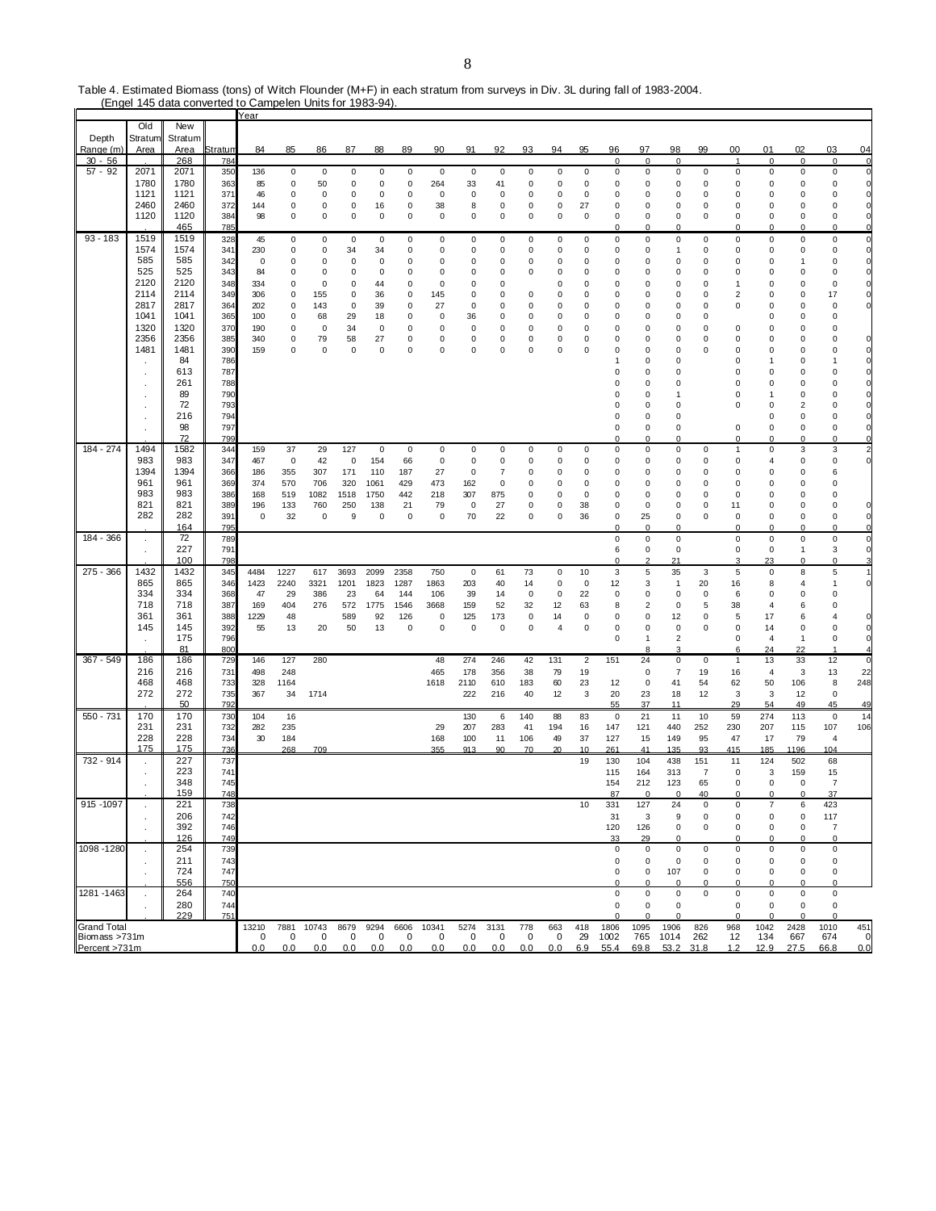Table 4. Estimated Biomass (tons) of Witch Flounder (M+F) in each stratum from surveys in Div. 3L during fall of 1983-2004. (Engel 145 data converted to Campelen Units for 1983-94).

| Depth Range (m) | Old Stratum Area | New Stratum Area | Stratum | 84 | 85 | 86 | 87 | 88 | 89 | 90 | 91 | 92 | 93 | 94 | 95 | 96 | 97 | 98 | 99 | 00 | 01 | 02 | 03 | 04 |
|---|---|---|---|---|---|---|---|---|---|---|---|---|---|---|---|---|---|---|---|---|---|---|---|---|
| | | | | Year | | | | | | | | | | | | | | | | | | | | |
| 30 - 56 | . | 268 | 784 | | | | | | | | | | | | | 0 | 0 | 0 | | 1 | 0 | 0 | 0 | 0 |
| 57 - 92 | 2071 | 2071 | 350 | 136 | 0 | 0 | 0 | 0 | 0 | 0 | 0 | 0 | 0 | 0 | 0 | 0 | 0 | 0 | 0 | 0 | 0 | 0 | 0 | 0 |
| | 1780 | 1780 | 363 | 85 | 0 | 50 | 0 | 0 | 0 | 264 | 33 | 41 | 0 | 0 | 0 | 0 | 0 | 0 | 0 | 0 | 0 | 0 | 0 | 0 |
| | 1121 | 1121 | 371 | 46 | 0 | 0 | 0 | 0 | 0 | 0 | 0 | 0 | 0 | 0 | 0 | 0 | 0 | 0 | 0 | 0 | 0 | 0 | 0 | 0 |
| | 2460 | 2460 | 372 | 144 | 0 | 0 | 0 | 16 | 0 | 38 | 8 | 0 | 0 | 0 | 27 | 0 | 0 | 0 | 0 | 0 | 0 | 0 | 0 | 0 |
| | 1120 | 1120 | 384 | 98 | 0 | 0 | 0 | 0 | 0 | 0 | 0 | 0 | 0 | 0 | 0 | 0 | 0 | 0 | 0 | 0 | 0 | 0 | 0 | 0 |
| | . | 465 | 785 | | | | | | | | | | | | | 0 | 0 | 0 | | 0 | 0 | 0 | 0 | 0 |
| 93 - 183 | 1519 | 1519 | 328 | 45 | 0 | 0 | 0 | 0 | 0 | 0 | 0 | 0 | 0 | 0 | 0 | 0 | 0 | 0 | 0 | 0 | 0 | 0 | 0 | 0 |
| | 1574 | 1574 | 341 | 230 | 0 | 0 | 34 | 34 | 0 | 0 | 0 | 0 | 0 | 0 | 0 | 0 | 0 | 1 | 0 | 0 | 0 | 0 | 0 | 0 |
| | 585 | 585 | 342 | 0 | 0 | 0 | 0 | 0 | 0 | 0 | 0 | 0 | 0 | 0 | 0 | 0 | 0 | 0 | 0 | 0 | 0 | 1 | 0 | 0 |
| | 525 | 525 | 343 | 84 | 0 | 0 | 0 | 0 | 0 | 0 | 0 | 0 | 0 | 0 | 0 | 0 | 0 | 0 | 0 | 0 | 0 | 0 | 0 | 0 |
| | 2120 | 2120 | 348 | 334 | 0 | 0 | 0 | 44 | 0 | 0 | 0 | 0 | | 0 | 0 | 0 | 0 | 0 | 0 | 1 | 0 | 0 | 0 | 0 |
| | 2114 | 2114 | 349 | 306 | 0 | 155 | 0 | 36 | 0 | 145 | 0 | 0 | 0 | 0 | 0 | 0 | 0 | 0 | 0 | 2 | 0 | 0 | 17 | 0 |
| | 2817 | 2817 | 364 | 202 | 0 | 143 | 0 | 39 | 0 | 27 | 0 | 0 | 0 | 0 | 0 | 0 | 0 | 0 | 0 | 0 | 0 | 0 | 0 | 0 |
| | 1041 | 1041 | 365 | 100 | 0 | 68 | 29 | 18 | 0 | 0 | 36 | 0 | 0 | 0 | 0 | 0 | 0 | 0 | 0 | | 0 | 0 | 0 | |
| | 1320 | 1320 | 370 | 190 | 0 | 0 | 34 | 0 | 0 | 0 | 0 | 0 | 0 | 0 | 0 | 0 | 0 | 0 | 0 | 0 | 0 | 0 | 0 | |
| | 2356 | 2356 | 385 | 340 | 0 | 79 | 58 | 27 | 0 | 0 | 0 | 0 | 0 | 0 | 0 | 0 | 0 | 0 | 0 | 0 | 0 | 0 | 0 | 0 |
| | 1481 | 1481 | 390 | 159 | 0 | 0 | 0 | 0 | 0 | 0 | 0 | 0 | 0 | 0 | 0 | 0 | 0 | 0 | 0 | 0 | 0 | 0 | 0 | 0 |
| | . | 84 | 786 | | | | | | | | | | | | | 1 | 0 | 0 | | 0 | 1 | 0 | 1 | 0 |
| | . | 613 | 787 | | | | | | | | | | | | | 0 | 0 | 0 | | 0 | 0 | 0 | 0 | 0 |
| | . | 261 | 788 | | | | | | | | | | | | | 0 | 0 | 0 | | 0 | 0 | 0 | 0 | 0 |
| | . | 89 | 790 | | | | | | | | | | | | | 0 | 0 | 1 | | 0 | 1 | 0 | 0 | 0 |
| | . | 72 | 793 | | | | | | | | | | | | | 0 | 0 | 0 | | 0 | 0 | 2 | 0 | 0 |
| | . | 216 | 794 | | | | | | | | | | | | | 0 | 0 | 0 | | | 0 | 0 | 0 | 0 |
| | . | 98 | 797 | | | | | | | | | | | | | 0 | 0 | 0 | | 0 | 0 | 0 | 0 | 0 |
| | . | 72 | 799 | | | | | | | | | | | | | 0 | 0 | 0 | | 0 | 0 | 0 | 0 | 0 |
| 184 - 274 | 1494 | 1582 | 344 | 159 | 37 | 29 | 127 | 0 | 0 | 0 | 0 | 0 | 0 | 0 | 0 | 0 | 0 | 0 | 0 | 1 | 0 | 3 | 3 | 2 |
| | 983 | 983 | 347 | 467 | 0 | 42 | 0 | 154 | 66 | 0 | 0 | 0 | 0 | 0 | 0 | 0 | 0 | 0 | 0 | 0 | 4 | 0 | 0 | 0 |
| | 1394 | 1394 | 366 | 186 | 355 | 307 | 171 | 110 | 187 | 27 | 0 | 7 | 0 | 0 | 0 | 0 | 0 | 0 | 0 | 0 | 0 | 0 | 6 | |
| | 961 | 961 | 369 | 374 | 570 | 706 | 320 | 1061 | 429 | 473 | 162 | 0 | 0 | 0 | 0 | 0 | 0 | 0 | 0 | 0 | 0 | 0 | 0 | |
| | 983 | 983 | 386 | 168 | 519 | 1082 | 1518 | 1750 | 442 | 218 | 307 | 875 | 0 | 0 | 0 | 0 | 0 | 0 | 0 | 0 | 0 | 0 | 0 | |
| | 821 | 821 | 389 | 196 | 133 | 760 | 250 | 138 | 21 | 79 | 0 | 27 | 0 | 0 | 38 | 0 | 0 | 0 | 0 | 11 | 0 | 0 | 0 | 0 |
| | 282 | 282 | 391 | 0 | 32 | 0 | 9 | 0 | 0 | 0 | 70 | 22 | 0 | 0 | 36 | 0 | 25 | 0 | 0 | 0 | 0 | 0 | 0 | 0 |
| | . | 164 | 795 | | | | | | | | | | | | | 0 | 0 | 0 | | 0 | 0 | 0 | 0 | 0 |
| 184 - 366 | . | 72 | 789 | | | | | | | | | | | | | 0 | 0 | 0 | | 0 | 0 | 0 | 0 | 0 |
| | . | 227 | 791 | | | | | | | | | | | | | 6 | 0 | 0 | | 0 | 0 | 1 | 3 | 0 |
| | . | 100 | 798 | | | | | | | | | | | | | 0 | 2 | 21 | | 3 | 23 | 0 | 0 | 3 |
| 275 - 366 | 1432 | 1432 | 345 | 4484 | 1227 | 617 | 3693 | 2099 | 2358 | 750 | 0 | 61 | 73 | 0 | 10 | 3 | 5 | 35 | 3 | 5 | 0 | 8 | 5 | 1 |
| | 865 | 865 | 346 | 1423 | 2240 | 3321 | 1201 | 1823 | 1287 | 1863 | 203 | 40 | 14 | 0 | 0 | 12 | 3 | 1 | 20 | 16 | 8 | 4 | 1 | 0 |
| | 334 | 334 | 368 | 47 | 29 | 386 | 23 | 64 | 144 | 106 | 39 | 14 | 0 | 0 | 22 | 0 | 0 | 0 | 0 | 6 | 0 | 0 | 0 | |
| | 718 | 718 | 387 | 169 | 404 | 276 | 572 | 1775 | 1546 | 3668 | 159 | 52 | 32 | 12 | 63 | 8 | 2 | 0 | 5 | 38 | 4 | 6 | 0 | |
| | 361 | 361 | 388 | 1229 | 48 | | 589 | 92 | 126 | 0 | 125 | 173 | 0 | 14 | 0 | 0 | 0 | 12 | 0 | 5 | 17 | 6 | 4 | 0 |
| | 145 | 145 | 392 | 55 | 13 | 20 | 50 | 13 | 0 | 0 | 0 | 0 | 0 | 4 | 0 | 0 | 0 | 0 | 0 | 0 | 14 | 0 | 0 | 0 |
| | . | 175 | 796 | | | | | | | | | | | | | 0 | 1 | 2 | | 0 | 4 | 1 | 0 | 0 |
| | . | 81 | 800 | | | | | | | | | | | | | | 8 | 3 | | 6 | 24 | 22 | 1 | 4 |
| 367 - 549 | 186 | 186 | 729 | 146 | 127 | 280 | | | | 48 | 274 | 246 | 42 | 131 | 2 | 151 | 24 | 0 | 0 | 1 | 13 | 33 | 12 | 0 |
| | 216 | 216 | 731 | 498 | 248 | | | | | 465 | 178 | 356 | 38 | 79 | 19 | | 0 | 7 | 19 | 16 | 4 | 3 | 13 | 22 |
| | 468 | 468 | 733 | 328 | 1164 | | | | | 1618 | 2110 | 610 | 183 | 60 | 23 | 12 | 0 | 41 | 54 | 62 | 50 | 106 | 8 | 248 |
| | 272 | 272 | 735 | 367 | 34 | 1714 | | | | | 222 | 216 | 40 | 12 | 3 | 20 | 23 | 18 | 12 | 3 | 3 | 12 | 0 | |
| | . | 50 | 792 | | | | | | | | | | | | | 55 | 37 | 11 | | 29 | 54 | 49 | 45 | 49 |
| 550 - 731 | 170 | 170 | 730 | 104 | 16 | | | | | | 130 | 6 | 140 | 88 | 83 | 0 | 21 | 11 | 10 | 59 | 274 | 113 | 0 | 14 |
| | 231 | 231 | 732 | 282 | 235 | | | | | 29 | 207 | 283 | 41 | 194 | 16 | 147 | 121 | 440 | 252 | 230 | 207 | 115 | 107 | 106 |
| | 228 | 228 | 734 | 30 | 184 | | | | | 168 | 100 | 11 | 106 | 49 | 37 | 127 | 15 | 149 | 95 | 47 | 17 | 79 | 4 | |
| | 175 | 175 | 736 | | 268 | 709 | | | | 355 | 913 | 90 | 70 | 20 | 10 | 261 | 41 | 135 | 93 | 415 | 185 | 1196 | 104 | |
| 732 - 914 | . | 227 | 737 | | | | | | | | | | | | 19 | 130 | 104 | 438 | 151 | 11 | 124 | 502 | 68 | |
| | . | 223 | 741 | | | | | | | | | | | | | 115 | 164 | 313 | 7 | 0 | 3 | 159 | 15 | |
| | . | 348 | 745 | | | | | | | | | | | | | 154 | 212 | 123 | 65 | 0 | 0 | 0 | 7 | |
| | . | 159 | 748 | | | | | | | | | | | | | 87 | 0 | 0 | 40 | 0 | 0 | 0 | 37 | |
| 915 -1097 | . | 221 | 738 | | | | | | | | | | | | 10 | 331 | 127 | 24 | 0 | 0 | 7 | 6 | 423 | |
| | . | 206 | 742 | | | | | | | | | | | | | 31 | 3 | 9 | 0 | 0 | 0 | 0 | 117 | |
| | . | 392 | 746 | | | | | | | | | | | | | 120 | 126 | 0 | 0 | 0 | 0 | 0 | 7 | |
| | . | 126 | 749 | | | | | | | | | | | | | 33 | 29 | 0 | | 0 | 0 | 0 | 0 | |
| 1098 -1280 | . | 254 | 739 | | | | | | | | | | | | | 0 | 0 | 0 | 0 | 0 | 0 | 0 | 0 | |
| | . | 211 | 743 | | | | | | | | | | | | | 0 | 0 | 0 | 0 | 0 | 0 | 0 | 0 | |
| | . | 724 | 747 | | | | | | | | | | | | | 0 | 0 | 107 | 0 | 0 | 0 | 0 | 0 | |
| | . | 556 | 750 | | | | | | | | | | | | | 0 | 0 | 0 | 0 | 0 | 0 | 0 | 0 | |
| 1281 -1463 | . | 264 | 740 | | | | | | | | | | | | | 0 | 0 | 0 | 0 | 0 | 0 | 0 | 0 | |
| | . | 280 | 744 | | | | | | | | | | | | | 0 | 0 | 0 | | 0 | 0 | 0 | 0 | |
| | . | 229 | 751 | | | | | | | | | | | | | 0 | 0 | 0 | | 0 | 0 | 0 | 0 | |
| Grand Total | | | | 13210 | 7881 | 10743 | 8679 | 9294 | 6606 | 10341 | 5274 | 3131 | 778 | 663 | 418 | 1806 | 1095 | 1906 | 826 | 968 | 1042 | 2428 | 1010 | 451 |
| Biomass >731m | | | | 0 | 0 | 0 | 0 | 0 | 0 | 0 | 0 | 0 | 0 | 0 | 29 | 1002 | 765 | 1014 | 262 | 12 | 134 | 667 | 674 | 0 |
| Percent >731m | | | | 0.0 | 0.0 | 0.0 | 0.0 | 0.0 | 0.0 | 0.0 | 0.0 | 0.0 | 0.0 | 0.0 | 6.9 | 55.4 | 69.8 | 53.2 | 31.8 | 1.2 | 12.9 | 27.5 | 66.8 | 0.0 |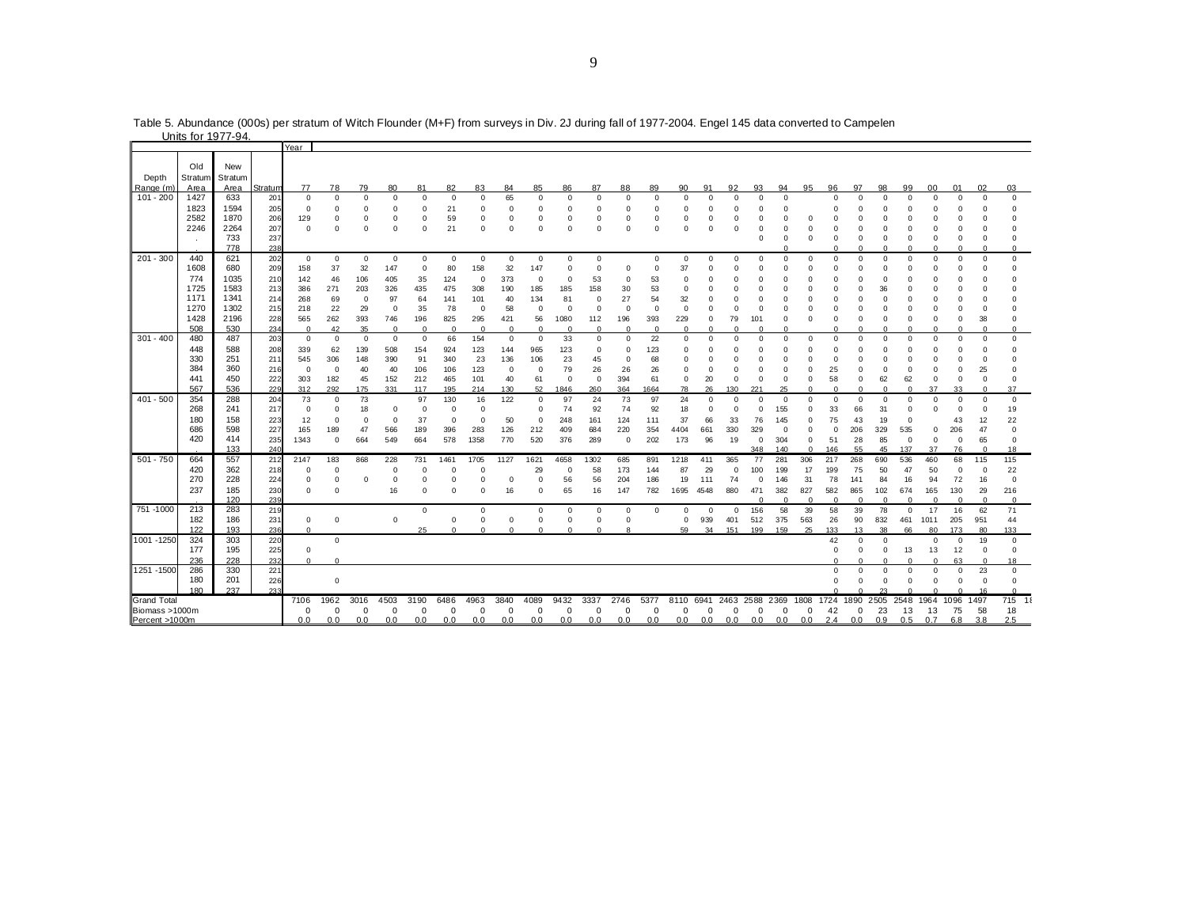Table 5. Abundance (000s) per stratum of Witch Flounder (M+F) from surveys in Div. 2J during fall of 1977-2004. Engel 145 data converted to Campelen Units for 1977-94.

| Depth Range (m) | Old Stratum Area | New Stratum Area | Stratum | Year 77 | 78 | 79 | 80 | 81 | 82 | 83 | 84 | 85 | 86 | 87 | 88 | 89 | 90 | 91 | 92 | 93 | 94 | 95 | 96 | 97 | 98 | 99 | 00 | 01 | 02 | 03 |
|---|---|---|---|---|---|---|---|---|---|---|---|---|---|---|---|---|---|---|---|---|---|---|---|---|---|---|---|---|---|---|
| 101 - 200 | 1427 | 633 | 201 | 0 | 0 | 0 | 0 | 0 | 0 | 0 | 65 | 0 | 0 | 0 | 0 | 0 | 0 | 0 | 0 | 0 | 0 | | 0 | 0 | 0 | 0 | 0 | 0 | 0 | 0 |
| | 1823 | 1594 | 205 | 0 | 0 | 0 | 0 | 0 | 21 | 0 | 0 | 0 | 0 | 0 | 0 | 0 | 0 | 0 | 0 | 0 | 0 | | 0 | 0 | 0 | 0 | 0 | 0 | 0 | 0 |
| | 2582 | 1870 | 206 | 129 | 0 | 0 | 0 | 0 | 59 | 0 | 0 | 0 | 0 | 0 | 0 | 0 | 0 | 0 | 0 | 0 | 0 | 0 | 0 | 0 | 0 | 0 | 0 | 0 | 0 | 0 |
| | 2246 | 2264 | 207 | 0 | 0 | 0 | 0 | 0 | 21 | 0 | 0 | 0 | 0 | 0 | 0 | 0 | 0 | 0 | 0 | 0 | 0 | 0 | 0 | 0 | 0 | 0 | 0 | 0 | 0 | 0 |
| | . | 733 | 237 | | | | | | | | | | | | | | | | | 0 | 0 | 0 | 0 | 0 | 0 | 0 | 0 | 0 | 0 | 0 |
| | . | 778 | 238 | | | | | | | | | | | | | | | | | | 0 | | 0 | 0 | 0 | 0 | 0 | 0 | 0 | 0 |
| 201 - 300 | 440 | 621 | 202 | 0 | 0 | 0 | 0 | 0 | 0 | 0 | 0 | 0 | 0 | 0 | | 0 | 0 | 0 | 0 | 0 | 0 | 0 | 0 | 0 | 0 | 0 | 0 | 0 | 0 | 0 |
| | 1608 | 680 | 209 | 158 | 37 | 32 | 147 | 0 | 80 | 158 | 32 | 147 | 0 | 0 | 0 | 0 | 37 | 0 | 0 | 0 | 0 | 0 | 0 | 0 | 0 | 0 | 0 | 0 | 0 | 0 |
| | 774 | 1035 | 210 | 142 | 46 | 106 | 405 | 35 | 124 | 0 | 373 | 0 | 0 | 53 | 0 | 53 | 0 | 0 | 0 | 0 | 0 | 0 | 0 | 0 | 0 | 0 | 0 | 0 | 0 | 0 |
| | 1725 | 1583 | 213 | 386 | 271 | 203 | 326 | 435 | 475 | 308 | 190 | 185 | 185 | 158 | 30 | 53 | 0 | 0 | 0 | 0 | 0 | 0 | 0 | 0 | 36 | 0 | 0 | 0 | 0 | 0 |
| | 1171 | 1341 | 214 | 268 | 69 | 0 | 97 | 64 | 141 | 101 | 40 | 134 | 81 | 0 | 27 | 54 | 32 | 0 | 0 | 0 | 0 | 0 | 0 | 0 | 0 | 0 | 0 | 0 | 0 | 0 |
| | 1270 | 1302 | 215 | 218 | 22 | 29 | 0 | 35 | 78 | 0 | 58 | 0 | 0 | 0 | 0 | 0 | 0 | 0 | 0 | 0 | 0 | 0 | 0 | 0 | 0 | 0 | 0 | 0 | 0 | 0 |
| | 1428 | 2196 | 228 | 565 | 262 | 393 | 746 | 196 | 825 | 295 | 421 | 56 | 1080 | 112 | 196 | 393 | 229 | 0 | 79 | 101 | 0 | 0 | 0 | 0 | 0 | 0 | 0 | 0 | 38 | 0 |
| | 508 | 530 | 234 | 0 | 42 | 35 | 0 | 0 | 0 | 0 | 0 | 0 | 0 | 0 | 0 | 0 | 0 | 0 | 0 | 0 | 0 | | 0 | 0 | 0 | 0 | 0 | 0 | 0 | 0 |
| 301 - 400 | 480 | 487 | 203 | 0 | 0 | 0 | 0 | 0 | 66 | 154 | 0 | 0 | 33 | 0 | 0 | 22 | 0 | 0 | 0 | 0 | 0 | 0 | 0 | 0 | 0 | 0 | 0 | 0 | 0 | 0 |
| | 448 | 588 | 208 | 339 | 62 | 139 | 508 | 154 | 924 | 123 | 144 | 965 | 123 | 0 | 0 | 123 | 0 | 0 | 0 | 0 | 0 | 0 | 0 | 0 | 0 | 0 | 0 | 0 | 0 | 0 |
| | 330 | 251 | 211 | 545 | 306 | 148 | 390 | 91 | 340 | 23 | 136 | 106 | 23 | 45 | 0 | 68 | 0 | 0 | 0 | 0 | 0 | 0 | 0 | 0 | 0 | 0 | 0 | 0 | 0 | 0 |
| | 384 | 360 | 216 | 0 | 0 | 40 | 40 | 106 | 106 | 123 | 0 | 0 | 79 | 26 | 26 | 26 | 0 | 0 | 0 | 0 | 0 | 0 | 25 | 0 | 0 | 0 | 0 | 0 | 25 | 0 |
| | 441 | 450 | 222 | 303 | 182 | 45 | 152 | 212 | 465 | 101 | 40 | 61 | 0 | 0 | 394 | 61 | 0 | 20 | 0 | 0 | 0 | 0 | 58 | 0 | 62 | 62 | 0 | 0 | 0 | 0 |
| | 567 | 536 | 229 | 312 | 292 | 175 | 331 | 117 | 195 | 214 | 130 | 52 | 1846 | 260 | 364 | 1664 | 78 | 26 | 130 | 221 | 25 | 0 | 0 | 0 | 0 | 0 | 37 | 33 | 0 | 37 |
| 401 - 500 | 354 | 288 | 204 | 73 | 0 | 73 | | 97 | 130 | 16 | 122 | 0 | 97 | 24 | 73 | 97 | 24 | 0 | 0 | 0 | 0 | 0 | 0 | 0 | 0 | 0 | 0 | 0 | 0 | 0 |
| | 268 | 241 | 217 | 0 | 0 | 18 | 0 | 0 | 0 | 0 | | 0 | 74 | 92 | 74 | 92 | 18 | 0 | 0 | 0 | 155 | 0 | 33 | 66 | 31 | 0 | 0 | 0 | 0 | 19 |
| | 180 | 158 | 223 | 12 | 0 | 0 | 0 | 37 | 0 | 0 | 50 | 0 | 248 | 161 | 124 | 111 | 37 | 66 | 33 | 76 | 145 | 0 | 75 | 43 | 19 | 0 | | 43 | 12 | 22 |
| | 686 | 598 | 227 | 165 | 189 | 47 | 566 | 189 | 396 | 283 | 126 | 212 | 409 | 684 | 220 | 354 | 4404 | 661 | 330 | 329 | 0 | 0 | 0 | 206 | 329 | 535 | 0 | 206 | 47 | 0 |
| | 420 | 414 | 235 | 1343 | 0 | 664 | 549 | 664 | 578 | 1358 | 770 | 520 | 376 | 289 | 0 | 202 | 173 | 96 | 19 | 0 | 304 | 0 | 51 | 28 | 85 | 0 | 0 | 0 | 65 | 0 |
| | . | 133 | 240 | | | | | | | | | | | | | | | | | 348 | 140 | 0 | 146 | 55 | 45 | 137 | 37 | 76 | 0 | 18 |
| 501 - 750 | 664 | 557 | 212 | 2147 | 183 | 868 | 228 | 731 | 1461 | 1705 | 1127 | 1621 | 4658 | 1302 | 685 | 891 | 1218 | 411 | 365 | 77 | 281 | 306 | 217 | 268 | 690 | 536 | 460 | 68 | 115 | 115 |
| | 420 | 362 | 218 | 0 | 0 | | 0 | 0 | 0 | 0 | | 29 | 0 | 58 | 173 | 144 | 87 | 29 | 0 | 100 | 199 | 17 | 199 | 75 | 50 | 47 | 50 | 0 | 0 | 22 |
| | 270 | 228 | 224 | 0 | 0 | 0 | 0 | 0 | 0 | 0 | 0 | 0 | 56 | 56 | 204 | 186 | 19 | 111 | 74 | 0 | 146 | 31 | 78 | 141 | 84 | 16 | 94 | 72 | 16 | 0 |
| | 237 | 185 | 230 | 0 | 0 | | 16 | 0 | 0 | 0 | 16 | 0 | 65 | 16 | 147 | 782 | 1695 | 4548 | 880 | 471 | 382 | 827 | 582 | 865 | 102 | 674 | 165 | 130 | 29 | 216 |
| | . | 120 | 239 | | | | | | | | | | | | | | | | | 0 | 0 | 0 | 0 | 0 | 0 | 0 | 0 | 0 | 0 | 0 |
| 751 -1000 | 213 | 283 | 219 | | | | | 0 | | 0 | | 0 | 0 | 0 | 0 | 0 | 0 | 0 | 0 | 156 | 58 | 39 | 58 | 39 | 78 | 0 | 17 | 16 | 62 | 71 |
| | 182 | 186 | 231 | 0 | 0 | | 0 | | 0 | 0 | 0 | 0 | 0 | 0 | 0 | | 0 | 939 | 401 | 512 | 375 | 563 | 26 | 90 | 832 | 461 | 1011 | 205 | 951 | 44 |
| | 122 | 193 | 236 | 0 | | | | 25 | 0 | 0 | 0 | 0 | 0 | 0 | 8 | | 59 | 34 | 151 | 199 | 159 | 25 | 133 | 13 | 38 | 66 | 80 | 173 | 80 | 133 |
| 1001 -1250 | 324 | 303 | 220 | | 0 | | | | | | | | | | | | | | | | | | 42 | 0 | 0 | | 0 | 0 | 19 | 0 |
| | 177 | 195 | 225 | 0 | | | | | | | | | | | | | | | | | | | 0 | 0 | 0 | 13 | 13 | 12 | 0 | 0 |
| | 236 | 228 | 232 | 0 | 0 | | | | | | | | | | | | | | | | | | 0 | 0 | 0 | 0 | 0 | 63 | 0 | 18 |
| 1251 -1500 | 286 | 330 | 221 | | | | | | | | | | | | | | | | | | | | 0 | 0 | 0 | 0 | 0 | 0 | 23 | 0 |
| | 180 | 201 | 226 | | 0 | | | | | | | | | | | | | | | | | | 0 | 0 | 0 | 0 | 0 | 0 | 0 | 0 |
| | 180 | 237 | 233 | | | | | | | | | | | | | | | | | | | | 0 | 0 | 23 | 0 | 0 | 0 | 16 | 0 |
| Grand Total | | | | 7106 | 1962 | 3016 | 4503 | 3190 | 6486 | 4963 | 3840 | 4089 | 9432 | 3337 | 2746 | 5377 | 8110 | 6941 | 2463 | 2588 | 2369 | 1808 | 1724 | 1890 | 2505 | 2548 | 1964 | 1096 | 1497 | 715 |
| Biomass >1000m | | | | 0 | 0 | 0 | 0 | 0 | 0 | 0 | 0 | 0 | 0 | 0 | 0 | 0 | 0 | 0 | 0 | 0 | 0 | 0 | 42 | 0 | 23 | 13 | 13 | 75 | 58 | 18 |
| Percent >1000m | | | | 0.0 | 0.0 | 0.0 | 0.0 | 0.0 | 0.0 | 0.0 | 0.0 | 0.0 | 0.0 | 0.0 | 0.0 | 0.0 | 0.0 | 0.0 | 0.0 | 0.0 | 0.0 | 0.0 | 2.4 | 0.0 | 0.9 | 0.5 | 0.7 | 6.8 | 3.8 | 2.5 |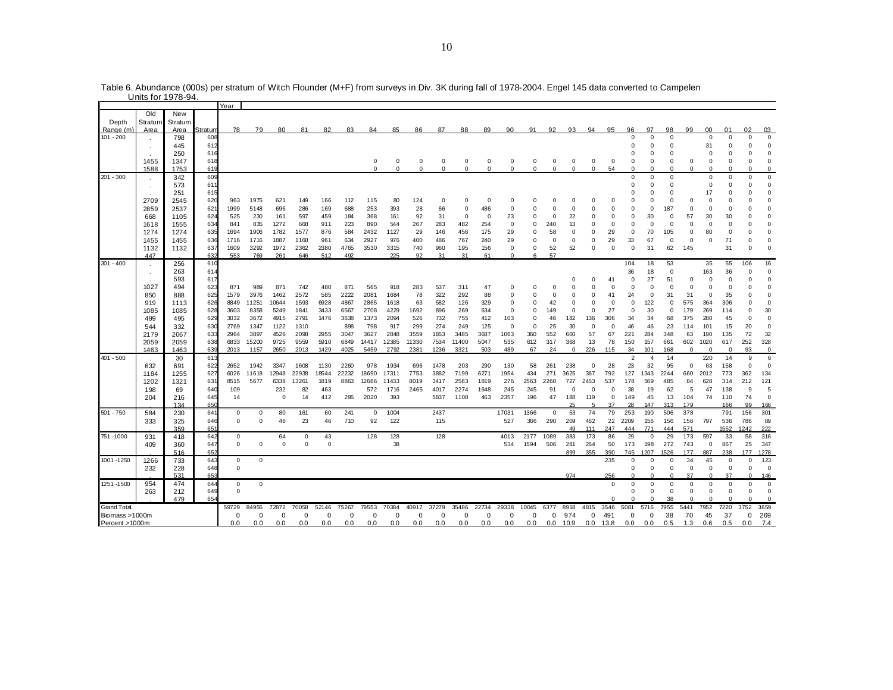Table 6. Abundance (000s) per stratum of Witch Flounder (M+F) from surveys in Div. 3K during fall of 1978-2004. Engel 145 data converted to Campelen Units for 1978-94.

| Depth Range (m) | Old Stratum Area | New Stratum Area | Stratum | Year 78 | 79 | 80 | 81 | 82 | 83 | 84 | 85 | 86 | 87 | 88 | 89 | 90 | 91 | 92 | 93 | 94 | 95 | 96 | 97 | 98 | 99 | 00 | 01 | 02 | 03 |
|---|---|---|---|---|---|---|---|---|---|---|---|---|---|---|---|---|---|---|---|---|---|---|---|---|---|---|---|---|---|
| 101 - 200 | . | 798 | 608 | | | | | | | | | | | | | | | | | | | 0 | 0 | 0 | | 0 | 0 | 0 | 0 |
| | . | 445 | 612 | | | | | | | | | | | | | | | | | | | 0 | 0 | 0 | | 31 | 0 | 0 | 0 |
| | . | 250 | 616 | | | | | | | | | | | | | | | | | | | 0 | 0 | 0 | | 0 | 0 | 0 | 0 |
| | 1455 | 1347 | 618 | | | | | | | 0 | 0 | 0 | 0 | 0 | 0 | 0 | 0 | 0 | 0 | 0 | 0 | 0 | 0 | 0 | 0 | 0 | 0 | 0 | 0 |
| | 1588 | 1753 | 619 | | | | | | | 0 | 0 | 0 | 0 | 0 | 0 | 0 | 0 | 0 | 0 | 0 | 54 | 0 | 0 | 0 | 0 | 0 | 0 | 0 | 0 |
| 201 - 300 | . | 342 | 609 | | | | | | | | | | | | | | | | | | | 0 | 0 | 0 | | 0 | 0 | 0 | 0 |
| | . | 573 | 611 | | | | | | | | | | | | | | | | | | | 0 | 0 | 0 | | 0 | 0 | 0 | 0 |
| | . | 251 | 615 | | | | | | | | | | | | | | | | | | | 0 | 0 | 0 | | 17 | 0 | 0 | 0 |
| | 2709 | 2545 | 620 | 963 | 1975 | 621 | 149 | 166 | 112 | 115 | 80 | 124 | 0 | 0 | 0 | 0 | 0 | 0 | 0 | 0 | 0 | 0 | 0 | 0 | 0 | 0 | 0 | 0 | 0 |
| | 2859 | 2537 | 621 | 1999 | 5148 | 696 | 286 | 169 | 688 | 253 | 393 | 28 | 66 | 0 | 486 | 0 | 0 | 0 | 0 | 0 | 0 | 0 | 0 | 187 | 0 | 0 | 0 | 0 | 0 |
| | 668 | 1105 | 624 | 525 | 230 | 161 | 597 | 459 | 184 | 368 | 161 | 92 | 31 | 0 | 0 | 23 | 0 | 0 | 22 | 0 | 0 | 0 | 30 | 0 | 57 | 30 | 30 | 0 | 0 |
| | 1618 | 1555 | 634 | 841 | 835 | 1272 | 668 | 911 | 223 | 890 | 544 | 267 | 283 | 482 | 254 | 0 | 0 | 240 | 13 | 0 | 0 | 0 | 0 | 0 | 0 | 0 | 0 | 0 | 0 |
| | 1274 | 1274 | 635 | 1694 | 1906 | 1782 | 1577 | 876 | 584 | 2432 | 1127 | 29 | 146 | 456 | 175 | 29 | 0 | 58 | 0 | 0 | 29 | 0 | 70 | 105 | 0 | 80 | 0 | 0 | 0 |
| | 1455 | 1455 | 636 | 1716 | 1716 | 1887 | 1168 | 961 | 634 | 2927 | 976 | 400 | 486 | 767 | 240 | 29 | 0 | 0 | 0 | 0 | 29 | 33 | 67 | 0 | 0 | 0 | 71 | 0 | 0 |
| | 1132 | 1132 | 637 | 1609 | 3292 | 1972 | 2362 | 2380 | 4765 | 3530 | 3315 | 740 | 960 | 195 | 156 | 0 | 0 | 52 | 52 | 0 | 0 | 0 | 31 | 62 | 145 | | 31 | 0 | 0 |
| | 447 | . | 632 | 553 | 769 | 261 | 646 | 512 | 492 | | 225 | 92 | 31 | 31 | 61 | 0 | 6 | 57 | | | | | | | | | | | |
| 301 - 400 | . | 256 | 610 | | | | | | | | | | | | | | | | | | | 104 | 18 | 53 | | 35 | 55 | 106 | 16 |
| | . | 263 | 614 | | | | | | | | | | | | | | | | | | | 36 | 18 | 0 | | 163 | 36 | 0 | 0 |
| | . | 593 | 617 | | | | | | | | | | | | | | | | 0 | 0 | 41 | 0 | 27 | 51 | 0 | 0 | 0 | 0 | 0 |
| | 1027 | 494 | 623 | 871 | 989 | 871 | 742 | 480 | 871 | 565 | 918 | 283 | 537 | 311 | 47 | | 0 | 0 | 0 | 0 | 0 | 0 | 0 | 0 | 0 | 0 | 0 | 0 | 0 |
| | 850 | 888 | 625 | 1579 | 3976 | 1462 | 2572 | 585 | 2222 | 2081 | 1684 | 78 | 322 | 292 | 88 | 0 | 0 | 0 | 0 | 0 | 41 | 24 | 0 | 31 | 31 | 0 | 35 | 0 | 0 |
| | 919 | 1113 | 626 | 8849 | 11251 | 10644 | 1593 | 6928 | 4867 | 2865 | 1618 | 63 | 582 | 126 | 329 | 0 | 0 | 42 | 0 | 0 | 0 | 0 | 122 | 0 | 575 | 364 | 306 | 0 | 0 |
| | 1085 | 1085 | 628 | 3603 | 8358 | 5249 | 1841 | 3433 | 6567 | 2708 | 4229 | 1692 | 896 | 269 | 634 | 0 | 0 | 149 | 0 | 0 | 27 | 0 | 30 | 0 | 179 | 269 | 114 | 0 | 30 |
| | 499 | 495 | 629 | 3032 | 3672 | 4915 | 2791 | 1476 | 3638 | 1373 | 2094 | 526 | 732 | 755 | 412 | 103 | 0 | 46 | 182 | 136 | 306 | 34 | 34 | 68 | 375 | 280 | 45 | 0 | 0 |
| | 544 | 332 | 630 | 2769 | 1347 | 1122 | 1310 | | 898 | 798 | 917 | 299 | 274 | 249 | 125 | 0 | 0 | 25 | 30 | 0 | 0 | 46 | 46 | 23 | 114 | 101 | 15 | 20 | 0 |
| | 2179 | 2067 | 633 | 2964 | 3897 | 4526 | 2098 | 2955 | 3047 | 3627 | 2848 | 3559 | 1853 | 3485 | 3687 | 1063 | 360 | 552 | 600 | 57 | 67 | 221 | 284 | 348 | 63 | 190 | 135 | 72 | 32 |
| | 2059 | 2059 | 638 | 6833 | 15200 | 9725 | 9559 | 5910 | 6849 | 14417 | 12385 | 11330 | 7534 | 11400 | 5047 | 535 | 612 | 317 | 368 | 13 | 78 | 150 | 157 | 661 | 602 | 1020 | 617 | 252 | 328 |
| | 1463 | 1463 | 639 | 2013 | 1157 | 2650 | 2013 | 1429 | 4025 | 5459 | 2792 | 2381 | 1236 | 3321 | 503 | 489 | 67 | 24 | 0 | 226 | 115 | 34 | 101 | 168 | 0 | 0 | 0 | 93 | 0 |
| 401 - 500 | . | 30 | 613 | | | | | | | | | | | | | | | | | | | 2 | 4 | 14 | | 220 | 14 | 9 | 6 |
| | 632 | 691 | 622 | 2652 | 1942 | 3347 | 1608 | 1130 | 2260 | 978 | 1934 | 696 | 1478 | 203 | 290 | 130 | 58 | 261 | 238 | 0 | 28 | 23 | 32 | 95 | 0 | 63 | 158 | 0 | 0 |
| | 1184 | 1255 | 627 | 6026 | 11618 | 12948 | 22938 | 18544 | 22232 | 18690 | 17311 | 7753 | 3882 | 7199 | 6271 | 1954 | 434 | 271 | 3625 | 367 | 792 | 127 | 1343 | 2244 | 660 | 2012 | 773 | 362 | 134 |
| | 1202 | 1321 | 631 | 8515 | 5677 | 6338 | 13261 | 1819 | 8863 | 12666 | 11433 | 8019 | 3417 | 2563 | 1819 | 276 | 2563 | 2260 | 727 | 2453 | 537 | 178 | 569 | 485 | 84 | 628 | 314 | 212 | 121 |
| | 198 | 69 | 640 | 109 | | 232 | 82 | 463 | | 572 | 1716 | 2465 | 4017 | 2274 | 1648 | 245 | 245 | 91 | 0 | 0 | 0 | 38 | 19 | 62 | 5 | 47 | 138 | 9 | 5 |
| | 204 | 216 | 645 | 14 | | 0 | 14 | 412 | 295 | 2020 | 393 | | 5837 | 1108 | 463 | 2357 | 196 | 47 | 188 | 119 | 0 | 149 | 45 | 13 | 104 | 74 | 110 | 74 | 0 |
| | . | 134 | 650 | | | | | | | | | | | | | | | | 25 | 5 | 37 | 28 | 147 | 313 | 179 | | 166 | 99 | 166 |
| 501 - 750 | 584 | 230 | 641 | 0 | 0 | 80 | 161 | 60 | 241 | 0 | 1004 | | 2437 | | | 17031 | 1366 | 0 | 53 | 74 | 79 | 253 | 190 | 506 | 378 | | 791 | 156 | 301 |
| | 333 | 325 | 646 | 0 | 0 | 46 | 23 | 46 | 710 | 92 | 122 | | 115 | | | 527 | 366 | 290 | 209 | 462 | 22 | 2209 | 156 | 156 | 156 | 797 | 536 | 786 | 89 |
| | . | 359 | 651 | | | | | | | | | | | | | | | | 49 | 111 | 247 | 444 | 771 | 444 | 571 | | 1552 | 1242 | 222 |
| 751 -1000 | 931 | 418 | 642 | 0 | | 64 | 0 | 43 | | 128 | 128 | | 128 | | | 4013 | 2177 | 1089 | 383 | 173 | 86 | 29 | 0 | 29 | 173 | 597 | 33 | 58 | 316 |
| | 409 | 360 | 647 | 0 | 0 | 0 | 0 | 0 | | | 38 | | | | | 534 | 1594 | 506 | 281 | 264 | 50 | 173 | 198 | 272 | 743 | 0 | 867 | 25 | 347 |
| | . | 516 | 652 | | | | | | | | | | | | | | | | 899 | 355 | 390 | 745 | 1207 | 1526 | 177 | 887 | 238 | 177 | 1278 |
| 1001 -1250 | 1266 | 733 | 643 | 0 | 0 | | | | | | | | | | | | | | | | 235 | 0 | 0 | 0 | 34 | 45 | 0 | 0 | 123 |
| | 232 | 228 | 648 | 0 | | | | | | | | | | | | | | | | | | 0 | 0 | 0 | 0 | 0 | 0 | 0 | 0 |
| | . | 531 | 653 | | | | | | | | | | | | | | | | 974 | | 256 | 0 | 0 | 0 | 37 | 0 | 37 | 0 | 146 |
| 1251 -1500 | 954 | 474 | 644 | 0 | 0 | | | | | | | | | | | | | | | | 0 | 0 | 0 | 0 | 0 | 0 | 0 | 0 | 0 |
| | 263 | 212 | 649 | 0 | | | | | | | | | | | | | | | | | | 0 | 0 | 0 | 0 | 0 | 0 | 0 | 0 |
| | . | 479 | 654 | | | | | | | | | | | | | | | | | | 0 | 0 | 0 | 38 | 0 | 0 | 0 | 0 | 0 |
| Grand Total | | | | 59729 | 84955 | 72872 | 70058 | 52146 | 75267 | 79553 | 70384 | 40917 | 37279 | 35486 | 22734 | 29338 | 10045 | 6377 | 8918 | 4815 | 3546 | 5081 | 5716 | 7955 | 5441 | 7952 | 7220 | 3752 | 3659 |
| Biomass >1000m | | | | 0 | 0 | 0 | 0 | 0 | 0 | 0 | 0 | 0 | 0 | 0 | 0 | 0 | 0 | 0 | 974 | 0 | 491 | 0 | 0 | 38 | 70 | 45 | 37 | 0 | 269 |
| Percent >1000m | | | | 0.0 | 0.0 | 0.0 | 0.0 | 0.0 | 0.0 | 0.0 | 0.0 | 0.0 | 0.0 | 0.0 | 0.0 | 0.0 | 0.0 | 0.0 | 10.9 | 0.0 | 13.8 | 0.0 | 0.0 | 0.5 | 1.3 | 0.6 | 0.5 | 0.0 | 7.4 |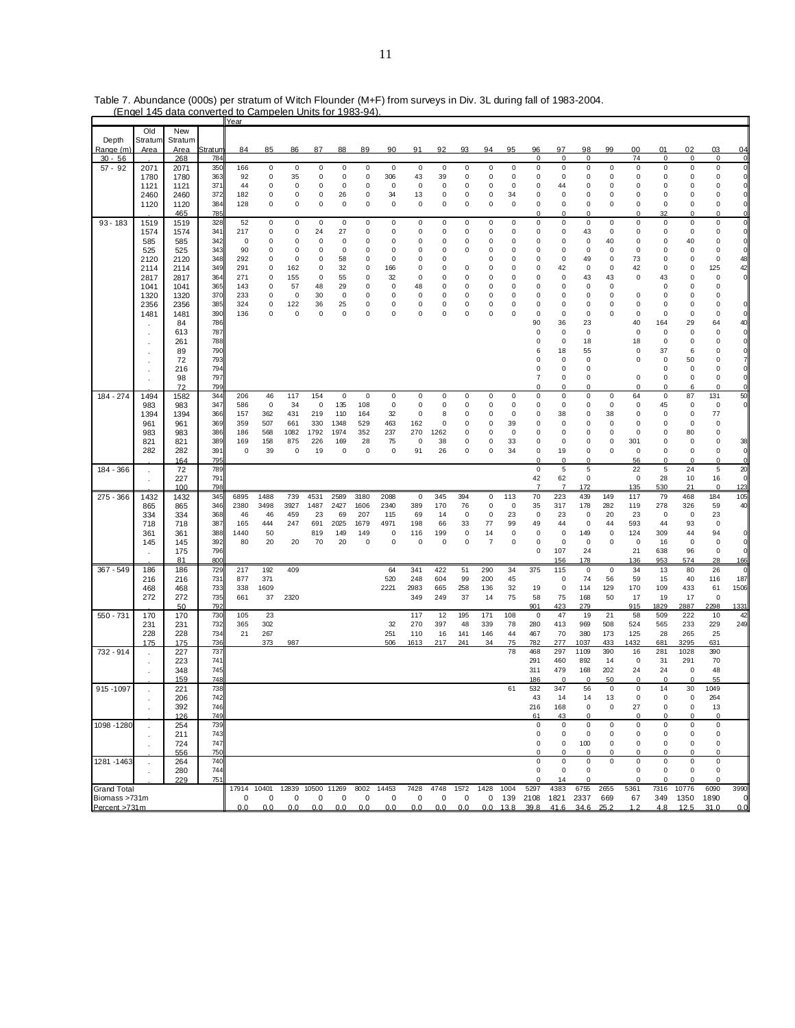Table 7. Abundance (000s) per stratum of Witch Flounder (M+F) from surveys in Div. 3L during fall of 1983-2004. (Engel 145 data converted to Campelen Units for 1983-94).

| Depth Range (m) | Old Stratum Area | New Stratum Area | Stratum | 84 | 85 | 86 | 87 | 88 | 89 | 90 | 91 | 92 | 93 | 94 | 95 | 96 | 97 | 98 | 99 | 00 | 01 | 02 | 03 | 04 |
|---|---|---|---|---|---|---|---|---|---|---|---|---|---|---|---|---|---|---|---|---|---|---|---|---|
| 30 - 56 | . | 268 | 784 | | | | | | | | | | | | | 0 | 0 | 0 | | 74 | 0 | 0 | 0 | 0 |
| 57 - 92 | 2071 | 2071 | 350 | 166 | 0 | 0 | 0 | 0 | 0 | 0 | 0 | 0 | 0 | 0 | 0 | 0 | 0 | 0 | 0 | 0 | 0 | 0 | 0 | 0 |
| | 1780 | 1780 | 363 | 92 | 0 | 35 | 0 | 0 | 0 | 306 | 43 | 39 | 0 | 0 | 0 | 0 | 0 | 0 | 0 | 0 | 0 | 0 | 0 | 0 |
| | 1121 | 1121 | 371 | 44 | 0 | 0 | 0 | 0 | 0 | 0 | 0 | 0 | 0 | 0 | 0 | 0 | 44 | 0 | 0 | 0 | 0 | 0 | 0 | 0 |
| | 2460 | 2460 | 372 | 182 | 0 | 0 | 0 | 26 | 0 | 34 | 13 | 0 | 0 | 0 | 34 | 0 | 0 | 0 | 0 | 0 | 0 | 0 | 0 | 0 |
| | 1120 | 1120 | 384 | 128 | 0 | 0 | 0 | 0 | 0 | 0 | 0 | 0 | 0 | 0 | 0 | 0 | 0 | 0 | 0 | 0 | 0 | 0 | 0 | 0 |
| | . | 465 | 785 | | | | | | | | | | | | | 0 | 0 | 0 | | 0 | 32 | 0 | 0 | 0 |
| 93 - 183 | 1519 | 1519 | 328 | 52 | 0 | 0 | 0 | 0 | 0 | 0 | 0 | 0 | 0 | 0 | 0 | 0 | 0 | 0 | 0 | 0 | 0 | 0 | 0 | 0 |
| | 1574 | 1574 | 341 | 217 | 0 | 0 | 24 | 27 | 0 | 0 | 0 | 0 | 0 | 0 | 0 | 0 | 0 | 43 | 0 | 0 | 0 | 0 | 0 | 0 |
| | 585 | 585 | 342 | 0 | 0 | 0 | 0 | 0 | 0 | 0 | 0 | 0 | 0 | 0 | 0 | 0 | 0 | 0 | 40 | 0 | 0 | 40 | 0 | 0 |
| | 525 | 525 | 343 | 90 | 0 | 0 | 0 | 0 | 0 | 0 | 0 | 0 | 0 | 0 | 0 | 0 | 0 | 0 | 0 | 0 | 0 | 0 | 0 | 0 |
| | 2120 | 2120 | 348 | 292 | 0 | 0 | 0 | 58 | 0 | 0 | 0 | 0 | | 0 | 0 | 0 | 0 | 49 | 0 | 73 | 0 | 0 | 0 | 48 |
| | 2114 | 2114 | 349 | 291 | 0 | 162 | 0 | 32 | 0 | 166 | 0 | 0 | 0 | 0 | 0 | 0 | 42 | 0 | 0 | 42 | 0 | 0 | 125 | 42 |
| | 2817 | 2817 | 364 | 271 | 0 | 155 | 0 | 55 | 0 | 32 | 0 | 0 | 0 | 0 | 0 | 0 | 0 | 43 | 43 | 0 | 43 | 0 | 0 | 0 |
| | 1041 | 1041 | 365 | 143 | 0 | 57 | 48 | 29 | 0 | 0 | 48 | 0 | 0 | 0 | 0 | 0 | 0 | 0 | 0 | | 0 | 0 | 0 | |
| | 1320 | 1320 | 370 | 233 | 0 | 0 | 30 | 0 | 0 | 0 | 0 | 0 | 0 | 0 | 0 | 0 | 0 | 0 | 0 | 0 | 0 | 0 | 0 | |
| | 2356 | 2356 | 385 | 324 | 0 | 122 | 36 | 25 | 0 | 0 | 0 | 0 | 0 | 0 | 0 | 0 | 0 | 0 | 0 | 0 | 0 | 0 | 0 | 0 |
| | 1481 | 1481 | 390 | 136 | 0 | 0 | 0 | 0 | 0 | 0 | 0 | 0 | 0 | 0 | 0 | 0 | 0 | 0 | 0 | 0 | 0 | 0 | 0 | 0 |
| | . | 84 | 786 | | | | | | | | | | | | | 90 | 36 | 23 | | 40 | 164 | 29 | 64 | 40 |
| | . | 613 | 787 | | | | | | | | | | | | | 0 | 0 | 0 | | 0 | 0 | 0 | 0 | 0 |
| | . | 261 | 788 | | | | | | | | | | | | | 0 | 0 | 18 | | 18 | 0 | 0 | 0 | 0 |
| | . | 89 | 790 | | | | | | | | | | | | | 6 | 18 | 55 | | 0 | 37 | 6 | 0 | 0 |
| | . | 72 | 793 | | | | | | | | | | | | | 0 | 0 | 0 | | 0 | 0 | 50 | 0 | 7 |
| | . | 216 | 794 | | | | | | | | | | | | | 0 | 0 | 0 | | | 0 | 0 | 0 | 0 |
| | . | 98 | 797 | | | | | | | | | | | | | 7 | 0 | 0 | | 0 | 0 | 0 | 0 | 0 |
| | . | 72 | 799 | | | | | | | | | | | | | 0 | 0 | 0 | | 0 | 0 | 6 | 0 | 0 |
| 184 - 274 | 1494 | 1582 | 344 | 206 | 46 | 117 | 154 | 0 | 0 | 0 | 0 | 0 | 0 | 0 | 0 | 0 | 0 | 0 | 0 | 64 | 0 | 87 | 131 | 50 |
| | 983 | 983 | 347 | 586 | 0 | 34 | 0 | 135 | 108 | 0 | 0 | 0 | 0 | 0 | 0 | 0 | 0 | 0 | 0 | 0 | 45 | 0 | 0 | 0 |
| | 1394 | 1394 | 366 | 157 | 362 | 431 | 219 | 110 | 164 | 32 | 0 | 8 | 0 | 0 | 0 | 0 | 38 | 0 | 38 | 0 | 0 | 0 | 77 | |
| | 961 | 961 | 369 | 359 | 507 | 661 | 330 | 1348 | 529 | 463 | 162 | 0 | 0 | 0 | 39 | 0 | 0 | 0 | 0 | 0 | 0 | 0 | 0 | |
| | 983 | 983 | 386 | 186 | 568 | 1082 | 1792 | 1974 | 352 | 237 | 270 | 1262 | 0 | 0 | 0 | 0 | 0 | 0 | 0 | 0 | 0 | 80 | 0 | |
| | 821 | 821 | 389 | 169 | 158 | 875 | 226 | 169 | 28 | 75 | 0 | 38 | 0 | 0 | 33 | 0 | 0 | 0 | 0 | 301 | 0 | 0 | 0 | 38 |
| | 282 | 282 | 391 | 0 | 39 | 0 | 19 | 0 | 0 | 0 | 91 | 26 | 0 | 0 | 34 | 0 | 19 | 0 | 0 | 0 | 16 | 0 | 0 | 0 |
| | . | 164 | 795 | | | | | | | | | | | | | 0 | 0 | 0 | | 56 | 0 | 0 | 0 | 0 |
| 184 - 366 | . | 72 | 789 | | | | | | | | | | | | | 0 | 5 | 5 | | 22 | 5 | 24 | 5 | 20 |
| | . | 227 | 791 | | | | | | | | | | | | | 42 | 62 | 0 | | 0 | 28 | 10 | 16 | 0 |
| | . | 100 | 798 | | | | | | | | | | | | | 7 | 7 | 172 | | 135 | 530 | 21 | 0 | 123 |
| 275 - 366 | 1432 | 1432 | 345 | 6895 | 1488 | 739 | 4531 | 2589 | 3180 | 2088 | 0 | 345 | 394 | 0 | 113 | 70 | 223 | 439 | 149 | 117 | 79 | 468 | 184 | 105 |
| | 865 | 865 | 346 | 2380 | 3498 | 3927 | 1487 | 2427 | 1606 | 2340 | 389 | 170 | 76 | 0 | 0 | 35 | 317 | 178 | 282 | 119 | 278 | 326 | 59 | 40 |
| | 334 | 334 | 368 | 46 | 46 | 459 | 23 | 69 | 207 | 115 | 69 | 14 | 0 | 0 | 23 | 0 | 23 | 0 | 20 | 23 | 0 | 0 | 23 | |
| | 718 | 718 | 387 | 165 | 444 | 247 | 691 | 2025 | 1679 | 4971 | 198 | 66 | 33 | 77 | 99 | 49 | 44 | 0 | 44 | 593 | 44 | 93 | 0 | |
| | 361 | 361 | 388 | 1440 | 50 | | 819 | 149 | 149 | 0 | 116 | 199 | 0 | 14 | 0 | 0 | 0 | 149 | 0 | 124 | 309 | 44 | 94 | 0 |
| | 145 | 145 | 392 | 80 | 20 | 20 | 70 | 20 | 0 | 0 | 0 | 0 | 0 | 7 | 0 | 0 | 0 | 0 | 0 | 0 | 16 | 0 | 0 | 0 |
| | . | 175 | 796 | | | | | | | | | | | | | 0 | 107 | 24 | | 21 | 638 | 96 | 0 | 0 |
| | . | 81 | 800 | | | | | | | | | | | | | | 156 | 178 | | 136 | 953 | 574 | 28 | 166 |
| 367 - 549 | 186 | 186 | 729 | 217 | 192 | 409 | | | | 64 | 341 | 422 | 51 | 290 | 34 | 375 | 115 | 0 | 0 | 34 | 13 | 80 | 26 | 0 |
| | 216 | 216 | 731 | 877 | 371 | | | | | 520 | 248 | 604 | 99 | 200 | 45 | | 0 | 74 | 56 | 59 | 15 | 40 | 116 | 187 |
| | 468 | 468 | 733 | 338 | 1609 | | | | | 2221 | 2983 | 665 | 258 | 136 | 32 | 19 | 0 | 114 | 129 | 170 | 109 | 433 | 61 | 1506 |
| | 272 | 272 | 735 | 661 | 37 | 2320 | | | | | 349 | 249 | 37 | 14 | 75 | 58 | 75 | 168 | 50 | 17 | 19 | 17 | 0 | |
| | . | 50 | 792 | | | | | | | | | | | | | 901 | 423 | 279 | | 915 | 1829 | 2887 | 2298 | 1331 |
| 550 - 731 | 170 | 170 | 730 | 105 | 23 | | | | | | 117 | 12 | 195 | 171 | 108 | 0 | 47 | 19 | 21 | 58 | 509 | 222 | 10 | 42 |
| | 231 | 231 | 732 | 365 | 302 | | | | | 32 | 270 | 397 | 48 | 339 | 78 | 280 | 413 | 969 | 508 | 524 | 565 | 233 | 229 | 249 |
| | 228 | 228 | 734 | 21 | 267 | | | | | 251 | 110 | 16 | 141 | 146 | 44 | 467 | 70 | 380 | 173 | 125 | 28 | 265 | 25 | |
| | 175 | 175 | 736 | | 373 | 987 | | | | 506 | 1613 | 217 | 241 | 34 | 75 | 782 | 277 | 1037 | 433 | 1432 | 681 | 3295 | 631 | |
| 732 - 914 | . | 227 | 737 | | | | | | | | | | | | 78 | 468 | 297 | 1109 | 390 | 16 | 281 | 1028 | 390 | |
| | . | 223 | 741 | | | | | | | | | | | | | 291 | 460 | 892 | 14 | 0 | 31 | 291 | 70 | |
| | . | 348 | 745 | | | | | | | | | | | | | 311 | 479 | 168 | 202 | 24 | 24 | 0 | 48 | |
| | . | 159 | 748 | | | | | | | | | | | | | 186 | 0 | 0 | 50 | 0 | 0 | 0 | 55 | |
| 915 -1097 | . | 221 | 738 | | | | | | | | | | | | 61 | 532 | 347 | 56 | 0 | 0 | 14 | 30 | 1049 | |
| | . | 206 | 742 | | | | | | | | | | | | | 43 | 14 | 14 | 13 | 0 | 0 | 0 | 264 | |
| | . | 392 | 746 | | | | | | | | | | | | | 216 | 168 | 0 | 0 | 27 | 0 | 0 | 13 | |
| | . | 126 | 749 | | | | | | | | | | | | | 61 | 43 | 0 | | 0 | 0 | 0 | 0 | |
| 1098 -1280 | . | 254 | 739 | | | | | | | | | | | | | 0 | 0 | 0 | 0 | 0 | 0 | 0 | 0 | |
| | . | 211 | 743 | | | | | | | | | | | | | 0 | 0 | 0 | 0 | 0 | 0 | 0 | 0 | |
| | . | 724 | 747 | | | | | | | | | | | | | 0 | 0 | 100 | 0 | 0 | 0 | 0 | 0 | |
| | . | 556 | 750 | | | | | | | | | | | | | 0 | 0 | 0 | 0 | 0 | 0 | 0 | 0 | |
| 1281 -1463 | . | 264 | 740 | | | | | | | | | | | | | 0 | 0 | 0 | 0 | 0 | 0 | 0 | 0 | |
| | . | 280 | 744 | | | | | | | | | | | | | 0 | 0 | 0 | | 0 | 0 | 0 | 0 | |
| | . | 229 | 751 | | | | | | | | | | | | | 0 | 14 | 0 | | 0 | 0 | 0 | 0 | |
| Grand Total | | | | 17914 | 10401 | 12839 | 10500 | 11269 | 8002 | 14453 | 7428 | 4748 | 1572 | 1428 | 1004 | 5297 | 4383 | 6755 | 2655 | 5361 | 7316 | 10776 | 6090 | 3990 |
| Biomass >731m | | | | 0 | 0 | 0 | 0 | 0 | 0 | 0 | 0 | 0 | 0 | 0 | 139 | 2108 | 1821 | 2337 | 669 | 67 | 349 | 1350 | 1890 | 0 |
| Percent >731m | | | | 0.0 | 0.0 | 0.0 | 0.0 | 0.0 | 0.0 | 0.0 | 0.0 | 0.0 | 0.0 | 0.0 | 13.8 | 39.8 | 41.6 | 34.6 | 25.2 | 1.2 | 4.8 | 12.5 | 31.0 | 0.0 |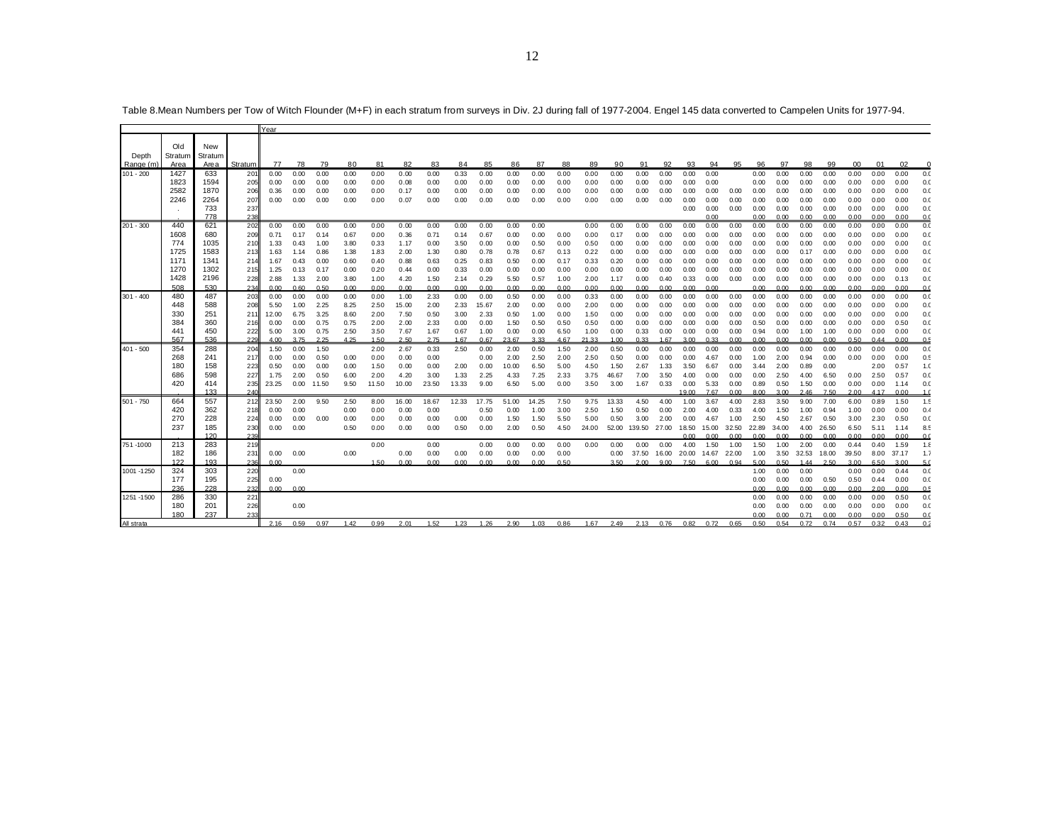Table 8.Mean Numbers per Tow of Witch Flounder (M+F) in each stratum from surveys in Div. 2J during fall of 1977-2004. Engel 145 data converted to Campelen Units for 1977-94.

| Depth Range (m) | Old Stratum Area | New Stratum Area | Stratum | Year 77 | 78 | 79 | 80 | 81 | 82 | 83 | 84 | 85 | 86 | 87 | 88 | 89 | 90 | 91 | 92 | 93 | 94 | 95 | 96 | 97 | 98 | 99 | 00 | 01 | 02 | 0 |
|---|---|---|---|---|---|---|---|---|---|---|---|---|---|---|---|---|---|---|---|---|---|---|---|---|---|---|---|---|---|---|
| 101 - 200 | 1427 | 633 | 201 | 0.00 | 0.00 | 0.00 | 0.00 | 0.00 | 0.00 | 0.00 | 0.33 | 0.00 | 0.00 | 0.00 | 0.00 | 0.00 | 0.00 | 0.00 | 0.00 | 0.00 | 0.00 | | 0.00 | 0.00 | 0.00 | 0.00 | 0.00 | 0.00 | 0.00 | 0.0 |
| | 1823 | 1594 | 205 | 0.00 | 0.00 | 0.00 | 0.00 | 0.00 | 0.08 | 0.00 | 0.00 | 0.00 | 0.00 | 0.00 | 0.00 | 0.00 | 0.00 | 0.00 | 0.00 | 0.00 | 0.00 | | 0.00 | 0.00 | 0.00 | 0.00 | 0.00 | 0.00 | 0.00 | 0.0 |
| | 2582 | 1870 | 206 | 0.36 | 0.00 | 0.00 | 0.00 | 0.00 | 0.17 | 0.00 | 0.00 | 0.00 | 0.00 | 0.00 | 0.00 | 0.00 | 0.00 | 0.00 | 0.00 | 0.00 | 0.00 | 0.00 | 0.00 | 0.00 | 0.00 | 0.00 | 0.00 | 0.00 | 0.00 | 0.0 |
| | 2246 | 2264 | 207 | 0.00 | 0.00 | 0.00 | 0.00 | 0.00 | 0.07 | 0.00 | 0.00 | 0.00 | 0.00 | 0.00 | 0.00 | 0.00 | 0.00 | 0.00 | 0.00 | 0.00 | 0.00 | 0.00 | 0.00 | 0.00 | 0.00 | 0.00 | 0.00 | 0.00 | 0.00 | 0.0 |
| | . | 733 | 237 | | | | | | | | | | | | | | | | | 0.00 | 0.00 | 0.00 | 0.00 | 0.00 | 0.00 | 0.00 | 0.00 | 0.00 | 0.00 | 0.0 |
| | . | 778 | 238 | | | | | | | | | | | | | | | | | | 0.00 | | 0.00 | 0.00 | 0.00 | 0.00 | 0.00 | 0.00 | 0.00 | 0.0 |
| 201 - 300 | 440 | 621 | 202 | 0.00 | 0.00 | 0.00 | 0.00 | 0.00 | 0.00 | 0.00 | 0.00 | 0.00 | 0.00 | 0.00 | | 0.00 | 0.00 | 0.00 | 0.00 | 0.00 | 0.00 | 0.00 | 0.00 | 0.00 | 0.00 | 0.00 | 0.00 | 0.00 | 0.00 | 0.0 |
| | 1608 | 680 | 209 | 0.71 | 0.17 | 0.14 | 0.67 | 0.00 | 0.36 | 0.71 | 0.14 | 0.67 | 0.00 | 0.00 | 0.00 | 0.00 | 0.17 | 0.00 | 0.00 | 0.00 | 0.00 | 0.00 | 0.00 | 0.00 | 0.00 | 0.00 | 0.00 | 0.00 | 0.00 | 0.0 |
| | 774 | 1035 | 210 | 1.33 | 0.43 | 1.00 | 3.80 | 0.33 | 1.17 | 0.00 | 3.50 | 0.00 | 0.00 | 0.50 | 0.00 | 0.50 | 0.00 | 0.00 | 0.00 | 0.00 | 0.00 | 0.00 | 0.00 | 0.00 | 0.00 | 0.00 | 0.00 | 0.00 | 0.00 | 0.0 |
| | 1725 | 1583 | 213 | 1.63 | 1.14 | 0.86 | 1.38 | 1.83 | 2.00 | 1.30 | 0.80 | 0.78 | 0.78 | 0.67 | 0.13 | 0.22 | 0.00 | 0.00 | 0.00 | 0.00 | 0.00 | 0.00 | 0.00 | 0.00 | 0.17 | 0.00 | 0.00 | 0.00 | 0.00 | 0.0 |
| | 1171 | 1341 | 214 | 1.67 | 0.43 | 0.00 | 0.60 | 0.40 | 0.88 | 0.63 | 0.25 | 0.83 | 0.50 | 0.00 | 0.17 | 0.33 | 0.20 | 0.00 | 0.00 | 0.00 | 0.00 | 0.00 | 0.00 | 0.00 | 0.00 | 0.00 | 0.00 | 0.00 | 0.00 | 0.0 |
| | 1270 | 1302 | 215 | 1.25 | 0.13 | 0.17 | 0.00 | 0.20 | 0.44 | 0.00 | 0.33 | 0.00 | 0.00 | 0.00 | 0.00 | 0.00 | 0.00 | 0.00 | 0.00 | 0.00 | 0.00 | 0.00 | 0.00 | 0.00 | 0.00 | 0.00 | 0.00 | 0.00 | 0.00 | 0.0 |
| | 1428 | 2196 | 228 | 2.88 | 1.33 | 2.00 | 3.80 | 1.00 | 4.20 | 1.50 | 2.14 | 0.29 | 5.50 | 0.57 | 1.00 | 2.00 | 1.17 | 0.00 | 0.40 | 0.33 | 0.00 | 0.00 | 0.00 | 0.00 | 0.00 | 0.00 | 0.00 | 0.00 | 0.13 | 0.0 |
| | 508 | 530 | 234 | 0.00 | 0.60 | 0.50 | 0.00 | 0.00 | 0.00 | 0.00 | 0.00 | 0.00 | 0.00 | 0.00 | 0.00 | 0.00 | 0.00 | 0.00 | 0.00 | 0.00 | 0.00 | | 0.00 | 0.00 | 0.00 | 0.00 | 0.00 | 0.00 | 0.00 | 0.0 |
| 301 - 400 | 480 | 487 | 203 | 0.00 | 0.00 | 0.00 | 0.00 | 0.00 | 1.00 | 2.33 | 0.00 | 0.00 | 0.50 | 0.00 | 0.00 | 0.33 | 0.00 | 0.00 | 0.00 | 0.00 | 0.00 | 0.00 | 0.00 | 0.00 | 0.00 | 0.00 | 0.00 | 0.00 | 0.00 | 0.0 |
| | 448 | 588 | 208 | 5.50 | 1.00 | 2.25 | 8.25 | 2.50 | 15.00 | 2.00 | 2.33 | 15.67 | 2.00 | 0.00 | 0.00 | 2.00 | 0.00 | 0.00 | 0.00 | 0.00 | 0.00 | 0.00 | 0.00 | 0.00 | 0.00 | 0.00 | 0.00 | 0.00 | 0.00 | 0.0 |
| | 330 | 251 | 211 | 12.00 | 6.75 | 3.25 | 8.60 | 2.00 | 7.50 | 0.50 | 3.00 | 2.33 | 0.50 | 1.00 | 0.00 | 1.50 | 0.00 | 0.00 | 0.00 | 0.00 | 0.00 | 0.00 | 0.00 | 0.00 | 0.00 | 0.00 | 0.00 | 0.00 | 0.00 | 0.0 |
| | 384 | 360 | 216 | 0.00 | 0.00 | 0.75 | 0.75 | 2.00 | 2.00 | 2.33 | 0.00 | 0.00 | 1.50 | 0.50 | 0.50 | 0.50 | 0.00 | 0.00 | 0.00 | 0.00 | 0.00 | 0.00 | 0.50 | 0.00 | 0.00 | 0.00 | 0.00 | 0.00 | 0.50 | 0.0 |
| | 441 | 450 | 222 | 5.00 | 3.00 | 0.75 | 2.50 | 3.50 | 7.67 | 1.67 | 0.67 | 1.00 | 0.00 | 0.00 | 6.50 | 1.00 | 0.00 | 0.33 | 0.00 | 0.00 | 0.00 | 0.00 | 0.94 | 0.00 | 1.00 | 1.00 | 0.00 | 0.00 | 0.00 | 0.0 |
| | 567 | 536 | 229 | 4.00 | 3.75 | 2.25 | 4.25 | 1.50 | 2.50 | 2.75 | 1.67 | 0.67 | 23.67 | 3.33 | 4.67 | 21.33 | 1.00 | 0.33 | 1.67 | 3.00 | 0.33 | 0.00 | 0.00 | 0.00 | 0.00 | 0.00 | 0.50 | 0.44 | 0.00 | 0.5 |
| 401 - 500 | 354 | 288 | 204 | 1.50 | 0.00 | 1.50 | | 2.00 | 2.67 | 0.33 | 2.50 | 0.00 | 2.00 | 0.50 | 1.50 | 2.00 | 0.50 | 0.00 | 0.00 | 0.00 | 0.00 | 0.00 | 0.00 | 0.00 | 0.00 | 0.00 | 0.00 | 0.00 | 0.00 | 0.0 |
| | 268 | 241 | 217 | 0.00 | 0.00 | 0.50 | 0.00 | 0.00 | 0.00 | 0.00 | | 0.00 | 2.00 | 2.50 | 2.00 | 2.50 | 0.50 | 0.00 | 0.00 | 0.00 | 4.67 | 0.00 | 1.00 | 2.00 | 0.94 | 0.00 | 0.00 | 0.00 | 0.00 | 0.5 |
| | 180 | 158 | 223 | 0.50 | 0.00 | 0.00 | 0.00 | 1.50 | 0.00 | 0.00 | 2.00 | 0.00 | 10.00 | 6.50 | 5.00 | 4.50 | 1.50 | 2.67 | 1.33 | 3.50 | 6.67 | 0.00 | 3.44 | 2.00 | 0.89 | 0.00 | | 2.00 | 0.57 | 1.0 |
| | 686 | 598 | 227 | 1.75 | 2.00 | 0.50 | 6.00 | 2.00 | 4.20 | 3.00 | 1.33 | 2.25 | 4.33 | 7.25 | 2.33 | 3.75 | 46.67 | 7.00 | 3.50 | 4.00 | 0.00 | 0.00 | 0.00 | 2.50 | 4.00 | 6.50 | 0.00 | 2.50 | 0.57 | 0.0 |
| | 420 | 414 | 235 | 23.25 | 0.00 | 11.50 | 9.50 | 11.50 | 10.00 | 23.50 | 13.33 | 9.00 | 6.50 | 5.00 | 0.00 | 3.50 | 3.00 | 1.67 | 0.33 | 0.00 | 5.33 | 0.00 | 0.89 | 0.50 | 1.50 | 0.00 | 0.00 | 0.00 | 1.14 | 0.0 |
| | . | 133 | 240 | | | | | | | | | | | | | | | | | 19.00 | 7.67 | 0.00 | 8.00 | 3.00 | 2.46 | 7.50 | 2.00 | 4.17 | 0.00 | 1.0 |
| 501 - 750 | 664 | 557 | 212 | 23.50 | 2.00 | 9.50 | 2.50 | 8.00 | 16.00 | 18.67 | 12.33 | 17.75 | 51.00 | 14.25 | 7.50 | 9.75 | 13.33 | 4.50 | 4.00 | 1.00 | 3.67 | 4.00 | 2.83 | 3.50 | 9.00 | 7.00 | 6.00 | 0.89 | 1.50 | 1.5 |
| | 420 | 362 | 218 | 0.00 | 0.00 | | 0.00 | 0.00 | 0.00 | 0.00 | | 0.50 | 0.00 | 1.00 | 3.00 | 2.50 | 1.50 | 0.50 | 0.00 | 2.00 | 4.00 | 0.33 | 4.00 | 1.50 | 1.00 | 0.94 | 1.00 | 0.00 | 0.00 | 0.4 |
| | 270 | 228 | 224 | 0.00 | 0.00 | 0.00 | 0.00 | 0.00 | 0.00 | 0.00 | 0.00 | 0.00 | 1.50 | 1.50 | 5.50 | 5.00 | 0.50 | 3.00 | 2.00 | 0.00 | 4.67 | 1.00 | 2.50 | 4.50 | 2.67 | 0.50 | 3.00 | 2.30 | 0.50 | 0.0 |
| | 237 | 185 | 230 | 0.00 | 0.00 | | 0.50 | 0.00 | 0.00 | 0.00 | 0.50 | 0.00 | 2.00 | 0.50 | 4.50 | 24.00 | 52.00 | 139.50 | 27.00 | 18.50 | 15.00 | 32.50 | 22.89 | 34.00 | 4.00 | 26.50 | 6.50 | 5.11 | 1.14 | 8.5 |
| | | 120 | 239 | | | | | | | | | | | | | | | | | 0.00 | 0.00 | 0.00 | 0.00 | 0.00 | 0.00 | 0.00 | 0.00 | 0.00 | 0.00 | 0.0 |
| 751 -1000 | 213 | 283 | 219 | | | | | 0.00 | | 0.00 | | 0.00 | 0.00 | 0.00 | 0.00 | 0.00 | 0.00 | 0.00 | 0.00 | 4.00 | 1.50 | 1.00 | 1.50 | 1.00 | 2.00 | 0.00 | 0.44 | 0.40 | 1.59 | 1.8 |
| | 182 | 186 | 231 | 0.00 | 0.00 | | 0.00 | | 0.00 | 0.00 | 0.00 | 0.00 | 0.00 | 0.00 | 0.00 | | 0.00 | 37.50 | 16.00 | 20.00 | 14.67 | 22.00 | 1.00 | 3.50 | 32.53 | 18.00 | 39.50 | 8.00 | 37.17 | 1.7 |
| | 122 | 193 | 236 | 0.00 | | | | 1.50 | 0.00 | 0.00 | 0.00 | 0.00 | 0.00 | 0.00 | 0.50 | | 3.50 | 2.00 | 9.00 | 7.50 | 6.00 | 0.94 | 5.00 | 0.50 | 1.44 | 2.50 | 3.00 | 6.50 | 3.00 | 5.0 |
| 1001 -1250 | 324 | 303 | 220 | | 0.00 | | | | | | | | | | | | | | | | | | 1.00 | 0.00 | 0.00 | | 0.00 | 0.00 | 0.44 | 0.0 |
| | 177 | 195 | 225 | 0.00 | | | | | | | | | | | | | | | | | | | 0.00 | 0.00 | 0.00 | 0.50 | 0.50 | 0.44 | 0.00 | 0.0 |
| | 236 | 228 | 232 | 0.00 | 0.00 | | | | | | | | | | | | | | | | | | 0.00 | 0.00 | 0.00 | 0.00 | 0.00 | 2.00 | 0.00 | 0.5 |
| 1251 -1500 | 286 | 330 | 221 | | | | | | | | | | | | | | | | | | | | 0.00 | 0.00 | 0.00 | 0.00 | 0.00 | 0.00 | 0.50 | 0.0 |
| | 180 | 201 | 226 | | 0.00 | | | | | | | | | | | | | | | | | | 0.00 | 0.00 | 0.00 | 0.00 | 0.00 | 0.00 | 0.00 | 0.0 |
| | 180 | 237 | 233 | | | | | | | | | | | | | | | | | | | | 0.00 | 0.00 | 0.71 | 0.00 | 0.00 | 0.00 | 0.50 | 0.0 |
| All strata | | | | 2.16 | 0.59 | 0.97 | 1.42 | 0.99 | 2.01 | 1.52 | 1.23 | 1.26 | 2.90 | 1.03 | 0.86 | 1.67 | 2.49 | 2.13 | 0.76 | 0.82 | 0.72 | 0.65 | 0.50 | 0.54 | 0.72 | 0.74 | 0.57 | 0.32 | 0.43 | 0.2 |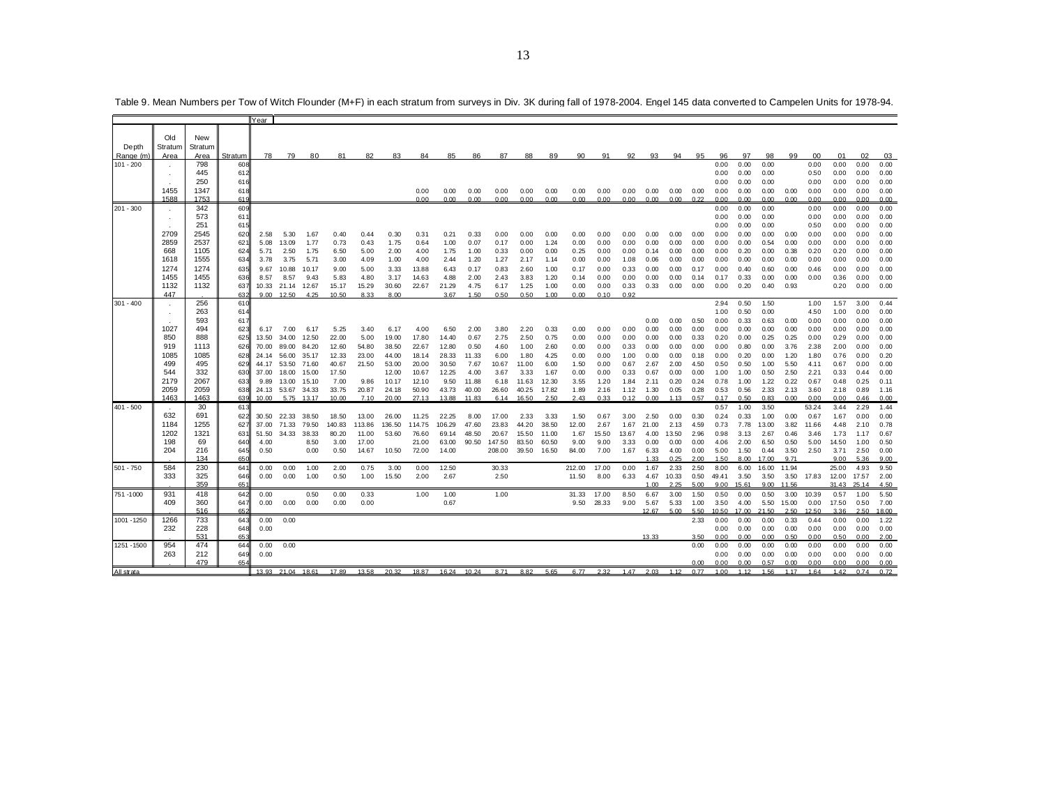Table 9. Mean Numbers per Tow of Witch Flounder (M+F) in each stratum from surveys in Div. 3K during fall of 1978-2004. Engel 145 data converted to Campelen Units for 1978-94.

| Depth Range (m) | Old Stratum Area | New Stratum Area | Stratum | 78 | 79 | 80 | 81 | 82 | 83 | 84 | 85 | 86 | 87 | 88 | 89 | 90 | 91 | 92 | 93 | 94 | 95 | 96 | 97 | 98 | 99 | 00 | 01 | 02 | 03 |
|---|---|---|---|---|---|---|---|---|---|---|---|---|---|---|---|---|---|---|---|---|---|---|---|---|---|---|---|---|---|
| 101 - 200 | . | 798 | 608 | | | | | | | | | | | | | | | | | | | 0.00 | 0.00 | 0.00 | | 0.00 | 0.00 | 0.00 | 0.00 |
| | . | 445 | 612 | | | | | | | | | | | | | | | | | | | 0.00 | 0.00 | 0.00 | | 0.50 | 0.00 | 0.00 | 0.00 |
| | . | 250 | 616 | | | | | | | | | | | | | | | | | | | 0.00 | 0.00 | 0.00 | | 0.00 | 0.00 | 0.00 | 0.00 |
| | 1455 | 1347 | 618 | | | | | | | 0.00 | 0.00 | 0.00 | 0.00 | 0.00 | 0.00 | 0.00 | 0.00 | 0.00 | 0.00 | 0.00 | 0.00 | 0.00 | 0.00 | 0.00 | 0.00 | 0.00 | 0.00 | 0.00 | 0.00 |
| | 1588 | 1753 | 619 | | | | | | | 0.00 | 0.00 | 0.00 | 0.00 | 0.00 | 0.00 | 0.00 | 0.00 | 0.00 | 0.00 | 0.00 | 0.22 | 0.00 | 0.00 | 0.00 | 0.00 | 0.00 | 0.00 | 0.00 | 0.00 |
| 201 - 300 | . | 342 | 609 | | | | | | | | | | | | | | | | | | | 0.00 | 0.00 | 0.00 | | 0.00 | 0.00 | 0.00 | 0.00 |
| | . | 573 | 611 | | | | | | | | | | | | | | | | | | | 0.00 | 0.00 | 0.00 | | 0.00 | 0.00 | 0.00 | 0.00 |
| | . | 251 | 615 | | | | | | | | | | | | | | | | | | | 0.00 | 0.00 | 0.00 | | 0.50 | 0.00 | 0.00 | 0.00 |
| | 2709 | 2545 | 620 | 2.58 | 5.30 | 1.67 | 0.40 | 0.44 | 0.30 | 0.31 | 0.21 | 0.33 | 0.00 | 0.00 | 0.00 | 0.00 | 0.00 | 0.00 | 0.00 | 0.00 | 0.00 | 0.00 | 0.00 | 0.00 | 0.00 | 0.00 | 0.00 | 0.00 | 0.00 |
| | 2859 | 2537 | 621 | 5.08 | 13.09 | 1.77 | 0.73 | 0.43 | 1.75 | 0.64 | 1.00 | 0.07 | 0.17 | 0.00 | 1.24 | 0.00 | 0.00 | 0.00 | 0.00 | 0.00 | 0.00 | 0.00 | 0.00 | 0.54 | 0.00 | 0.00 | 0.00 | 0.00 | 0.00 |
| | 668 | 1105 | 624 | 5.71 | 2.50 | 1.75 | 6.50 | 5.00 | 2.00 | 4.00 | 1.75 | 1.00 | 0.33 | 0.00 | 0.00 | 0.25 | 0.00 | 0.00 | 0.14 | 0.00 | 0.00 | 0.00 | 0.20 | 0.00 | 0.38 | 0.20 | 0.20 | 0.00 | 0.00 |
| | 1618 | 1555 | 634 | 3.78 | 3.75 | 5.71 | 3.00 | 4.09 | 1.00 | 4.00 | 2.44 | 1.20 | 1.27 | 2.17 | 1.14 | 0.00 | 0.00 | 1.08 | 0.06 | 0.00 | 0.00 | 0.00 | 0.00 | 0.00 | 0.00 | 0.00 | 0.00 | 0.00 | 0.00 |
| | 1274 | 1274 | 635 | 9.67 | 10.88 | 10.17 | 9.00 | 5.00 | 3.33 | 13.88 | 6.43 | 0.17 | 0.83 | 2.60 | 1.00 | 0.17 | 0.00 | 0.33 | 0.00 | 0.00 | 0.17 | 0.00 | 0.40 | 0.60 | 0.00 | 0.46 | 0.00 | 0.00 | 0.00 |
| | 1455 | 1455 | 636 | 8.57 | 8.57 | 9.43 | 5.83 | 4.80 | 3.17 | 14.63 | 4.88 | 2.00 | 2.43 | 3.83 | 1.20 | 0.14 | 0.00 | 0.00 | 0.00 | 0.00 | 0.14 | 0.17 | 0.33 | 0.00 | 0.00 | 0.00 | 0.36 | 0.00 | 0.00 |
| | 1132 | 1132 | 637 | 10.33 | 21.14 | 12.67 | 15.17 | 15.29 | 30.60 | 22.67 | 21.29 | 4.75 | 6.17 | 1.25 | 1.00 | 0.00 | 0.00 | 0.33 | 0.33 | 0.00 | 0.00 | 0.00 | 0.20 | 0.40 | 0.93 | | 0.20 | 0.00 | 0.00 |
| | 447 | . | 632 | 9.00 | 12.50 | 4.25 | 10.50 | 8.33 | 8.00 | | 3.67 | 1.50 | 0.50 | 0.50 | 1.00 | 0.00 | 0.10 | 0.92 | | | | | | | | | | | |
| 301 - 400 | . | 256 | 610 | | | | | | | | | | | | | | | | | | | 2.94 | 0.50 | 1.50 | | 1.00 | 1.57 | 3.00 | 0.44 |
| | . | 263 | 614 | | | | | | | | | | | | | | | | | | | 1.00 | 0.50 | 0.00 | | 4.50 | 1.00 | 0.00 | 0.00 |
| | . | 593 | 617 | | | | | | | | | | | | | | | | 0.00 | 0.00 | 0.50 | 0.00 | 0.33 | 0.63 | 0.00 | 0.00 | 0.00 | 0.00 | 0.00 |
| | 1027 | 494 | 623 | 6.17 | 7.00 | 6.17 | 5.25 | 3.40 | 6.17 | 4.00 | 6.50 | 2.00 | 3.80 | 2.20 | 0.33 | 0.00 | 0.00 | 0.00 | 0.00 | 0.00 | 0.00 | 0.00 | 0.00 | 0.00 | 0.00 | 0.00 | 0.00 | 0.00 | 0.00 |
| | 850 | 888 | 625 | 13.50 | 34.00 | 12.50 | 22.00 | 5.00 | 19.00 | 17.80 | 14.40 | 0.67 | 2.75 | 2.50 | 0.75 | 0.00 | 0.00 | 0.00 | 0.00 | 0.00 | 0.33 | 0.20 | 0.00 | 0.25 | 0.25 | 0.00 | 0.29 | 0.00 | 0.00 |
| | 919 | 1113 | 626 | 70.00 | 89.00 | 84.20 | 12.60 | 54.80 | 38.50 | 22.67 | 12.80 | 0.50 | 4.60 | 1.00 | 2.60 | 0.00 | 0.00 | 0.33 | 0.00 | 0.00 | 0.00 | 0.00 | 0.80 | 0.00 | 3.76 | 2.38 | 2.00 | 0.00 | 0.00 |
| | 1085 | 1085 | 628 | 24.14 | 56.00 | 35.17 | 12.33 | 23.00 | 44.00 | 18.14 | 28.33 | 11.33 | 6.00 | 1.80 | 4.25 | 0.00 | 0.00 | 1.00 | 0.00 | 0.00 | 0.18 | 0.00 | 0.20 | 0.00 | 1.20 | 1.80 | 0.76 | 0.00 | 0.20 |
| | 499 | 495 | 629 | 44.17 | 53.50 | 71.60 | 40.67 | 21.50 | 53.00 | 20.00 | 30.50 | 7.67 | 10.67 | 11.00 | 6.00 | 1.50 | 0.00 | 0.67 | 2.67 | 2.00 | 4.50 | 0.50 | 0.50 | 1.00 | 5.50 | 4.11 | 0.67 | 0.00 | 0.00 |
| | 544 | 332 | 630 | 37.00 | 18.00 | 15.00 | 17.50 | | 12.00 | 10.67 | 12.25 | 4.00 | 3.67 | 3.33 | 1.67 | 0.00 | 0.00 | 0.33 | 0.67 | 0.00 | 0.00 | 1.00 | 1.00 | 0.50 | 2.50 | 2.21 | 0.33 | 0.44 | 0.00 |
| | 2179 | 2067 | 633 | 9.89 | 13.00 | 15.10 | 7.00 | 9.86 | 10.17 | 12.10 | 9.50 | 11.88 | 6.18 | 11.63 | 12.30 | 3.55 | 1.20 | 1.84 | 2.11 | 0.20 | 0.24 | 0.78 | 1.00 | 1.22 | 0.22 | 0.67 | 0.48 | 0.25 | 0.11 |
| | 2059 | 2059 | 638 | 24.13 | 53.67 | 34.33 | 33.75 | 20.87 | 24.18 | 50.90 | 43.73 | 40.00 | 26.60 | 40.25 | 17.82 | 1.89 | 2.16 | 1.12 | 1.30 | 0.05 | 0.28 | 0.53 | 0.56 | 2.33 | 2.13 | 3.60 | 2.18 | 0.89 | 1.16 |
| | 1463 | 1463 | 639 | 10.00 | 5.75 | 13.17 | 10.00 | 7.10 | 20.00 | 27.13 | 13.88 | 11.83 | 6.14 | 16.50 | 2.50 | 2.43 | 0.33 | 0.12 | 0.00 | 1.13 | 0.57 | 0.17 | 0.50 | 0.83 | 0.00 | 0.00 | 0.00 | 0.46 | 0.00 |
| 401 - 500 | . | 30 | 613 | | | | | | | | | | | | | | | | | | | 0.57 | 1.00 | 3.50 | | 53.24 | 3.44 | 2.29 | 1.44 |
| | 632 | 691 | 622 | 30.50 | 22.33 | 38.50 | 18.50 | 13.00 | 26.00 | 11.25 | 22.25 | 8.00 | 17.00 | 2.33 | 3.33 | 1.50 | 0.67 | 3.00 | 2.50 | 0.00 | 0.30 | 0.24 | 0.33 | 1.00 | 0.00 | 0.67 | 1.67 | 0.00 | 0.00 |
| | 1184 | 1255 | 627 | 37.00 | 71.33 | 79.50 | 140.83 | 113.86 | 136.50 | 114.75 | 106.29 | 47.60 | 23.83 | 44.20 | 38.50 | 12.00 | 2.67 | 1.67 | 21.00 | 2.13 | 4.59 | 0.73 | 7.78 | 13.00 | 3.82 | 11.66 | 4.48 | 2.10 | 0.78 |
| | 1202 | 1321 | 631 | 51.50 | 34.33 | 38.33 | 80.20 | 11.00 | 53.60 | 76.60 | 69.14 | 48.50 | 20.67 | 15.50 | 11.00 | 1.67 | 15.50 | 13.67 | 4.00 | 13.50 | 2.96 | 0.98 | 3.13 | 2.67 | 0.46 | 3.46 | 1.73 | 1.17 | 0.67 |
| | 198 | 69 | 640 | 4.00 | | 8.50 | 3.00 | 17.00 | | 21.00 | 63.00 | 90.50 | 147.50 | 83.50 | 60.50 | 9.00 | 9.00 | 3.33 | 0.00 | 0.00 | 0.00 | 4.06 | 2.00 | 6.50 | 0.50 | 5.00 | 14.50 | 1.00 | 0.50 |
| | 204 | 216 | 645 | 0.50 | | 0.00 | 0.50 | 14.67 | 10.50 | 72.00 | 14.00 | | 208.00 | 39.50 | 16.50 | 84.00 | 7.00 | 1.67 | 6.33 | 4.00 | 0.00 | 5.00 | 1.50 | 0.44 | 3.50 | 2.50 | 3.71 | 2.50 | 0.00 |
| | . | 134 | 650 | | | | | | | | | | | | | | | | 1.33 | 0.25 | 2.00 | 1.50 | 8.00 | 17.00 | 9.71 | | 9.00 | 5.36 | 9.00 |
| 501 - 750 | 584 | 230 | 641 | 0.00 | 0.00 | 1.00 | 2.00 | 0.75 | 3.00 | 0.00 | 12.50 | | 30.33 | | | 212.00 | 17.00 | 0.00 | 1.67 | 2.33 | 2.50 | 8.00 | 6.00 | 16.00 | 11.94 | | 25.00 | 4.93 | 9.50 |
| | 333 | 325 | 646 | 0.00 | 0.00 | 1.00 | 0.50 | 1.00 | 15.50 | 2.00 | 2.67 | | 2.50 | | | 11.50 | 8.00 | 6.33 | 4.67 | 10.33 | 0.50 | 49.41 | 3.50 | 3.50 | 3.50 | 17.83 | 12.00 | 17.57 | 2.00 |
| | . | 359 | 651 | | | | | | | | | | | | | | | | 1.00 | 2.25 | 5.00 | 9.00 | 15.61 | 9.00 | 11.56 | | 31.43 | 25.14 | 4.50 |
| 751 -1000 | 931 | 418 | 642 | 0.00 | | 0.50 | 0.00 | 0.33 | | 1.00 | 1.00 | | 1.00 | | | 31.33 | 17.00 | 8.50 | 6.67 | 3.00 | 1.50 | 0.50 | 0.00 | 0.50 | 3.00 | 10.39 | 0.57 | 1.00 | 5.50 |
| | 409 | 360 | 647 | 0.00 | 0.00 | 0.00 | 0.00 | 0.00 | | | 0.67 | | | | | 9.50 | 28.33 | 9.00 | 5.67 | 5.33 | 1.00 | 3.50 | 4.00 | 5.50 | 15.00 | 0.00 | 17.50 | 0.50 | 7.00 |
| | . | 516 | 652 | | | | | | | | | | | | | | | | 12.67 | 5.00 | 5.50 | 10.50 | 17.00 | 21.50 | 2.50 | 12.50 | 3.36 | 2.50 | 18.00 |
| 1001 -1250 | 1266 | 733 | 643 | 0.00 | 0.00 | | | | | | | | | | | | | | | | 2.33 | 0.00 | 0.00 | 0.00 | 0.33 | 0.44 | 0.00 | 0.00 | 1.22 |
| | 232 | 228 | 648 | 0.00 | | | | | | | | | | | | | | | | | | 0.00 | 0.00 | 0.00 | 0.00 | 0.00 | 0.00 | 0.00 | 0.00 |
| | . | 531 | 653 | | | | | | | | | | | | | | | | 13.33 | | 3.50 | 0.00 | 0.00 | 0.00 | 0.50 | 0.00 | 0.50 | 0.00 | 2.00 |
| 1251 -1500 | 954 | 474 | 644 | 0.00 | 0.00 | | | | | | | | | | | | | | | | 0.00 | 0.00 | 0.00 | 0.00 | 0.00 | 0.00 | 0.00 | 0.00 | 0.00 |
| | 263 | 212 | 649 | 0.00 | | | | | | | | | | | | | | | | | | 0.00 | 0.00 | 0.00 | 0.00 | 0.00 | 0.00 | 0.00 | 0.00 |
| | . | 479 | 654 | | | | | | | | | | | | | | | | | | 0.00 | 0.00 | 0.00 | 0.57 | 0.00 | 0.00 | 0.00 | 0.00 | 0.00 |
| All strata | | | | 13.93 | 21.04 | 18.61 | 17.89 | 13.58 | 20.32 | 18.87 | 16.24 | 10.24 | 8.71 | 8.82 | 5.65 | 6.77 | 2.32 | 1.47 | 2.03 | 1.12 | 0.77 | 1.00 | 1.12 | 1.56 | 1.17 | 1.64 | 1.42 | 0.74 | 0.72 |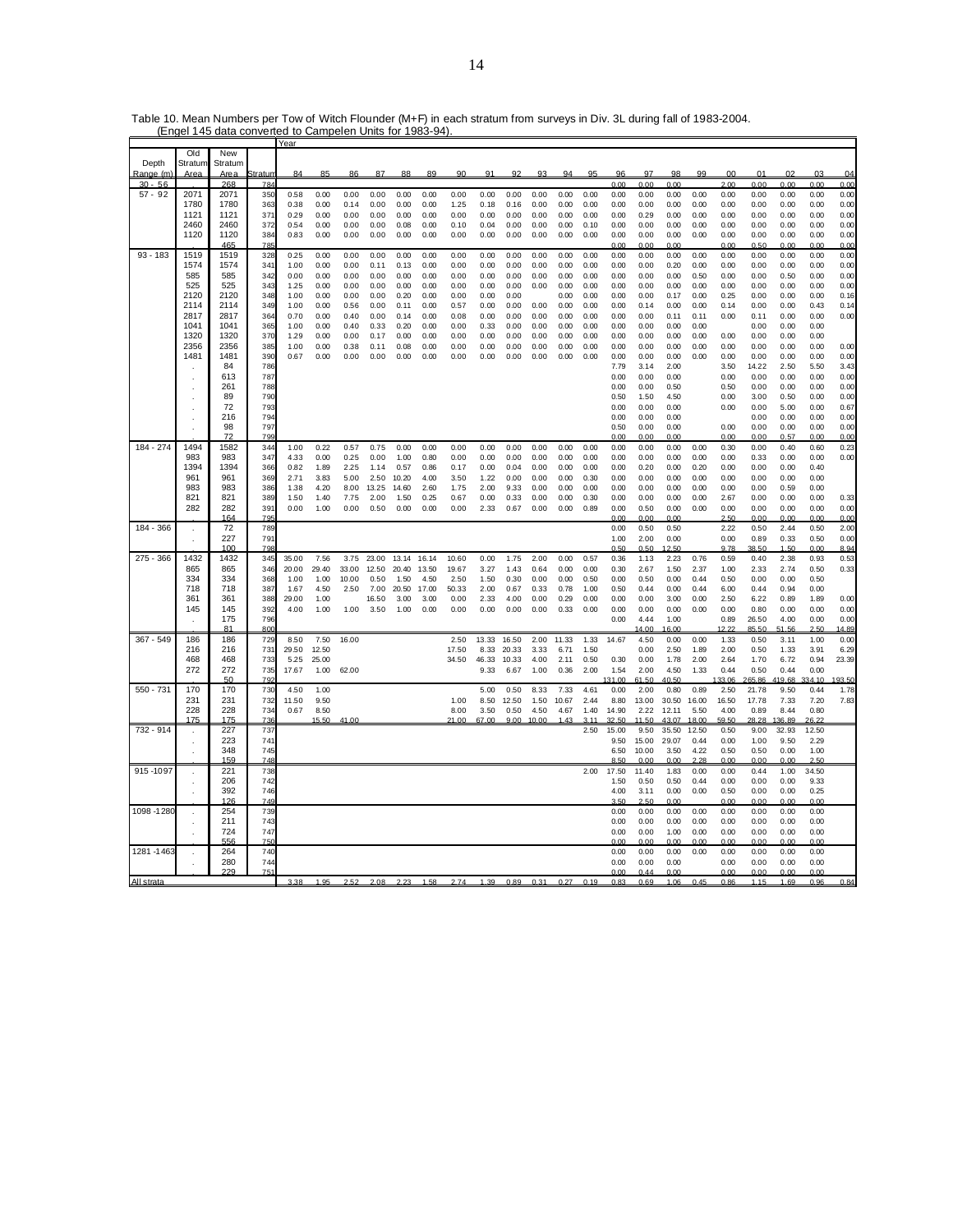Table 10. Mean Numbers per Tow of Witch Flounder (M+F) in each stratum from surveys in Div. 3L during fall of 1983-2004. (Engel 145 data converted to Campelen Units for 1983-94).

| | Old | New | | Year | | | | | | | | | | | | | | | | | | | | |
|---|---|---|---|---|---|---|---|---|---|---|---|---|---|---|---|---|---|---|---|---|---|---|---|---|
| Depth Range (m) | Stratum Area | Stratum Area | Stratum | 84 | 85 | 86 | 87 | 88 | 89 | 90 | 91 | 92 | 93 | 94 | 95 | 96 | 97 | 98 | 99 | 00 | 01 | 02 | 03 | 04 |
| 30 - 56 | . | 268 | 784 | | | | | | | | | | | | | 0.00 | 0.00 | 0.00 | | 2.00 | 0.00 | 0.00 | 0.00 | 0.00 |
| 57 - 92 | 2071 | 2071 | 350 | 0.58 | 0.00 | 0.00 | 0.00 | 0.00 | 0.00 | 0.00 | 0.00 | 0.00 | 0.00 | 0.00 | 0.00 | 0.00 | 0.00 | 0.00 | 0.00 | 0.00 | 0.00 | 0.00 | 0.00 | 0.00 |
| | 1780 | 1780 | 363 | 0.38 | 0.00 | 0.14 | 0.00 | 0.00 | 0.00 | 1.25 | 0.18 | 0.16 | 0.00 | 0.00 | 0.00 | 0.00 | 0.00 | 0.00 | 0.00 | 0.00 | 0.00 | 0.00 | 0.00 | 0.00 |
| | 1121 | 1121 | 371 | 0.29 | 0.00 | 0.00 | 0.00 | 0.00 | 0.00 | 0.00 | 0.00 | 0.00 | 0.00 | 0.00 | 0.00 | 0.00 | 0.29 | 0.00 | 0.00 | 0.00 | 0.00 | 0.00 | 0.00 | 0.00 |
| | 2460 | 2460 | 372 | 0.54 | 0.00 | 0.00 | 0.00 | 0.08 | 0.00 | 0.10 | 0.04 | 0.00 | 0.00 | 0.00 | 0.10 | 0.00 | 0.00 | 0.00 | 0.00 | 0.00 | 0.00 | 0.00 | 0.00 | 0.00 |
| | 1120 | 1120 | 384 | 0.83 | 0.00 | 0.00 | 0.00 | 0.00 | 0.00 | 0.00 | 0.00 | 0.00 | 0.00 | 0.00 | 0.00 | 0.00 | 0.00 | 0.00 | 0.00 | 0.00 | 0.00 | 0.00 | 0.00 | 0.00 |
| | . | 465 | 785 | | | | | | | | | | | | | 0.00 | 0.00 | 0.00 | | 0.00 | 0.50 | 0.00 | 0.00 | 0.00 |
| 93 - 183 | 1519 | 1519 | 328 | 0.25 | 0.00 | 0.00 | 0.00 | 0.00 | 0.00 | 0.00 | 0.00 | 0.00 | 0.00 | 0.00 | 0.00 | 0.00 | 0.00 | 0.00 | 0.00 | 0.00 | 0.00 | 0.00 | 0.00 | 0.00 |
| | 1574 | 1574 | 341 | 1.00 | 0.00 | 0.00 | 0.11 | 0.13 | 0.00 | 0.00 | 0.00 | 0.00 | 0.00 | 0.00 | 0.00 | 0.00 | 0.00 | 0.20 | 0.00 | 0.00 | 0.00 | 0.00 | 0.00 | 0.00 |
| | 585 | 585 | 342 | 0.00 | 0.00 | 0.00 | 0.00 | 0.00 | 0.00 | 0.00 | 0.00 | 0.00 | 0.00 | 0.00 | 0.00 | 0.00 | 0.00 | 0.00 | 0.50 | 0.00 | 0.00 | 0.50 | 0.00 | 0.00 |
| | 525 | 525 | 343 | 1.25 | 0.00 | 0.00 | 0.00 | 0.00 | 0.00 | 0.00 | 0.00 | 0.00 | 0.00 | 0.00 | 0.00 | 0.00 | 0.00 | 0.00 | 0.00 | 0.00 | 0.00 | 0.00 | 0.00 | 0.00 |
| | 2120 | 2120 | 348 | 1.00 | 0.00 | 0.00 | 0.00 | 0.20 | 0.00 | 0.00 | 0.00 | 0.00 | | 0.00 | 0.00 | 0.00 | 0.00 | 0.17 | 0.00 | 0.25 | 0.00 | 0.00 | 0.00 | 0.16 |
| | 2114 | 2114 | 349 | 1.00 | 0.00 | 0.56 | 0.00 | 0.11 | 0.00 | 0.57 | 0.00 | 0.00 | 0.00 | 0.00 | 0.00 | 0.00 | 0.14 | 0.00 | 0.00 | 0.14 | 0.00 | 0.00 | 0.43 | 0.14 |
| | 2817 | 2817 | 364 | 0.70 | 0.00 | 0.40 | 0.00 | 0.14 | 0.00 | 0.08 | 0.00 | 0.00 | 0.00 | 0.00 | 0.00 | 0.00 | 0.00 | 0.11 | 0.11 | 0.00 | 0.11 | 0.00 | 0.00 | 0.00 |
| | 1041 | 1041 | 365 | 1.00 | 0.00 | 0.40 | 0.33 | 0.20 | 0.00 | 0.00 | 0.33 | 0.00 | 0.00 | 0.00 | 0.00 | 0.00 | 0.00 | 0.00 | 0.00 | | 0.00 | 0.00 | 0.00 | |
| | 1320 | 1320 | 370 | 1.29 | 0.00 | 0.00 | 0.17 | 0.00 | 0.00 | 0.00 | 0.00 | 0.00 | 0.00 | 0.00 | 0.00 | 0.00 | 0.00 | 0.00 | 0.00 | 0.00 | 0.00 | 0.00 | 0.00 | |
| | 2356 | 2356 | 385 | 1.00 | 0.00 | 0.38 | 0.11 | 0.08 | 0.00 | 0.00 | 0.00 | 0.00 | 0.00 | 0.00 | 0.00 | 0.00 | 0.00 | 0.00 | 0.00 | 0.00 | 0.00 | 0.00 | 0.00 | 0.00 |
| | 1481 | 1481 | 390 | 0.67 | 0.00 | 0.00 | 0.00 | 0.00 | 0.00 | 0.00 | 0.00 | 0.00 | 0.00 | 0.00 | 0.00 | 0.00 | 0.00 | 0.00 | 0.00 | 0.00 | 0.00 | 0.00 | 0.00 | 0.00 |
| | . | 84 | 786 | | | | | | | | | | | | | 7.79 | 3.14 | 2.00 | | 3.50 | 14.22 | 2.50 | 5.50 | 3.43 |
| | . | 613 | 787 | | | | | | | | | | | | | 0.00 | 0.00 | 0.00 | | 0.00 | 0.00 | 0.00 | 0.00 | 0.00 |
| | . | 261 | 788 | | | | | | | | | | | | | 0.00 | 0.00 | 0.50 | | 0.50 | 0.00 | 0.00 | 0.00 | 0.00 |
| | . | 89 | 790 | | | | | | | | | | | | | 0.50 | 1.50 | 4.50 | | 0.00 | 3.00 | 0.50 | 0.00 | 0.00 |
| | . | 72 | 793 | | | | | | | | | | | | | 0.00 | 0.00 | 0.00 | | 0.00 | 0.00 | 5.00 | 0.00 | 0.67 |
| | . | 216 | 794 | | | | | | | | | | | | | 0.00 | 0.00 | 0.00 | | | 0.00 | 0.00 | 0.00 | 0.00 |
| | . | 98 | 797 | | | | | | | | | | | | | 0.50 | 0.00 | 0.00 | | 0.00 | 0.00 | 0.00 | 0.00 | 0.00 |
| | . | 72 | 799 | | | | | | | | | | | | | 0.00 | 0.00 | 0.00 | | 0.00 | 0.00 | 0.57 | 0.00 | 0.00 |
| 184 - 274 | 1494 | 1582 | 344 | 1.00 | 0.22 | 0.57 | 0.75 | 0.00 | 0.00 | 0.00 | 0.00 | 0.00 | 0.00 | 0.00 | 0.00 | 0.00 | 0.00 | 0.00 | 0.00 | 0.30 | 0.00 | 0.40 | 0.60 | 0.23 |
| | 983 | 983 | 347 | 4.33 | 0.00 | 0.25 | 0.00 | 1.00 | 0.80 | 0.00 | 0.00 | 0.00 | 0.00 | 0.00 | 0.00 | 0.00 | 0.00 | 0.00 | 0.00 | 0.00 | 0.33 | 0.00 | 0.00 | 0.00 |
| | 1394 | 1394 | 366 | 0.82 | 1.89 | 2.25 | 1.14 | 0.57 | 0.86 | 0.17 | 0.00 | 0.04 | 0.00 | 0.00 | 0.00 | 0.00 | 0.20 | 0.00 | 0.20 | 0.00 | 0.00 | 0.00 | 0.40 | |
| | 961 | 961 | 369 | 2.71 | 3.83 | 5.00 | 2.50 | 10.20 | 4.00 | 3.50 | 1.22 | 0.00 | 0.00 | 0.00 | 0.30 | 0.00 | 0.00 | 0.00 | 0.00 | 0.00 | 0.00 | 0.00 | 0.00 | |
| | 983 | 983 | 386 | 1.38 | 4.20 | 8.00 | 13.25 | 14.60 | 2.60 | 1.75 | 2.00 | 9.33 | 0.00 | 0.00 | 0.00 | 0.00 | 0.00 | 0.00 | 0.00 | 0.00 | 0.00 | 0.59 | 0.00 | |
| | 821 | 821 | 389 | 1.50 | 1.40 | 7.75 | 2.00 | 1.50 | 0.25 | 0.67 | 0.00 | 0.33 | 0.00 | 0.00 | 0.30 | 0.00 | 0.00 | 0.00 | 0.00 | 2.67 | 0.00 | 0.00 | 0.00 | 0.33 |
| | 282 | 282 | 391 | 0.00 | 1.00 | 0.00 | 0.50 | 0.00 | 0.00 | 0.00 | 2.33 | 0.67 | 0.00 | 0.00 | 0.89 | 0.00 | 0.50 | 0.00 | 0.00 | 0.00 | 0.00 | 0.00 | 0.00 | 0.00 |
| | . | 164 | 795 | | | | | | | | | | | | | 0.00 | 0.00 | 0.00 | | 2.50 | 0.00 | 0.00 | 0.00 | 0.00 |
| 184 - 366 | . | 72 | 789 | | | | | | | | | | | | | 0.00 | 0.50 | 0.50 | | 2.22 | 0.50 | 2.44 | 0.50 | 2.00 |
| | . | 227 | 791 | | | | | | | | | | | | | 1.00 | 2.00 | 0.00 | | 0.00 | 0.89 | 0.33 | 0.50 | 0.00 |
| | . | 100 | 798 | | | | | | | | | | | | | 0.50 | 0.50 | 12.50 | | 9.78 | 38.50 | 1.50 | 0.00 | 8.94 |
| 275 - 366 | 1432 | 1432 | 345 | 35.00 | 7.56 | 3.75 | 23.00 | 13.14 | 16.14 | 10.60 | 0.00 | 1.75 | 2.00 | 0.00 | 0.57 | 0.36 | 1.13 | 2.23 | 0.76 | 0.59 | 0.40 | 2.38 | 0.93 | 0.53 |
| | 865 | 865 | 346 | 20.00 | 29.40 | 33.00 | 12.50 | 20.40 | 13.50 | 19.67 | 3.27 | 1.43 | 0.64 | 0.00 | 0.00 | 0.30 | 2.67 | 1.50 | 2.37 | 1.00 | 2.33 | 2.74 | 0.50 | 0.33 |
| | 334 | 334 | 368 | 1.00 | 1.00 | 10.00 | 0.50 | 1.50 | 4.50 | 2.50 | 1.50 | 0.30 | 0.00 | 0.00 | 0.50 | 0.00 | 0.50 | 0.00 | 0.44 | 0.50 | 0.00 | 0.00 | 0.50 | |
| | 718 | 718 | 387 | 1.67 | 4.50 | 2.50 | 7.00 | 20.50 | 17.00 | 50.33 | 2.00 | 0.67 | 0.33 | 0.78 | 1.00 | 0.50 | 0.44 | 0.00 | 0.44 | 6.00 | 0.44 | 0.94 | 0.00 | |
| | 361 | 361 | 388 | 29.00 | 1.00 | | 16.50 | 3.00 | 3.00 | 0.00 | 2.33 | 4.00 | 0.00 | 0.29 | 0.00 | 0.00 | 0.00 | 3.00 | 0.00 | 2.50 | 6.22 | 0.89 | 1.89 | 0.00 |
| | 145 | 145 | 392 | 4.00 | 1.00 | 1.00 | 3.50 | 1.00 | 0.00 | 0.00 | 0.00 | 0.00 | 0.00 | 0.33 | 0.00 | 0.00 | 0.00 | 0.00 | 0.00 | 0.00 | 0.80 | 0.00 | 0.00 | 0.00 |
| | . | 175 | 796 | | | | | | | | | | | | | 0.00 | 4.44 | 1.00 | | 0.89 | 26.50 | 4.00 | 0.00 | 0.00 |
| | . | 81 | 800 | | | | | | | | | | | | | | 14.00 | 16.00 | | 12.22 | 85.50 | 51.56 | 2.50 | 14.89 |
| 367 - 549 | 186 | 186 | 729 | 8.50 | 7.50 | 16.00 | | | | 2.50 | 13.33 | 16.50 | 2.00 | 11.33 | 1.33 | 14.67 | 4.50 | 0.00 | 0.00 | 1.33 | 0.50 | 3.11 | 1.00 | 0.00 |
| | 216 | 216 | 731 | 29.50 | 12.50 | | | | | 17.50 | 8.33 | 20.33 | 3.33 | 6.71 | 1.50 | | 0.00 | 2.50 | 1.89 | 2.00 | 0.50 | 1.33 | 3.91 | 6.29 |
| | 468 | 468 | 733 | 5.25 | 25.00 | | | | | 34.50 | 46.33 | 10.33 | 4.00 | 2.11 | 0.50 | 0.30 | 0.00 | 1.78 | 2.00 | 2.64 | 1.70 | 6.72 | 0.94 | 23.39 |
| | 272 | 272 | 735 | 17.67 | 1.00 | 62.00 | | | | | 9.33 | 6.67 | 1.00 | 0.36 | 2.00 | 1.54 | 2.00 | 4.50 | 1.33 | 0.44 | 0.50 | 0.44 | 0.00 | |
| | . | 50 | 792 | | | | | | | | | | | | | 131.00 | 61.50 | 40.50 | | 133.06 | 265.86 | 419.68 | 334.10 | 193.50 |
| 550 - 731 | 170 | 170 | 730 | 4.50 | 1.00 | | | | | | 5.00 | 0.50 | 8.33 | 7.33 | 4.61 | 0.00 | 2.00 | 0.80 | 0.89 | 2.50 | 21.78 | 9.50 | 0.44 | 1.78 |
| | 231 | 231 | 732 | 11.50 | 9.50 | | | | | 1.00 | 8.50 | 12.50 | 1.50 | 10.67 | 2.44 | 8.80 | 13.00 | 30.50 | 16.00 | 16.50 | 17.78 | 7.33 | 7.20 | 7.83 |
| | 228 | 228 | 734 | 0.67 | 8.50 | | | | | 8.00 | 3.50 | 0.50 | 4.50 | 4.67 | 1.40 | 14.90 | 2.22 | 12.11 | 5.50 | 4.00 | 0.89 | 8.44 | 0.80 | |
| | 175 | 175 | 736 | | 15.50 | 41.00 | | | | 21.00 | 67.00 | 9.00 | 10.00 | 1.43 | 3.11 | 32.50 | 11.50 | 43.07 | 18.00 | 59.50 | 28.28 | 136.89 | 26.22 | |
| 732 - 914 | . | 227 | 737 | | | | | | | | | | | | 2.50 | 15.00 | 9.50 | 35.50 | 12.50 | 0.50 | 9.00 | 32.93 | 12.50 | |
| | . | 223 | 741 | | | | | | | | | | | | | 9.50 | 15.00 | 29.07 | 0.44 | 0.00 | 1.00 | 9.50 | 2.29 | |
| | . | 348 | 745 | | | | | | | | | | | | | 6.50 | 10.00 | 3.50 | 4.22 | 0.50 | 0.50 | 0.00 | 1.00 | |
| | . | 159 | 748 | | | | | | | | | | | | | 8.50 | 0.00 | 0.00 | 2.28 | 0.00 | 0.00 | 0.00 | 2.50 | |
| 915 -1097 | . | 221 | 738 | | | | | | | | | | | | 2.00 | 17.50 | 11.40 | 1.83 | 0.00 | 0.00 | 0.44 | 1.00 | 34.50 | |
| | . | 206 | 742 | | | | | | | | | | | | | 1.50 | 0.50 | 0.50 | 0.44 | 0.00 | 0.00 | 0.00 | 9.33 | |
| | . | 392 | 746 | | | | | | | | | | | | | 4.00 | 3.11 | 0.00 | 0.00 | 0.50 | 0.00 | 0.00 | 0.25 | |
| | . | 126 | 749 | | | | | | | | | | | | | 3.50 | 2.50 | 0.00 | | 0.00 | 0.00 | 0.00 | 0.00 | |
| 1098 -1280 | . | 254 | 739 | | | | | | | | | | | | | 0.00 | 0.00 | 0.00 | 0.00 | 0.00 | 0.00 | 0.00 | 0.00 | |
| | . | 211 | 743 | | | | | | | | | | | | | 0.00 | 0.00 | 0.00 | 0.00 | 0.00 | 0.00 | 0.00 | 0.00 | |
| | . | 724 | 747 | | | | | | | | | | | | | 0.00 | 0.00 | 1.00 | 0.00 | 0.00 | 0.00 | 0.00 | 0.00 | |
| | . | 556 | 750 | | | | | | | | | | | | | 0.00 | 0.00 | 0.00 | 0.00 | 0.00 | 0.00 | 0.00 | 0.00 | |
| 1281 -1463 | . | 264 | 740 | | | | | | | | | | | | | 0.00 | 0.00 | 0.00 | 0.00 | 0.00 | 0.00 | 0.00 | 0.00 | |
| | . | 280 | 744 | | | | | | | | | | | | | 0.00 | 0.00 | 0.00 | | 0.00 | 0.00 | 0.00 | 0.00 | |
| | . | 229 | 751 | | | | | | | | | | | | | 0.00 | 0.44 | 0.00 | | 0.00 | 0.00 | 0.00 | 0.00 | |
| All strata | | | | 3.38 | 1.95 | 2.52 | 2.08 | 2.23 | 1.58 | 2.74 | 1.39 | 0.89 | 0.31 | 0.27 | 0.19 | 0.83 | 0.69 | 1.06 | 0.45 | 0.86 | 1.15 | 1.69 | 0.96 | 0.84 |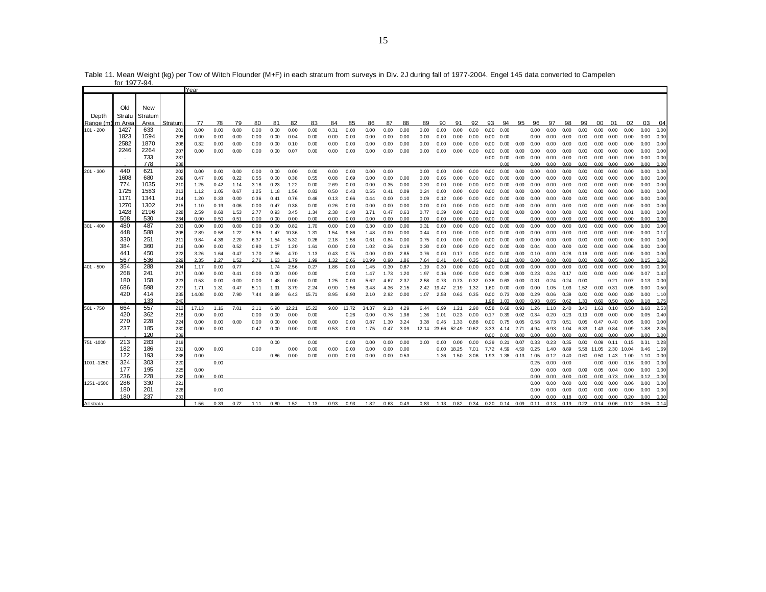Table 11. Mean Weight (kg) per Tow of Witch Flounder (M+F) in each stratum from surveys in Div. 2J during fall of 1977-2004. Engel 145 data converted to Campelen for 1977-94.

| Depth Range (m) | Old Stratum Area | New Stratum Area | Stratum | Year 77 | 78 | 79 | 80 | 81 | 82 | 83 | 84 | 85 | 86 | 87 | 88 | 89 | 90 | 91 | 92 | 93 | 94 | 95 | 96 | 97 | 98 | 99 | 00 | 01 | 02 | 03 | 04 |
|---|---|---|---|---|---|---|---|---|---|---|---|---|---|---|---|---|---|---|---|---|---|---|---|---|---|---|---|---|---|---|---|
| 101 - 200 | 1427 | 633 | 201 | 0.00 | 0.00 | 0.00 | 0.00 | 0.00 | 0.00 | 0.00 | 0.31 | 0.00 | 0.00 | 0.00 | 0.00 | 0.00 | 0.00 | 0.00 | 0.00 | 0.00 | 0.00 | | 0.00 | 0.00 | 0.00 | 0.00 | 0.00 | 0.00 | 0.00 | 0.00 | 0.00 |
| | 1823 | 1594 | 205 | 0.00 | 0.00 | 0.00 | 0.00 | 0.00 | 0.04 | 0.00 | 0.00 | 0.00 | 0.00 | 0.00 | 0.00 | 0.00 | 0.00 | 0.00 | 0.00 | 0.00 | 0.00 | | 0.00 | 0.00 | 0.00 | 0.00 | 0.00 | 0.00 | 0.00 | 0.00 | 0.00 |
| | 2582 | 1870 | 206 | 0.32 | 0.00 | 0.00 | 0.00 | 0.00 | 0.10 | 0.00 | 0.00 | 0.00 | 0.00 | 0.00 | 0.00 | 0.00 | 0.00 | 0.00 | 0.00 | 0.00 | 0.00 | 0.00 | 0.00 | 0.00 | 0.00 | 0.00 | 0.00 | 0.00 | 0.00 | 0.00 | 0.00 |
| | 2246 | 2264 | 207 | 0.00 | 0.00 | 0.00 | 0.00 | 0.00 | 0.07 | 0.00 | 0.00 | 0.00 | 0.00 | 0.00 | 0.00 | 0.00 | 0.00 | 0.00 | 0.00 | 0.00 | 0.00 | 0.00 | 0.00 | 0.00 | 0.00 | 0.00 | 0.00 | 0.00 | 0.00 | 0.00 | 0.00 |
| | . | 733 | 237 | | | | | | | | | | | | | | | | | 0.00 | 0.00 | 0.00 | 0.00 | 0.00 | 0.00 | 0.00 | 0.00 | 0.00 | 0.00 | 0.00 | 0.00 |
| | . | 778 | 238 | | | | | | | | | | | | | | | | | | 0.00 | | 0.00 | 0.00 | 0.00 | 0.00 | 0.00 | 0.00 | 0.00 | 0.00 | 0.00 |
| 201 - 300 | 440 | 621 | 202 | 0.00 | 0.00 | 0.00 | 0.00 | 0.00 | 0.00 | 0.00 | 0.00 | 0.00 | 0.00 | 0.00 | | 0.00 | 0.00 | 0.00 | 0.00 | 0.00 | 0.00 | 0.00 | 0.00 | 0.00 | 0.00 | 0.00 | 0.00 | 0.00 | 0.00 | 0.00 | 0.00 |
| | 1608 | 680 | 209 | 0.47 | 0.06 | 0.22 | 0.55 | 0.00 | 0.38 | 0.55 | 0.08 | 0.69 | 0.00 | 0.00 | 0.00 | 0.00 | 0.06 | 0.00 | 0.00 | 0.00 | 0.00 | 0.00 | 0.00 | 0.00 | 0.00 | 0.00 | 0.00 | 0.00 | 0.00 | 0.00 | 0.00 |
| | 774 | 1035 | 210 | 1.25 | 0.42 | 1.14 | 3.18 | 0.23 | 1.22 | 0.00 | 2.69 | 0.00 | 0.00 | 0.35 | 0.00 | 0.20 | 0.00 | 0.00 | 0.00 | 0.00 | 0.00 | 0.00 | 0.00 | 0.00 | 0.00 | 0.00 | 0.00 | 0.00 | 0.00 | 0.00 | 0.00 |
| | 1725 | 1583 | 213 | 1.12 | 1.05 | 0.67 | 1.25 | 1.18 | 1.56 | 0.83 | 0.50 | 0.43 | 0.55 | 0.41 | 0.09 | 0.24 | 0.00 | 0.00 | 0.00 | 0.00 | 0.00 | 0.00 | 0.00 | 0.00 | 0.04 | 0.00 | 0.00 | 0.00 | 0.00 | 0.00 | 0.00 |
| | 1171 | 1341 | 214 | 1.20 | 0.33 | 0.00 | 0.36 | 0.41 | 0.76 | 0.46 | 0.13 | 0.66 | 0.44 | 0.00 | 0.10 | 0.09 | 0.12 | 0.00 | 0.00 | 0.00 | 0.00 | 0.00 | 0.00 | 0.00 | 0.00 | 0.00 | 0.00 | 0.00 | 0.00 | 0.00 | 0.00 |
| | 1270 | 1302 | 215 | 1.10 | 0.19 | 0.06 | 0.00 | 0.47 | 0.38 | 0.00 | 0.26 | 0.00 | 0.00 | 0.00 | 0.00 | 0.00 | 0.00 | 0.00 | 0.00 | 0.00 | 0.00 | 0.00 | 0.00 | 0.00 | 0.00 | 0.00 | 0.00 | 0.00 | 0.00 | 0.00 | 0.00 |
| | 1428 | 2196 | 228 | 2.59 | 0.68 | 1.53 | 2.77 | 0.93 | 3.45 | 1.34 | 2.38 | 0.40 | 3.71 | 0.47 | 0.63 | 0.77 | 0.39 | 0.00 | 0.22 | 0.12 | 0.00 | 0.00 | 0.00 | 0.00 | 0.00 | 0.00 | 0.00 | 0.00 | 0.01 | 0.00 | 0.00 |
| | 508 | 530 | 234 | 0.00 | 0.50 | 0.51 | 0.00 | 0.00 | 0.00 | 0.00 | 0.00 | 0.00 | 0.00 | 0.00 | 0.00 | 0.00 | 0.00 | 0.00 | 0.00 | 0.00 | 0.00 | | 0.00 | 0.00 | 0.00 | 0.00 | 0.00 | 0.00 | 0.00 | 0.00 | 0.00 |
| 301 - 400 | 480 | 487 | 203 | 0.00 | 0.00 | 0.00 | 0.00 | 0.00 | 0.82 | 1.70 | 0.00 | 0.00 | 0.30 | 0.00 | 0.00 | 0.31 | 0.00 | 0.00 | 0.00 | 0.00 | 0.00 | 0.00 | 0.00 | 0.00 | 0.00 | 0.00 | 0.00 | 0.00 | 0.00 | 0.00 | 0.00 |
| | 448 | 588 | 208 | 2.89 | 0.58 | 1.22 | 5.95 | 1.47 | 10.36 | 1.31 | 1.54 | 9.86 | 1.48 | 0.00 | 0.00 | 0.44 | 0.00 | 0.00 | 0.00 | 0.00 | 0.00 | 0.00 | 0.00 | 0.00 | 0.00 | 0.00 | 0.00 | 0.00 | 0.00 | 0.00 | 0.17 |
| | 330 | 251 | 211 | 9.84 | 4.36 | 2.20 | 6.37 | 1.54 | 5.32 | 0.26 | 2.18 | 1.58 | 0.61 | 0.84 | 0.00 | 0.75 | 0.00 | 0.00 | 0.00 | 0.00 | 0.00 | 0.00 | 0.00 | 0.00 | 0.00 | 0.00 | 0.00 | 0.00 | 0.00 | 0.00 | 0.00 |
| | 384 | 360 | 216 | 0.00 | 0.00 | 0.52 | 0.80 | 1.07 | 1.20 | 1.61 | 0.00 | 0.00 | 1.02 | 0.26 | 0.19 | 0.30 | 0.00 | 0.00 | 0.00 | 0.00 | 0.00 | 0.00 | 0.04 | 0.00 | 0.00 | 0.00 | 0.00 | 0.00 | 0.06 | 0.00 | 0.00 |
| | 441 | 450 | 222 | 3.26 | 1.64 | 0.47 | 1.70 | 2.56 | 4.70 | 1.13 | 0.43 | 0.75 | 0.00 | 0.00 | 2.85 | 0.76 | 0.00 | 0.17 | 0.00 | 0.00 | 0.00 | 0.00 | 0.10 | 0.00 | 0.28 | 0.16 | 0.00 | 0.00 | 0.00 | 0.00 | 0.00 |
| | 567 | 536 | 229 | 2.35 | 2.27 | 1.52 | 2.76 | 1.63 | 1.79 | 1.99 | 1.32 | 0.66 | 10.99 | 0.90 | 1.86 | 7.64 | 0.41 | 0.40 | 0.35 | 0.20 | 0.18 | 0.00 | 0.00 | 0.00 | 0.00 | 0.00 | 0.09 | 0.05 | 0.00 | 0.15 | 0.06 |
| 401 - 500 | 354 | 288 | 204 | 1.17 | 0.00 | 0.77 | | 1.74 | 2.56 | 0.27 | 1.86 | 0.00 | 1.45 | 0.30 | 0.87 | 1.19 | 0.30 | 0.00 | 0.00 | 0.00 | 0.00 | 0.00 | 0.00 | 0.00 | 0.00 | 0.00 | 0.00 | 0.00 | 0.00 | 0.00 | 0.00 |
| | 268 | 241 | 217 | 0.00 | 0.00 | 0.41 | 0.00 | 0.00 | 0.00 | 0.00 | | 0.00 | 1.47 | 1.73 | 1.20 | 1.97 | 0.16 | 0.00 | 0.00 | 0.00 | 0.39 | 0.00 | 0.23 | 0.24 | 0.17 | 0.00 | 0.00 | 0.00 | 0.00 | 0.07 | 0.42 |
| | 180 | 158 | 223 | 0.53 | 0.00 | 0.00 | 0.00 | 1.48 | 0.00 | 0.00 | 1.25 | 0.00 | 5.62 | 4.67 | 2.37 | 2.58 | 0.73 | 0.73 | 0.32 | 0.38 | 0.63 | 0.00 | 0.31 | 0.24 | 0.24 | 0.00 | | 0.21 | 0.07 | 0.13 | 0.00 |
| | 686 | 598 | 227 | 1.71 | 1.31 | 0.47 | 5.11 | 1.91 | 3.79 | 2.24 | 0.90 | 1.56 | 3.48 | 4.36 | 2.15 | 2.42 | 19.47 | 2.19 | 1.32 | 1.60 | 0.00 | 0.00 | 0.00 | 1.05 | 1.03 | 1.52 | 0.00 | 0.31 | 0.05 | 0.00 | 0.50 |
| | 420 | 414 | 235 | 14.08 | 0.00 | 7.90 | 7.44 | 8.69 | 6.43 | 15.71 | 8.95 | 6.90 | 2.10 | 2.92 | 0.00 | 1.07 | 2.58 | 0.63 | 0.35 | 0.00 | 0.73 | 0.00 | 0.29 | 0.06 | 0.39 | 0.00 | 0.00 | 0.00 | 0.80 | 0.00 | 1.10 |
| | . | 133 | 240 | | | | | | | | | | | | | | | | | 1.98 | 1.03 | 0.00 | 0.93 | 0.85 | 0.62 | 1.33 | 0.60 | 0.50 | 0.00 | 0.18 | 0.75 |
| 501 - 750 | 664 | 557 | 212 | 17.13 | 1.16 | 7.01 | 2.11 | 6.90 | 12.21 | 15.22 | 9.00 | 13.72 | 34.37 | 9.13 | 4.29 | 6.44 | 6.99 | 1.21 | 2.98 | 0.58 | 0.68 | 0.93 | 1.26 | 1.18 | 2.40 | 3.40 | 1.63 | 0.10 | 0.50 | 0.68 | 2.53 |
| | 420 | 362 | 218 | 0.00 | 0.00 | | 0.00 | 0.00 | 0.00 | 0.00 | | 0.26 | 0.00 | 0.76 | 1.98 | 1.36 | 1.01 | 0.23 | 0.00 | 0.17 | 0.39 | 0.02 | 0.34 | 0.20 | 0.23 | 0.19 | 0.09 | 0.00 | 0.00 | 0.05 | 0.40 |
| | 270 | 228 | 224 | 0.00 | 0.00 | 0.00 | 0.00 | 0.00 | 0.00 | 0.00 | 0.00 | 0.00 | 0.87 | 1.30 | 3.24 | 3.38 | 0.45 | 1.33 | 0.88 | 0.00 | 0.75 | 0.05 | 0.58 | 0.73 | 0.51 | 0.05 | 0.47 | 0.40 | 0.05 | 0.00 | 0.00 |
| | 237 | 185 | 230 | 0.00 | 0.00 | | 0.47 | 0.00 | 0.00 | 0.00 | 0.53 | 0.00 | 1.75 | 0.47 | 3.09 | 12.14 | 23.66 | 52.49 | 10.62 | 3.33 | 4.14 | 2.71 | 4.94 | 6.93 | 1.04 | 6.33 | 1.43 | 0.84 | 0.09 | 1.88 | 2.35 |
| | . | 120 | 239 | | | | | | | | | | | | | | | | | 0.00 | 0.00 | 0.00 | 0.00 | 0.00 | 0.00 | 0.00 | 0.00 | 0.00 | 0.00 | 0.00 | 0.00 |
| 751 -1000 | 213 | 283 | 219 | | | | | 0.00 | | 0.00 | | 0.00 | 0.00 | 0.00 | 0.00 | 0.00 | 0.00 | 0.00 | 0.00 | 0.39 | 0.21 | 0.07 | 0.33 | 0.23 | 0.35 | 0.00 | 0.09 | 0.11 | 0.15 | 0.31 | 0.28 |
| | 182 | 186 | 231 | 0.00 | 0.00 | | 0.00 | | 0.00 | 0.00 | 0.00 | 0.00 | 0.00 | 0.00 | 0.00 | | 0.00 | 18.25 | 7.01 | 7.72 | 4.59 | 4.50 | 0.25 | 1.40 | 8.89 | 5.58 | 11.05 | 2.30 | 10.04 | 0.46 | 1.69 |
| | 122 | 193 | 236 | 0.00 | | | | 0.86 | 0.00 | 0.00 | 0.00 | 0.00 | 0.00 | 0.00 | 0.53 | | 1.36 | 1.50 | 3.06 | 1.93 | 1.38 | 0.13 | 1.05 | 0.12 | 0.40 | 0.60 | 0.50 | 1.43 | 1.00 | 1.10 | 0.00 |
| 1001 -1250 | 324 | 303 | 220 | | 0.00 | | | | | | | | | | | | | | | | | | 0.25 | 0.00 | 0.00 | | 0.00 | 0.00 | 0.16 | 0.00 | 0.00 |
| | 177 | 195 | 225 | 0.00 | | | | | | | | | | | | | | | | | | | 0.00 | 0.00 | 0.00 | 0.09 | 0.05 | 0.04 | 0.00 | 0.00 | 0.00 |
| | 236 | 228 | 232 | 0.00 | 0.00 | | | | | | | | | | | | | | | | | | 0.00 | 0.00 | 0.00 | 0.00 | 0.00 | 0.73 | 0.00 | 0.12 | 0.00 |
| 1251 -1500 | 286 | 330 | 221 | | | | | | | | | | | | | | | | | | | | 0.00 | 0.00 | 0.00 | 0.00 | 0.00 | 0.00 | 0.06 | 0.00 | 0.00 |
| | 180 | 201 | 226 | | 0.00 | | | | | | | | | | | | | | | | | | 0.00 | 0.00 | 0.00 | 0.00 | 0.00 | 0.00 | 0.00 | 0.00 | 0.00 |
| | 180 | 237 | 233 | | | | | | | | | | | | | | | | | | | | 0.00 | 0.00 | 0.18 | 0.00 | 0.00 | 0.00 | 0.20 | 0.00 | 0.00 |
| All strata | | | | 1.56 | 0.39 | 0.72 | 1.11 | 0.80 | 1.52 | 1.13 | 0.93 | 0.93 | 1.82 | 0.63 | 0.49 | 0.83 | 1.13 | 0.82 | 0.34 | 0.20 | 0.14 | 0.09 | 0.11 | 0.13 | 0.19 | 0.22 | 0.14 | 0.06 | 0.12 | 0.05 | 0.14 |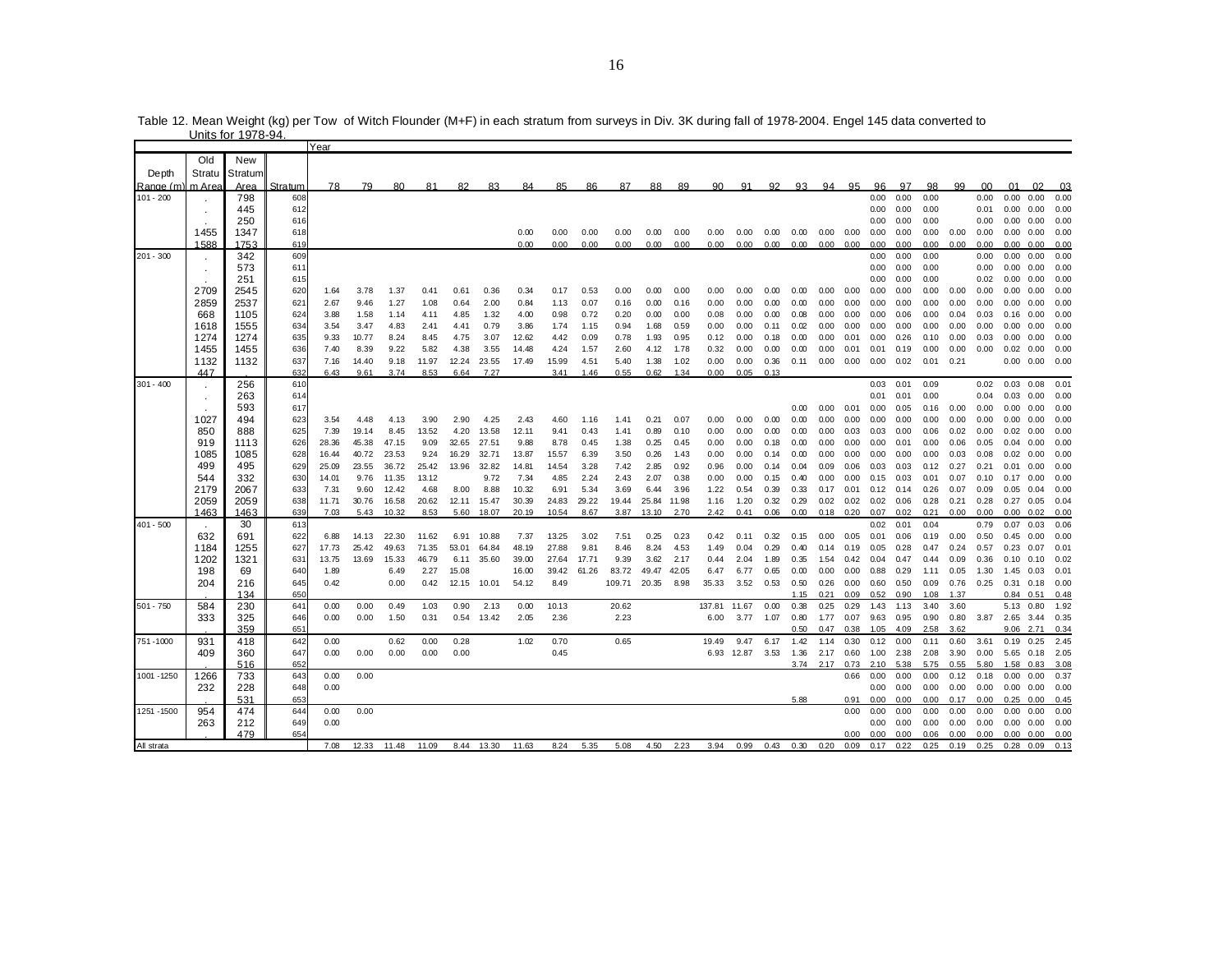Table 12. Mean Weight (kg) per Tow of Witch Flounder (M+F) in each stratum from surveys in Div. 3K during fall of 1978-2004. Engel 145 data converted to Units for 1978-94.

| Depth Range (m) | Old Stratum Area | New Stratum Area | Stratum | Year 78 | 79 | 80 | 81 | 82 | 83 | 84 | 85 | 86 | 87 | 88 | 89 | 90 | 91 | 92 | 93 | 94 | 95 | 96 | 97 | 98 | 99 | 00 | 01 | 02 | 03 |
|---|---|---|---|---|---|---|---|---|---|---|---|---|---|---|---|---|---|---|---|---|---|---|---|---|---|---|---|---|---|
| 101 - 200 | . | 798 | 608 | | | | | | | | | | | | | | | | | | | 0.00 | 0.00 | 0.00 | | 0.00 | 0.00 | 0.00 | 0.00 |
| | . | 445 | 612 | | | | | | | | | | | | | | | | | | | 0.00 | 0.00 | 0.00 | | 0.01 | 0.00 | 0.00 | 0.00 |
| | . | 250 | 616 | | | | | | | | | | | | | | | | | | | 0.00 | 0.00 | 0.00 | | 0.00 | 0.00 | 0.00 | 0.00 |
| | 1455 | 1347 | 618 | | | | | | | 0.00 | 0.00 | 0.00 | 0.00 | 0.00 | 0.00 | 0.00 | 0.00 | 0.00 | 0.00 | 0.00 | 0.00 | 0.00 | 0.00 | 0.00 | 0.00 | 0.00 | 0.00 | 0.00 | 0.00 |
| | 1588 | 1753 | 619 | | | | | | | 0.00 | 0.00 | 0.00 | 0.00 | 0.00 | 0.00 | 0.00 | 0.00 | 0.00 | 0.00 | 0.00 | 0.00 | 0.00 | 0.00 | 0.00 | 0.00 | 0.00 | 0.00 | 0.00 | 0.00 |
| 201 - 300 | . | 342 | 609 | | | | | | | | | | | | | | | | | | | 0.00 | 0.00 | 0.00 | | 0.00 | 0.00 | 0.00 | 0.00 |
| | . | 573 | 611 | | | | | | | | | | | | | | | | | | | 0.00 | 0.00 | 0.00 | | 0.00 | 0.00 | 0.00 | 0.00 |
| | . | 251 | 615 | | | | | | | | | | | | | | | | | | | 0.00 | 0.00 | 0.00 | | 0.02 | 0.00 | 0.00 | 0.00 |
| | 2709 | 2545 | 620 | 1.64 | 3.78 | 1.37 | 0.41 | 0.61 | 0.36 | 0.34 | 0.17 | 0.53 | 0.00 | 0.00 | 0.00 | 0.00 | 0.00 | 0.00 | 0.00 | 0.00 | 0.00 | 0.00 | 0.00 | 0.00 | 0.00 | 0.00 | 0.00 | 0.00 | 0.00 |
| | 2859 | 2537 | 621 | 2.67 | 9.46 | 1.27 | 1.08 | 0.64 | 2.00 | 0.84 | 1.13 | 0.07 | 0.16 | 0.00 | 0.16 | 0.00 | 0.00 | 0.00 | 0.00 | 0.00 | 0.00 | 0.00 | 0.00 | 0.00 | 0.00 | 0.00 | 0.00 | 0.00 | 0.00 |
| | 668 | 1105 | 624 | 3.88 | 1.58 | 1.14 | 4.11 | 4.85 | 1.32 | 4.00 | 0.98 | 0.72 | 0.20 | 0.00 | 0.00 | 0.08 | 0.00 | 0.00 | 0.08 | 0.00 | 0.00 | 0.00 | 0.06 | 0.00 | 0.04 | 0.03 | 0.16 | 0.00 | 0.00 |
| | 1618 | 1555 | 634 | 3.54 | 3.47 | 4.83 | 2.41 | 4.41 | 0.79 | 3.86 | 1.74 | 1.15 | 0.94 | 1.68 | 0.59 | 0.00 | 0.00 | 0.11 | 0.02 | 0.00 | 0.00 | 0.00 | 0.00 | 0.00 | 0.00 | 0.00 | 0.00 | 0.00 | 0.00 |
| | 1274 | 1274 | 635 | 9.33 | 10.77 | 8.24 | 8.45 | 4.75 | 3.07 | 12.62 | 4.42 | 0.09 | 0.78 | 1.93 | 0.95 | 0.12 | 0.00 | 0.18 | 0.00 | 0.00 | 0.01 | 0.00 | 0.26 | 0.10 | 0.00 | 0.03 | 0.00 | 0.00 | 0.00 |
| | 1455 | 1455 | 636 | 7.40 | 8.39 | 9.22 | 5.82 | 4.38 | 3.55 | 14.48 | 4.24 | 1.57 | 2.60 | 4.12 | 1.78 | 0.32 | 0.00 | 0.00 | 0.00 | 0.00 | 0.01 | 0.01 | 0.19 | 0.00 | 0.00 | 0.00 | 0.02 | 0.00 | 0.00 |
| | 1132 | 1132 | 637 | 7.16 | 14.40 | 9.18 | 11.97 | 12.24 | 23.55 | 17.49 | 15.99 | 4.51 | 5.40 | 1.38 | 1.02 | 0.00 | 0.00 | 0.36 | 0.11 | 0.00 | 0.00 | 0.00 | 0.02 | 0.01 | 0.21 | | 0.00 | 0.00 | 0.00 |
| | 447 | . | 632 | 6.43 | 9.61 | 3.74 | 8.53 | 6.64 | 7.27 | | 3.41 | 1.46 | 0.55 | 0.62 | 1.34 | 0.00 | 0.05 | 0.13 | | | | | | | | | | | |
| 301 - 400 | . | 256 | 610 | | | | | | | | | | | | | | | | | | | 0.03 | 0.01 | 0.09 | | 0.02 | 0.03 | 0.08 | 0.01 |
| | . | 263 | 614 | | | | | | | | | | | | | | | | | | | 0.01 | 0.01 | 0.00 | | 0.04 | 0.03 | 0.00 | 0.00 |
| | . | 593 | 617 | | | | | | | | | | | | | | | | 0.00 | 0.00 | 0.01 | 0.00 | 0.05 | 0.16 | 0.00 | 0.00 | 0.00 | 0.00 | 0.00 |
| | 1027 | 494 | 623 | 3.54 | 4.48 | 4.13 | 3.90 | 2.90 | 4.25 | 2.43 | 4.60 | 1.16 | 1.41 | 0.21 | 0.07 | 0.00 | 0.00 | 0.00 | 0.00 | 0.00 | 0.00 | 0.00 | 0.00 | 0.00 | 0.00 | 0.00 | 0.00 | 0.00 | 0.00 |
| | 850 | 888 | 625 | 7.39 | 19.14 | 8.45 | 13.52 | 4.20 | 13.58 | 12.11 | 9.41 | 0.43 | 1.41 | 0.89 | 0.10 | 0.00 | 0.00 | 0.00 | 0.00 | 0.00 | 0.03 | 0.03 | 0.00 | 0.06 | 0.02 | 0.00 | 0.02 | 0.00 | 0.00 |
| | 919 | 1113 | 626 | 28.36 | 45.38 | 47.15 | 9.09 | 32.65 | 27.51 | 9.88 | 8.78 | 0.45 | 1.38 | 0.25 | 0.45 | 0.00 | 0.00 | 0.18 | 0.00 | 0.00 | 0.00 | 0.00 | 0.01 | 0.00 | 0.06 | 0.05 | 0.04 | 0.00 | 0.00 |
| | 1085 | 1085 | 628 | 16.44 | 40.72 | 23.53 | 9.24 | 16.29 | 32.71 | 13.87 | 15.57 | 6.39 | 3.50 | 0.26 | 1.43 | 0.00 | 0.00 | 0.14 | 0.00 | 0.00 | 0.00 | 0.00 | 0.00 | 0.00 | 0.03 | 0.08 | 0.02 | 0.00 | 0.00 |
| | 499 | 495 | 629 | 25.09 | 23.55 | 36.72 | 25.42 | 13.96 | 32.82 | 14.81 | 14.54 | 3.28 | 7.42 | 2.85 | 0.92 | 0.96 | 0.00 | 0.14 | 0.04 | 0.09 | 0.06 | 0.03 | 0.03 | 0.12 | 0.27 | 0.21 | 0.01 | 0.00 | 0.00 |
| | 544 | 332 | 630 | 14.01 | 9.76 | 11.35 | 13.12 | | 9.72 | 7.34 | 4.85 | 2.24 | 2.43 | 2.07 | 0.38 | 0.00 | 0.00 | 0.15 | 0.40 | 0.00 | 0.00 | 0.15 | 0.03 | 0.01 | 0.07 | 0.10 | 0.17 | 0.00 | 0.00 |
| | 2179 | 2067 | 633 | 7.31 | 9.60 | 12.42 | 4.68 | 8.00 | 8.88 | 10.32 | 6.91 | 5.34 | 3.69 | 6.44 | 3.96 | 1.22 | 0.54 | 0.39 | 0.33 | 0.17 | 0.01 | 0.12 | 0.14 | 0.26 | 0.07 | 0.09 | 0.05 | 0.04 | 0.00 |
| | 2059 | 2059 | 638 | 11.71 | 30.76 | 16.58 | 20.62 | 12.11 | 15.47 | 30.39 | 24.83 | 29.22 | 19.44 | 25.84 | 11.98 | 1.16 | 1.20 | 0.32 | 0.29 | 0.02 | 0.02 | 0.02 | 0.06 | 0.28 | 0.21 | 0.28 | 0.27 | 0.05 | 0.04 |
| | 1463 | 1463 | 639 | 7.03 | 5.43 | 10.32 | 8.53 | 5.60 | 18.07 | 20.19 | 10.54 | 8.67 | 3.87 | 13.10 | 2.70 | 2.42 | 0.41 | 0.06 | 0.00 | 0.18 | 0.20 | 0.07 | 0.02 | 0.21 | 0.00 | 0.00 | 0.00 | 0.02 | 0.00 |
| 401 - 500 | . | 30 | 613 | | | | | | | | | | | | | | | | | | | 0.02 | 0.01 | 0.04 | | 0.79 | 0.07 | 0.03 | 0.06 |
| | 632 | 691 | 622 | 6.88 | 14.13 | 22.30 | 11.62 | 6.91 | 10.88 | 7.37 | 13.25 | 3.02 | 7.51 | 0.25 | 0.23 | 0.42 | 0.11 | 0.32 | 0.15 | 0.00 | 0.05 | 0.01 | 0.06 | 0.19 | 0.00 | 0.50 | 0.45 | 0.00 | 0.00 |
| | 1184 | 1255 | 627 | 17.73 | 25.42 | 49.63 | 71.35 | 53.01 | 64.84 | 48.19 | 27.88 | 9.81 | 8.46 | 8.24 | 4.53 | 1.49 | 0.04 | 0.29 | 0.40 | 0.14 | 0.19 | 0.05 | 0.28 | 0.47 | 0.24 | 0.57 | 0.23 | 0.07 | 0.01 |
| | 1202 | 1321 | 631 | 13.75 | 13.69 | 15.33 | 46.79 | 6.11 | 35.60 | 39.00 | 27.64 | 17.71 | 9.39 | 3.62 | 2.17 | 0.44 | 2.04 | 1.89 | 0.35 | 1.54 | 0.42 | 0.04 | 0.47 | 0.44 | 0.09 | 0.36 | 0.10 | 0.10 | 0.02 |
| | 198 | 69 | 640 | 1.89 | | 6.49 | 2.27 | 15.08 | | 16.00 | 39.42 | 61.26 | 83.72 | 49.47 | 42.05 | 6.47 | 6.77 | 0.65 | 0.00 | 0.00 | 0.00 | 0.88 | 0.29 | 1.11 | 0.05 | 1.30 | 1.45 | 0.03 | 0.01 |
| | 204 | 216 | 645 | 0.42 | | 0.00 | 0.42 | 12.15 | 10.01 | 54.12 | 8.49 | | 109.71 | 20.35 | 8.98 | 35.33 | 3.52 | 0.53 | 0.50 | 0.26 | 0.00 | 0.60 | 0.50 | 0.09 | 0.76 | 0.25 | 0.31 | 0.18 | 0.00 |
| | . | 134 | 650 | | | | | | | | | | | | | | | | 1.15 | 0.21 | 0.09 | 0.52 | 0.90 | 1.08 | 1.37 | | 0.84 | 0.51 | 0.48 |
| 501 - 750 | 584 | 230 | 641 | 0.00 | 0.00 | 0.49 | 1.03 | 0.90 | 2.13 | 0.00 | 10.13 | | 20.62 | | | 137.81 | 11.67 | 0.00 | 0.38 | 0.25 | 0.29 | 1.43 | 1.13 | 3.40 | 3.60 | | 5.13 | 0.80 | 1.92 |
| | 333 | 325 | 646 | 0.00 | 0.00 | 1.50 | 0.31 | 0.54 | 13.42 | 2.05 | 2.36 | | 2.23 | | | 6.00 | 3.77 | 1.07 | 0.80 | 1.77 | 0.07 | 9.63 | 0.95 | 0.90 | 0.80 | 3.87 | 2.65 | 3.44 | 0.35 |
| | . | 359 | 651 | | | | | | | | | | | | | | | | 0.50 | 0.47 | 0.38 | 1.05 | 4.09 | 2.58 | 3.62 | | 9.06 | 2.71 | 0.34 |
| 751 -1000 | 931 | 418 | 642 | 0.00 | | 0.62 | 0.00 | 0.28 | | 1.02 | 0.70 | | 0.65 | | | 19.49 | 9.47 | 6.17 | 1.42 | 1.14 | 0.30 | 0.12 | 0.00 | 0.11 | 0.60 | 3.61 | 0.19 | 0.25 | 2.45 |
| | 409 | 360 | 647 | 0.00 | 0.00 | 0.00 | 0.00 | 0.00 | | | 0.45 | | | | | 6.93 | 12.87 | 3.53 | 1.36 | 2.17 | 0.60 | 1.00 | 2.38 | 2.08 | 3.90 | 0.00 | 5.65 | 0.18 | 2.05 |
| | . | 516 | 652 | | | | | | | | | | | | | | | | 3.74 | 2.17 | 0.73 | 2.10 | 5.38 | 5.75 | 0.55 | 5.80 | 1.58 | 0.83 | 3.08 |
| 1001 -1250 | 1266 | 733 | 643 | 0.00 | 0.00 | | | | | | | | | | | | | | | | 0.66 | 0.00 | 0.00 | 0.00 | 0.12 | 0.18 | 0.00 | 0.00 | 0.37 |
| | 232 | 228 | 648 | 0.00 | | | | | | | | | | | | | | | | | | 0.00 | 0.00 | 0.00 | 0.00 | 0.00 | 0.00 | 0.00 | 0.00 |
| | . | 531 | 653 | | | | | | | | | | | | | | | | 5.88 | | 0.91 | 0.00 | 0.00 | 0.00 | 0.17 | 0.00 | 0.25 | 0.00 | 0.45 |
| 1251 -1500 | 954 | 474 | 644 | 0.00 | 0.00 | | | | | | | | | | | | | | | | 0.00 | 0.00 | 0.00 | 0.00 | 0.00 | 0.00 | 0.00 | 0.00 | 0.00 |
| | 263 | 212 | 649 | 0.00 | | | | | | | | | | | | | | | | | | 0.00 | 0.00 | 0.00 | 0.00 | 0.00 | 0.00 | 0.00 | 0.00 |
| | . | 479 | 654 | | | | | | | | | | | | | | | | | | 0.00 | 0.00 | 0.00 | 0.06 | 0.00 | 0.00 | 0.00 | 0.00 | 0.00 |
| All strata | | | | 7.08 | 12.33 | 11.48 | 11.09 | 8.44 | 13.30 | 11.63 | 8.24 | 5.35 | 5.08 | 4.50 | 2.23 | 3.94 | 0.99 | 0.43 | 0.30 | 0.20 | 0.09 | 0.17 | 0.22 | 0.25 | 0.19 | 0.25 | 0.28 | 0.09 | 0.13 |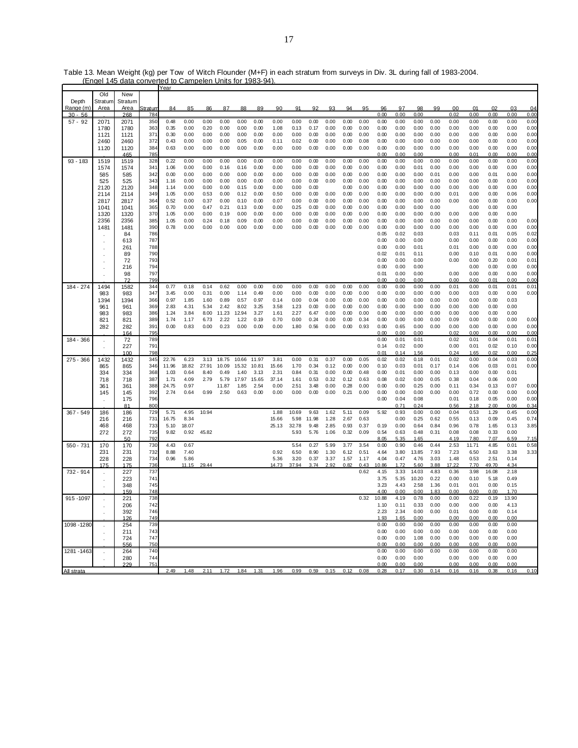Table 13. Mean Weight (kg) per Tow of Witch Flounder (M+F) in each stratum from surveys in Div. 3L during fall of 1983-2004. (Engel 145 data converted to Campelen Units for 1983-94).

| Depth Range (m) | Old Stratum Area | New Stratum Area | Stratum | 84 | 85 | 86 | 87 | 88 | 89 | 90 | 91 | 92 | 93 | 94 | 95 | 96 | 97 | 98 | 99 | 00 | 01 | 02 | 03 | 04 |
|---|---|---|---|---|---|---|---|---|---|---|---|---|---|---|---|---|---|---|---|---|---|---|---|---|
| 30 - 56 | . | 268 | 784 | | | | | | | | | | | | | 0.00 | 0.00 | 0.00 | | 0.02 | 0.00 | 0.00 | 0.00 | 0.00 |
| 57 - 92 | 2071 | 2071 | 350 | 0.48 | 0.00 | 0.00 | 0.00 | 0.00 | 0.00 | 0.00 | 0.00 | 0.00 | 0.00 | 0.00 | 0.00 | 0.00 | 0.00 | 0.00 | 0.00 | 0.00 | 0.00 | 0.00 | 0.00 | 0.00 |
| | 1780 | 1780 | 363 | 0.35 | 0.00 | 0.20 | 0.00 | 0.00 | 0.00 | 1.08 | 0.13 | 0.17 | 0.00 | 0.00 | 0.00 | 0.00 | 0.00 | 0.00 | 0.00 | 0.00 | 0.00 | 0.00 | 0.00 | 0.00 |
| | 1121 | 1121 | 371 | 0.30 | 0.00 | 0.00 | 0.00 | 0.00 | 0.00 | 0.00 | 0.00 | 0.00 | 0.00 | 0.00 | 0.00 | 0.00 | 0.00 | 0.00 | 0.00 | 0.00 | 0.00 | 0.00 | 0.00 | 0.00 |
| | 2460 | 2460 | 372 | 0.43 | 0.00 | 0.00 | 0.00 | 0.05 | 0.00 | 0.11 | 0.02 | 0.00 | 0.00 | 0.00 | 0.08 | 0.00 | 0.00 | 0.00 | 0.00 | 0.00 | 0.00 | 0.00 | 0.00 | 0.00 |
| | 1120 | 1120 | 384 | 0.63 | 0.00 | 0.00 | 0.00 | 0.00 | 0.00 | 0.00 | 0.00 | 0.00 | 0.00 | 0.00 | 0.00 | 0.00 | 0.00 | 0.00 | 0.00 | 0.00 | 0.00 | 0.00 | 0.00 | 0.00 |
| | . | 465 | 785 | | | | | | | | | | | | | 0.00 | 0.00 | 0.00 | | 0.00 | 0.01 | 0.00 | 0.00 | 0.00 |
| 93 - 183 | 1519 | 1519 | 328 | 0.22 | 0.00 | 0.00 | 0.00 | 0.00 | 0.00 | 0.00 | 0.00 | 0.00 | 0.00 | 0.00 | 0.00 | 0.00 | 0.00 | 0.00 | 0.00 | 0.00 | 0.00 | 0.00 | 0.00 | 0.00 |
| | 1574 | 1574 | 341 | 1.06 | 0.00 | 0.00 | 0.16 | 0.16 | 0.00 | 0.00 | 0.00 | 0.00 | 0.00 | 0.00 | 0.00 | 0.00 | 0.00 | 0.01 | 0.00 | 0.00 | 0.00 | 0.00 | 0.00 | 0.00 |
| | 585 | 585 | 342 | 0.00 | 0.00 | 0.00 | 0.00 | 0.00 | 0.00 | 0.00 | 0.00 | 0.00 | 0.00 | 0.00 | 0.00 | 0.00 | 0.00 | 0.00 | 0.01 | 0.00 | 0.00 | 0.01 | 0.00 | 0.00 |
| | 525 | 525 | 343 | 1.16 | 0.00 | 0.00 | 0.00 | 0.00 | 0.00 | 0.00 | 0.00 | 0.00 | 0.00 | 0.00 | 0.00 | 0.00 | 0.00 | 0.00 | 0.00 | 0.00 | 0.00 | 0.00 | 0.00 | 0.00 |
| | 2120 | 2120 | 348 | 1.14 | 0.00 | 0.00 | 0.00 | 0.15 | 0.00 | 0.00 | 0.00 | 0.00 | | 0.00 | 0.00 | 0.00 | 0.00 | 0.00 | 0.00 | 0.00 | 0.00 | 0.00 | 0.00 | 0.00 |
| | 2114 | 2114 | 349 | 1.05 | 0.00 | 0.53 | 0.00 | 0.12 | 0.00 | 0.50 | 0.00 | 0.00 | 0.00 | 0.00 | 0.00 | 0.00 | 0.00 | 0.00 | 0.00 | 0.01 | 0.00 | 0.00 | 0.06 | 0.00 |
| | 2817 | 2817 | 364 | 0.52 | 0.00 | 0.37 | 0.00 | 0.10 | 0.00 | 0.07 | 0.00 | 0.00 | 0.00 | 0.00 | 0.00 | 0.00 | 0.00 | 0.00 | 0.00 | 0.00 | 0.00 | 0.00 | 0.00 | 0.00 |
| | 1041 | 1041 | 365 | 0.70 | 0.00 | 0.47 | 0.21 | 0.13 | 0.00 | 0.00 | 0.25 | 0.00 | 0.00 | 0.00 | 0.00 | 0.00 | 0.00 | 0.00 | 0.00 | | 0.00 | 0.00 | 0.00 | |
| | 1320 | 1320 | 370 | 1.05 | 0.00 | 0.00 | 0.19 | 0.00 | 0.00 | 0.00 | 0.00 | 0.00 | 0.00 | 0.00 | 0.00 | 0.00 | 0.00 | 0.00 | 0.00 | 0.00 | 0.00 | 0.00 | 0.00 | |
| | 2356 | 2356 | 385 | 1.05 | 0.00 | 0.24 | 0.18 | 0.09 | 0.00 | 0.00 | 0.00 | 0.00 | 0.00 | 0.00 | 0.00 | 0.00 | 0.00 | 0.00 | 0.00 | 0.00 | 0.00 | 0.00 | 0.00 | 0.00 |
| | 1481 | 1481 | 390 | 0.78 | 0.00 | 0.00 | 0.00 | 0.00 | 0.00 | 0.00 | 0.00 | 0.00 | 0.00 | 0.00 | 0.00 | 0.00 | 0.00 | 0.00 | 0.00 | 0.00 | 0.00 | 0.00 | 0.00 | 0.00 |
| | . | 84 | 786 | | | | | | | | | | | | | 0.05 | 0.02 | 0.03 | | 0.03 | 0.11 | 0.01 | 0.05 | 0.02 |
| | . | 613 | 787 | | | | | | | | | | | | | 0.00 | 0.00 | 0.00 | | 0.00 | 0.00 | 0.00 | 0.00 | 0.00 |
| | . | 261 | 788 | | | | | | | | | | | | | 0.00 | 0.00 | 0.01 | | 0.01 | 0.00 | 0.00 | 0.00 | 0.00 |
| | . | 89 | 790 | | | | | | | | | | | | | 0.02 | 0.01 | 0.11 | | 0.00 | 0.10 | 0.01 | 0.00 | 0.00 |
| | . | 72 | 793 | | | | | | | | | | | | | 0.00 | 0.00 | 0.00 | | 0.00 | 0.00 | 0.20 | 0.00 | 0.01 |
| | . | 216 | 794 | | | | | | | | | | | | | 0.00 | 0.00 | 0.00 | | | 0.00 | 0.00 | 0.00 | 0.00 |
| | . | 98 | 797 | | | | | | | | | | | | | 0.01 | 0.00 | 0.00 | | 0.00 | 0.00 | 0.00 | 0.00 | 0.00 |
| | . | 72 | 799 | | | | | | | | | | | | | 0.00 | 0.00 | 0.00 | | 0.00 | 0.00 | 0.01 | 0.00 | 0.00 |
| 184 - 274 | 1494 | 1582 | 344 | 0.77 | 0.18 | 0.14 | 0.62 | 0.00 | 0.00 | 0.00 | 0.00 | 0.00 | 0.00 | 0.00 | 0.00 | 0.00 | 0.00 | 0.00 | 0.00 | 0.01 | 0.00 | 0.01 | 0.01 | 0.01 |
| | 983 | 983 | 347 | 3.45 | 0.00 | 0.31 | 0.00 | 1.14 | 0.49 | 0.00 | 0.00 | 0.00 | 0.00 | 0.00 | 0.00 | 0.00 | 0.00 | 0.00 | 0.00 | 0.00 | 0.03 | 0.00 | 0.00 | 0.00 |
| | 1394 | 1394 | 366 | 0.97 | 1.85 | 1.60 | 0.89 | 0.57 | 0.97 | 0.14 | 0.00 | 0.04 | 0.00 | 0.00 | 0.00 | 0.00 | 0.00 | 0.00 | 0.00 | 0.00 | 0.00 | 0.00 | 0.03 | |
| | 961 | 961 | 369 | 2.83 | 4.31 | 5.34 | 2.42 | 8.02 | 3.25 | 3.58 | 1.23 | 0.00 | 0.00 | 0.00 | 0.00 | 0.00 | 0.00 | 0.00 | 0.00 | 0.00 | 0.00 | 0.00 | 0.00 | |
| | 983 | 983 | 386 | 1.24 | 3.84 | 8.00 | 11.23 | 12.94 | 3.27 | 1.61 | 2.27 | 6.47 | 0.00 | 0.00 | 0.00 | 0.00 | 0.00 | 0.00 | 0.00 | 0.00 | 0.00 | 0.00 | 0.00 | |
| | 821 | 821 | 389 | 1.74 | 1.17 | 6.73 | 2.22 | 1.22 | 0.19 | 0.70 | 0.00 | 0.24 | 0.00 | 0.00 | 0.34 | 0.00 | 0.00 | 0.00 | 0.00 | 0.09 | 0.00 | 0.00 | 0.00 | 0.00 |
| | 282 | 282 | 391 | 0.00 | 0.83 | 0.00 | 0.23 | 0.00 | 0.00 | 0.00 | 1.80 | 0.56 | 0.00 | 0.00 | 0.93 | 0.00 | 0.65 | 0.00 | 0.00 | 0.00 | 0.00 | 0.00 | 0.00 | 0.00 |
| | . | 164 | 795 | | | | | | | | | | | | | 0.00 | 0.00 | 0.00 | | 0.02 | 0.00 | 0.00 | 0.00 | 0.00 |
| 184 - 366 | . | 72 | 789 | | | | | | | | | | | | | 0.00 | 0.01 | 0.01 | | 0.02 | 0.01 | 0.04 | 0.01 | 0.01 |
| | . | 227 | 791 | | | | | | | | | | | | | 0.14 | 0.02 | 0.00 | | 0.00 | 0.01 | 0.02 | 0.10 | 0.00 |
| | . | 100 | 798 | | | | | | | | | | | | | 0.01 | 0.14 | 1.56 | | 0.24 | 1.65 | 0.02 | 0.00 | 0.25 |
| 275 - 366 | 1432 | 1432 | 345 | 22.76 | 6.23 | 3.13 | 18.75 | 10.66 | 11.97 | 3.81 | 0.00 | 0.31 | 0.37 | 0.00 | 0.05 | 0.02 | 0.02 | 0.18 | 0.01 | 0.02 | 0.00 | 0.04 | 0.03 | 0.00 |
| | 865 | 865 | 346 | 11.96 | 18.82 | 27.91 | 10.09 | 15.32 | 10.81 | 15.66 | 1.70 | 0.34 | 0.12 | 0.00 | 0.00 | 0.10 | 0.03 | 0.01 | 0.17 | 0.14 | 0.06 | 0.03 | 0.01 | 0.00 |
| | 334 | 334 | 368 | 1.03 | 0.64 | 8.40 | 0.49 | 1.40 | 3.13 | 2.31 | 0.84 | 0.31 | 0.00 | 0.00 | 0.48 | 0.00 | 0.01 | 0.00 | 0.00 | 0.13 | 0.00 | 0.00 | 0.01 | |
| | 718 | 718 | 387 | 1.71 | 4.09 | 2.79 | 5.79 | 17.97 | 15.65 | 37.14 | 1.61 | 0.53 | 0.32 | 0.12 | 0.63 | 0.08 | 0.02 | 0.00 | 0.05 | 0.38 | 0.04 | 0.06 | 0.00 | |
| | 361 | 361 | 388 | 24.75 | 0.97 | | 11.87 | 1.85 | 2.54 | 0.00 | 2.51 | 3.48 | 0.00 | 0.28 | 0.00 | 0.00 | 0.00 | 0.25 | 0.00 | 0.11 | 0.34 | 0.13 | 0.07 | 0.00 |
| | 145 | 145 | 392 | 2.74 | 0.64 | 0.99 | 2.50 | 0.63 | 0.00 | 0.00 | 0.00 | 0.00 | 0.00 | 0.21 | 0.00 | 0.00 | 0.00 | 0.00 | 0.00 | 0.00 | 0.72 | 0.00 | 0.00 | 0.00 |
| | . | 175 | 796 | | | | | | | | | | | | | 0.00 | 0.04 | 0.08 | | 0.01 | 0.18 | 0.05 | 0.00 | 0.00 |
| | . | 81 | 800 | | | | | | | | | | | | | | 0.71 | 0.24 | | 0.56 | 2.18 | 2.00 | 0.06 | 0.34 |
| 367 - 549 | 186 | 186 | 729 | 5.71 | 4.95 | 10.94 | | | | 1.88 | 10.69 | 9.63 | 1.62 | 5.11 | 0.09 | 5.92 | 0.93 | 0.00 | 0.00 | 0.04 | 0.53 | 1.29 | 0.45 | 0.00 |
| | 216 | 216 | 731 | 16.75 | 8.34 | | | | | 15.66 | 5.98 | 11.98 | 1.28 | 2.67 | 0.63 | | 0.00 | 0.25 | 0.62 | 0.55 | 0.13 | 0.09 | 0.45 | 0.74 |
| | 468 | 468 | 733 | 5.10 | 18.07 | | | | | 25.13 | 32.78 | 9.48 | 2.85 | 0.93 | 0.37 | 0.19 | 0.00 | 0.64 | 0.84 | 0.96 | 0.78 | 1.65 | 0.13 | 3.85 |
| | 272 | 272 | 735 | 9.82 | 0.92 | 45.82 | | | | | 5.93 | 5.76 | 1.06 | 0.32 | 0.09 | 0.54 | 0.63 | 0.48 | 0.31 | 0.08 | 0.08 | 0.33 | 0.00 | |
| | . | 50 | 792 | | | | | | | | | | | | | 8.05 | 5.35 | 1.65 | | 4.19 | 7.80 | 7.07 | 6.59 | 7.15 |
| 550 - 731 | 170 | 170 | 730 | 4.43 | 0.67 | | | | | | 5.54 | 0.27 | 5.99 | 3.77 | 3.54 | 0.00 | 0.90 | 0.46 | 0.44 | 2.53 | 11.71 | 4.85 | 0.01 | 0.58 |
| | 231 | 231 | 732 | 8.88 | 7.40 | | | | | 0.92 | 6.50 | 8.90 | 1.30 | 6.12 | 0.51 | 4.64 | 3.80 | 13.85 | 7.93 | 7.23 | 6.50 | 3.63 | 3.38 | 3.33 |
| | 228 | 228 | 734 | 0.96 | 5.86 | | | | | 5.36 | 3.20 | 0.37 | 3.37 | 1.57 | 1.17 | 4.04 | 0.47 | 4.76 | 3.03 | 1.48 | 0.53 | 2.51 | 0.14 | |
| | 175 | 175 | 736 | | 11.15 | 29.44 | | | | 14.73 | 37.94 | 3.74 | 2.92 | 0.82 | 0.43 | 10.86 | 1.72 | 5.60 | 3.88 | 17.22 | 7.70 | 49.70 | 4.34 | |
| 732 - 914 | . | 227 | 737 | | | | | | | | | | | | 0.62 | 4.15 | 3.33 | 14.03 | 4.83 | 0.36 | 3.98 | 16.08 | 2.18 | |
| | . | 223 | 741 | | | | | | | | | | | | | 3.75 | 5.35 | 10.20 | 0.22 | 0.00 | 0.10 | 5.18 | 0.49 | |
| | . | 348 | 745 | | | | | | | | | | | | | 3.23 | 4.43 | 2.58 | 1.36 | 0.01 | 0.01 | 0.00 | 0.15 | |
| | . | 159 | 748 | | | | | | | | | | | | | 4.00 | 0.00 | 0.00 | 1.83 | 0.00 | 0.00 | 0.00 | 1.70 | |
| 915 -1097 | . | 221 | 738 | | | | | | | | | | | | 0.32 | 10.88 | 4.19 | 0.78 | 0.00 | 0.00 | 0.22 | 0.19 | 13.90 | |
| | . | 206 | 742 | | | | | | | | | | | | | 1.10 | 0.11 | 0.33 | 0.00 | 0.00 | 0.00 | 0.00 | 4.13 | |
| | . | 392 | 746 | | | | | | | | | | | | | 2.23 | 2.34 | 0.00 | 0.00 | 0.01 | 0.00 | 0.00 | 0.14 | |
| | . | 126 | 749 | | | | | | | | | | | | | 1.93 | 1.65 | 0.00 | | 0.00 | 0.00 | 0.00 | 0.00 | |
| 1098 -1280 | . | 254 | 739 | | | | | | | | | | | | | 0.00 | 0.00 | 0.00 | 0.00 | 0.00 | 0.00 | 0.00 | 0.00 | |
| | . | 211 | 743 | | | | | | | | | | | | | 0.00 | 0.00 | 0.00 | 0.00 | 0.00 | 0.00 | 0.00 | 0.00 | |
| | . | 724 | 747 | | | | | | | | | | | | | 0.00 | 0.00 | 1.08 | 0.00 | 0.00 | 0.00 | 0.00 | 0.00 | |
| | . | 556 | 750 | | | | | | | | | | | | | 0.00 | 0.00 | 0.00 | 0.00 | 0.00 | 0.00 | 0.00 | 0.00 | |
| 1281 -1463 | . | 264 | 740 | | | | | | | | | | | | | 0.00 | 0.00 | 0.00 | 0.00 | 0.00 | 0.00 | 0.00 | 0.00 | |
| | . | 280 | 744 | | | | | | | | | | | | | 0.00 | 0.00 | 0.00 | | 0.00 | 0.00 | 0.00 | 0.00 | |
| | . | 229 | 751 | | | | | | | | | | | | | 0.00 | 0.00 | 0.00 | | 0.00 | 0.00 | 0.00 | 0.00 | |
| All strata | | | | 2.49 | 1.48 | 2.11 | 1.72 | 1.84 | 1.31 | 1.96 | 0.99 | 0.59 | 0.15 | 0.12 | 0.08 | 0.28 | 0.17 | 0.30 | 0.14 | 0.16 | 0.16 | 0.38 | 0.16 | 0.10 |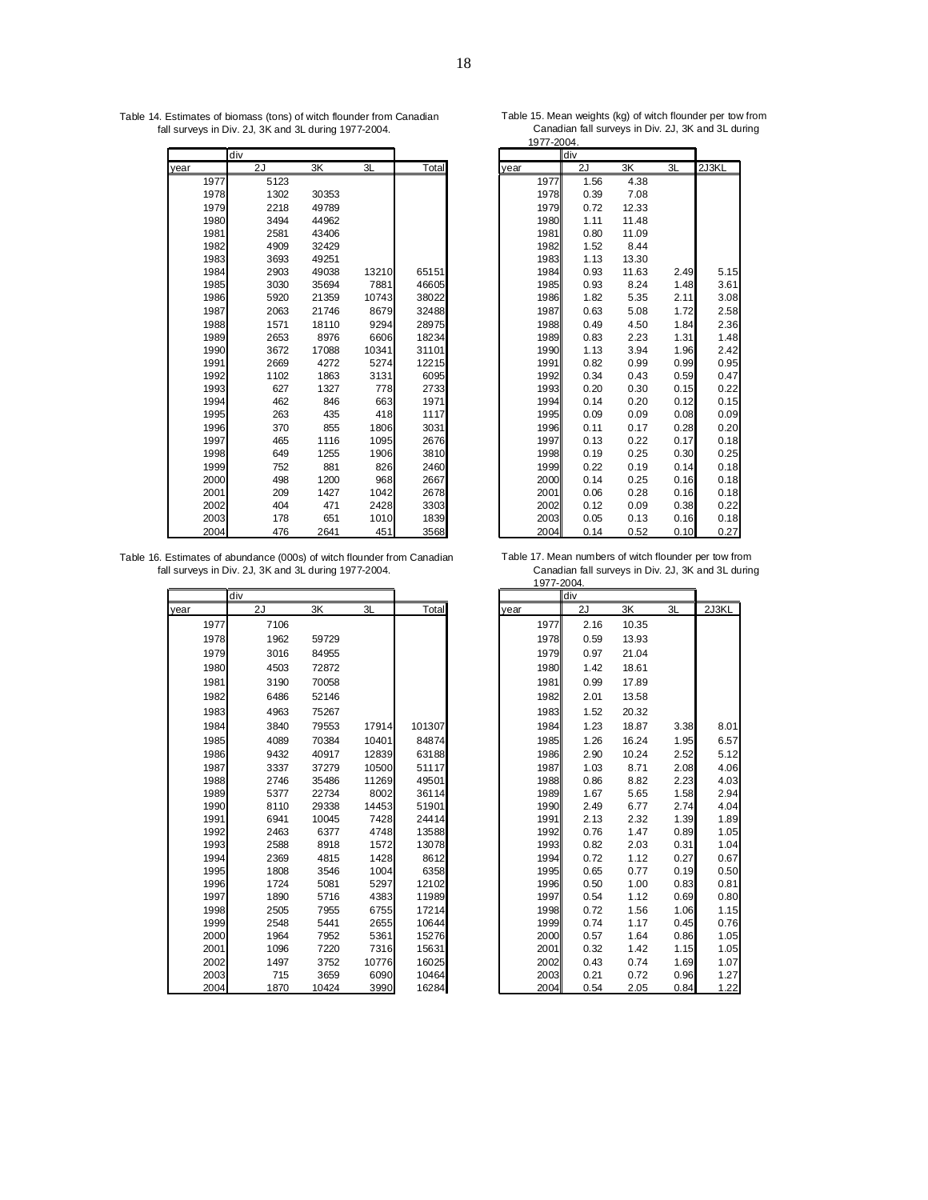Table 14. Estimates of biomass (tons) of witch flounder from Canadian fall surveys in Div. 2J, 3K and 3L during 1977-2004.

| | div | | | |
|---|---|---|---|---|
| year | 2J | 3K | 3L | Total |
| 1977 | 5123 | | | |
| 1978 | 1302 | 30353 | | |
| 1979 | 2218 | 49789 | | |
| 1980 | 3494 | 44962 | | |
| 1981 | 2581 | 43406 | | |
| 1982 | 4909 | 32429 | | |
| 1983 | 3693 | 49251 | | |
| 1984 | 2903 | 49038 | 13210 | 65151 |
| 1985 | 3030 | 35694 | 7881 | 46605 |
| 1986 | 5920 | 21359 | 10743 | 38022 |
| 1987 | 2063 | 21746 | 8679 | 32488 |
| 1988 | 1571 | 18110 | 9294 | 28975 |
| 1989 | 2653 | 8976 | 6606 | 18234 |
| 1990 | 3672 | 17088 | 10341 | 31101 |
| 1991 | 2669 | 4272 | 5274 | 12215 |
| 1992 | 1102 | 1863 | 3131 | 6095 |
| 1993 | 627 | 1327 | 778 | 2733 |
| 1994 | 462 | 846 | 663 | 1971 |
| 1995 | 263 | 435 | 418 | 1117 |
| 1996 | 370 | 855 | 1806 | 3031 |
| 1997 | 465 | 1116 | 1095 | 2676 |
| 1998 | 649 | 1255 | 1906 | 3810 |
| 1999 | 752 | 881 | 826 | 2460 |
| 2000 | 498 | 1200 | 968 | 2667 |
| 2001 | 209 | 1427 | 1042 | 2678 |
| 2002 | 404 | 471 | 2428 | 3303 |
| 2003 | 178 | 651 | 1010 | 1839 |
| 2004 | 476 | 2641 | 451 | 3568 |

Table 15. Mean weights (kg) of witch flounder per tow from Canadian fall surveys in Div. 2J, 3K and 3L during 1977-2004.

| | div | | | |
|---|---|---|---|---|
| year | 2J | 3K | 3L | 2J3KL |
| 1977 | 1.56 | 4.38 | | |
| 1978 | 0.39 | 7.08 | | |
| 1979 | 0.72 | 12.33 | | |
| 1980 | 1.11 | 11.48 | | |
| 1981 | 0.80 | 11.09 | | |
| 1982 | 1.52 | 8.44 | | |
| 1983 | 1.13 | 13.30 | | |
| 1984 | 0.93 | 11.63 | 2.49 | 5.15 |
| 1985 | 0.93 | 8.24 | 1.48 | 3.61 |
| 1986 | 1.82 | 5.35 | 2.11 | 3.08 |
| 1987 | 0.63 | 5.08 | 1.72 | 2.58 |
| 1988 | 0.49 | 4.50 | 1.84 | 2.36 |
| 1989 | 0.83 | 2.23 | 1.31 | 1.48 |
| 1990 | 1.13 | 3.94 | 1.96 | 2.42 |
| 1991 | 0.82 | 0.99 | 0.99 | 0.95 |
| 1992 | 0.34 | 0.43 | 0.59 | 0.47 |
| 1993 | 0.20 | 0.30 | 0.15 | 0.22 |
| 1994 | 0.14 | 0.20 | 0.12 | 0.15 |
| 1995 | 0.09 | 0.09 | 0.08 | 0.09 |
| 1996 | 0.11 | 0.17 | 0.28 | 0.20 |
| 1997 | 0.13 | 0.22 | 0.17 | 0.18 |
| 1998 | 0.19 | 0.25 | 0.30 | 0.25 |
| 1999 | 0.22 | 0.19 | 0.14 | 0.18 |
| 2000 | 0.14 | 0.25 | 0.16 | 0.18 |
| 2001 | 0.06 | 0.28 | 0.16 | 0.18 |
| 2002 | 0.12 | 0.09 | 0.38 | 0.22 |
| 2003 | 0.05 | 0.13 | 0.16 | 0.18 |
| 2004 | 0.14 | 0.52 | 0.10 | 0.27 |

Table 16. Estimates of abundance (000s) of witch flounder from Canadian fall surveys in Div. 2J, 3K and 3L during 1977-2004.

| | div | | | |
|---|---|---|---|---|
| year | 2J | 3K | 3L | Total |
| 1977 | 7106 | | | |
| 1978 | 1962 | 59729 | | |
| 1979 | 3016 | 84955 | | |
| 1980 | 4503 | 72872 | | |
| 1981 | 3190 | 70058 | | |
| 1982 | 6486 | 52146 | | |
| 1983 | 4963 | 75267 | | |
| 1984 | 3840 | 79553 | 17914 | 101307 |
| 1985 | 4089 | 70384 | 10401 | 84874 |
| 1986 | 9432 | 40917 | 12839 | 63188 |
| 1987 | 3337 | 37279 | 10500 | 51117 |
| 1988 | 2746 | 35486 | 11269 | 49501 |
| 1989 | 5377 | 22734 | 8002 | 36114 |
| 1990 | 8110 | 29338 | 14453 | 51901 |
| 1991 | 6941 | 10045 | 7428 | 24414 |
| 1992 | 2463 | 6377 | 4748 | 13588 |
| 1993 | 2588 | 8918 | 1572 | 13078 |
| 1994 | 2369 | 4815 | 1428 | 8612 |
| 1995 | 1808 | 3546 | 1004 | 6358 |
| 1996 | 1724 | 5081 | 5297 | 12102 |
| 1997 | 1890 | 5716 | 4383 | 11989 |
| 1998 | 2505 | 7955 | 6755 | 17214 |
| 1999 | 2548 | 5441 | 2655 | 10644 |
| 2000 | 1964 | 7952 | 5361 | 15276 |
| 2001 | 1096 | 7220 | 7316 | 15631 |
| 2002 | 1497 | 3752 | 10776 | 16025 |
| 2003 | 715 | 3659 | 6090 | 10464 |
| 2004 | 1870 | 10424 | 3990 | 16284 |

Table 17. Mean numbers of witch flounder per tow from Canadian fall surveys in Div. 2J, 3K and 3L during 1977-2004.

| | div | | | |
|---|---|---|---|---|
| year | 2J | 3K | 3L | 2J3KL |
| 1977 | 2.16 | 10.35 | | |
| 1978 | 0.59 | 13.93 | | |
| 1979 | 0.97 | 21.04 | | |
| 1980 | 1.42 | 18.61 | | |
| 1981 | 0.99 | 17.89 | | |
| 1982 | 2.01 | 13.58 | | |
| 1983 | 1.52 | 20.32 | | |
| 1984 | 1.23 | 18.87 | 3.38 | 8.01 |
| 1985 | 1.26 | 16.24 | 1.95 | 6.57 |
| 1986 | 2.90 | 10.24 | 2.52 | 5.12 |
| 1987 | 1.03 | 8.71 | 2.08 | 4.06 |
| 1988 | 0.86 | 8.82 | 2.23 | 4.03 |
| 1989 | 1.67 | 5.65 | 1.58 | 2.94 |
| 1990 | 2.49 | 6.77 | 2.74 | 4.04 |
| 1991 | 2.13 | 2.32 | 1.39 | 1.89 |
| 1992 | 0.76 | 1.47 | 0.89 | 1.05 |
| 1993 | 0.82 | 2.03 | 0.31 | 1.04 |
| 1994 | 0.72 | 1.12 | 0.27 | 0.67 |
| 1995 | 0.65 | 0.77 | 0.19 | 0.50 |
| 1996 | 0.50 | 1.00 | 0.83 | 0.81 |
| 1997 | 0.54 | 1.12 | 0.69 | 0.80 |
| 1998 | 0.72 | 1.56 | 1.06 | 1.15 |
| 1999 | 0.74 | 1.17 | 0.45 | 0.76 |
| 2000 | 0.57 | 1.64 | 0.86 | 1.05 |
| 2001 | 0.32 | 1.42 | 1.15 | 1.05 |
| 2002 | 0.43 | 0.74 | 1.69 | 1.07 |
| 2003 | 0.21 | 0.72 | 0.96 | 1.27 |
| 2004 | 0.54 | 2.05 | 0.84 | 1.22 |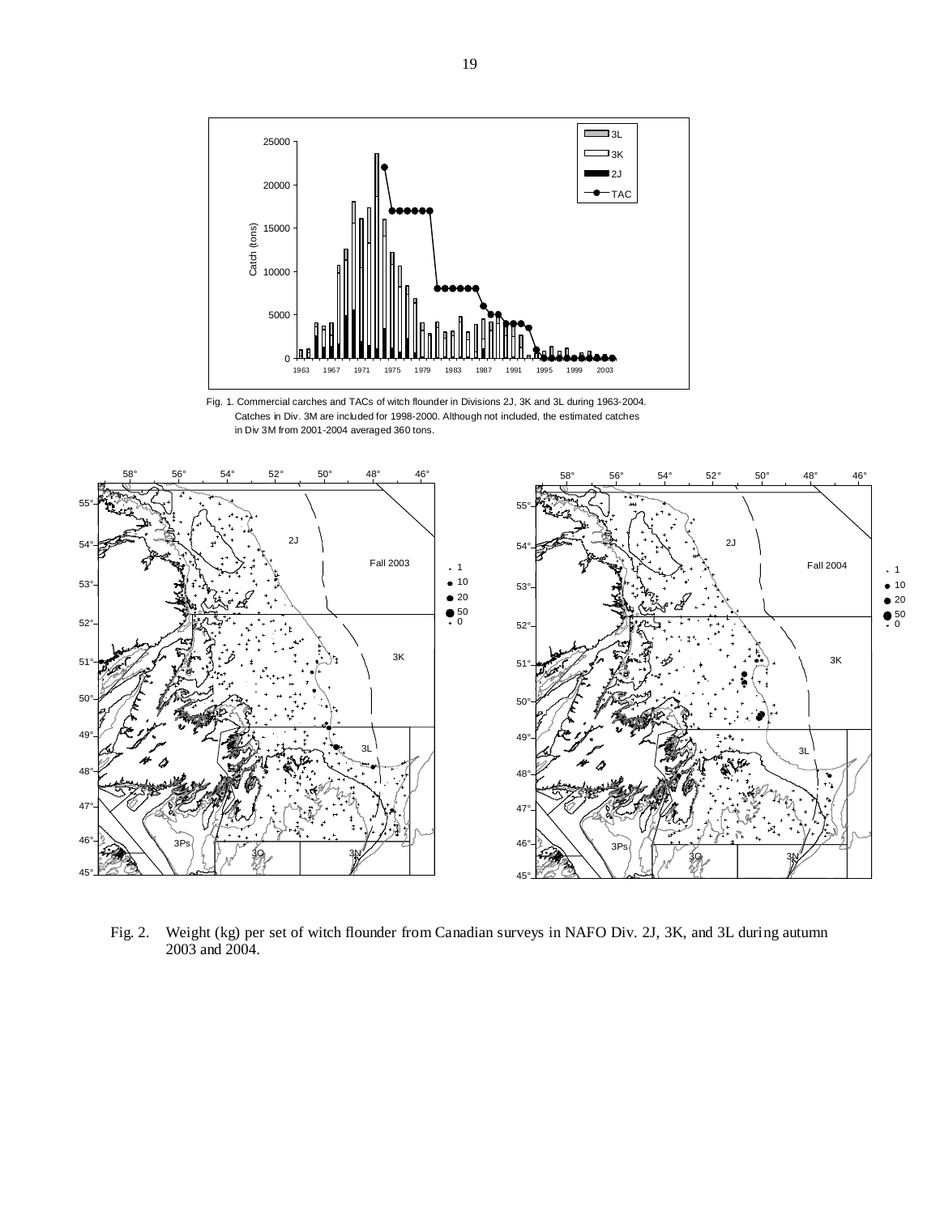Fig. 1. Commercial carches and TACs of witch flounder in Divisions 2J, 3K and 3L during 1963-2004. Catches in Div. 3M are included for 1998-2000. Although not included, the estimated catches in Div 3M from 2001-2004 averaged 360 tons.

Fig. 2. Weight (kg) per set of witch flounder from Canadian surveys in NAFO Div. 2J, 3K, and 3L during autumn 2003 and 2004.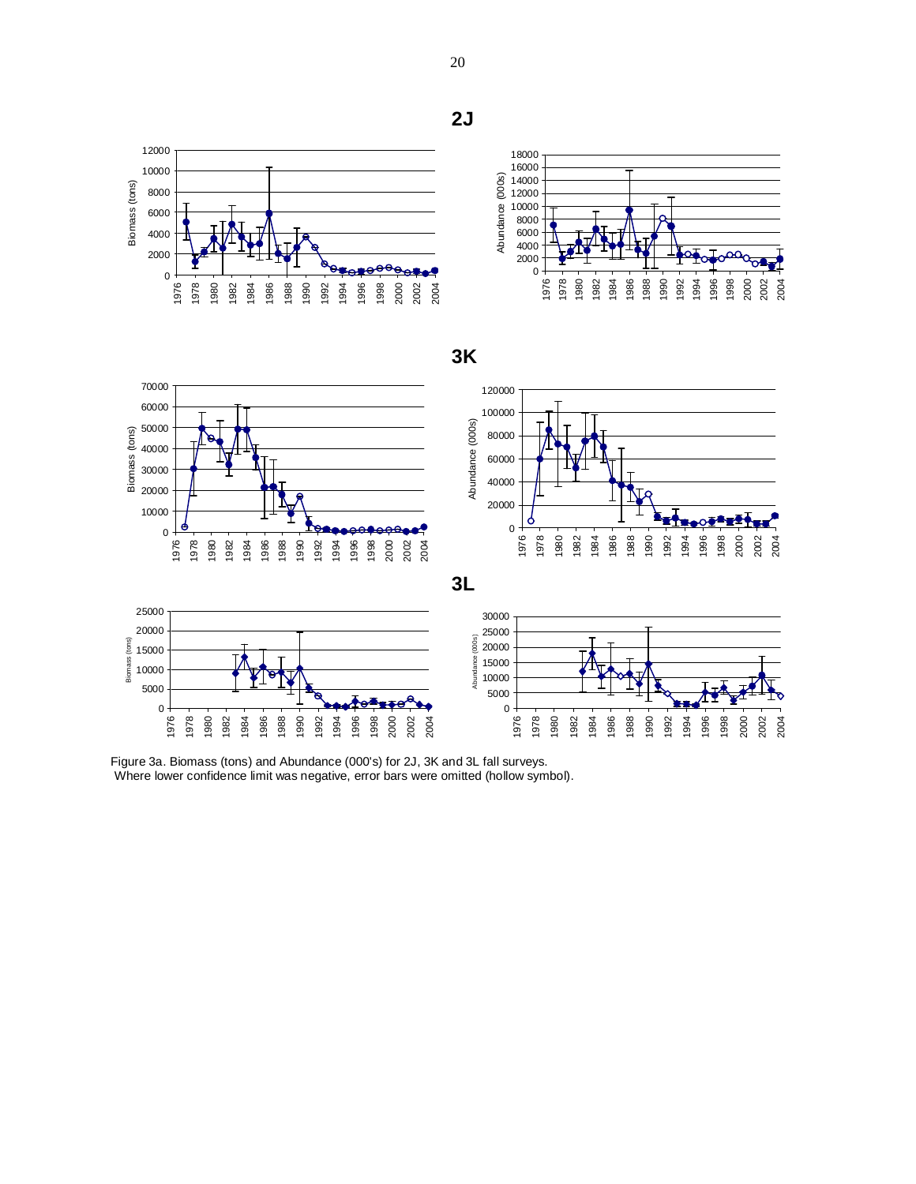**2J**

**3K**

**3L**

Figure 3a. Biomass (tons) and Abundance (000's) for 2J, 3K and 3L fall surveys.
Where lower confidence limit was negative, error bars were omitted (hollow symbol).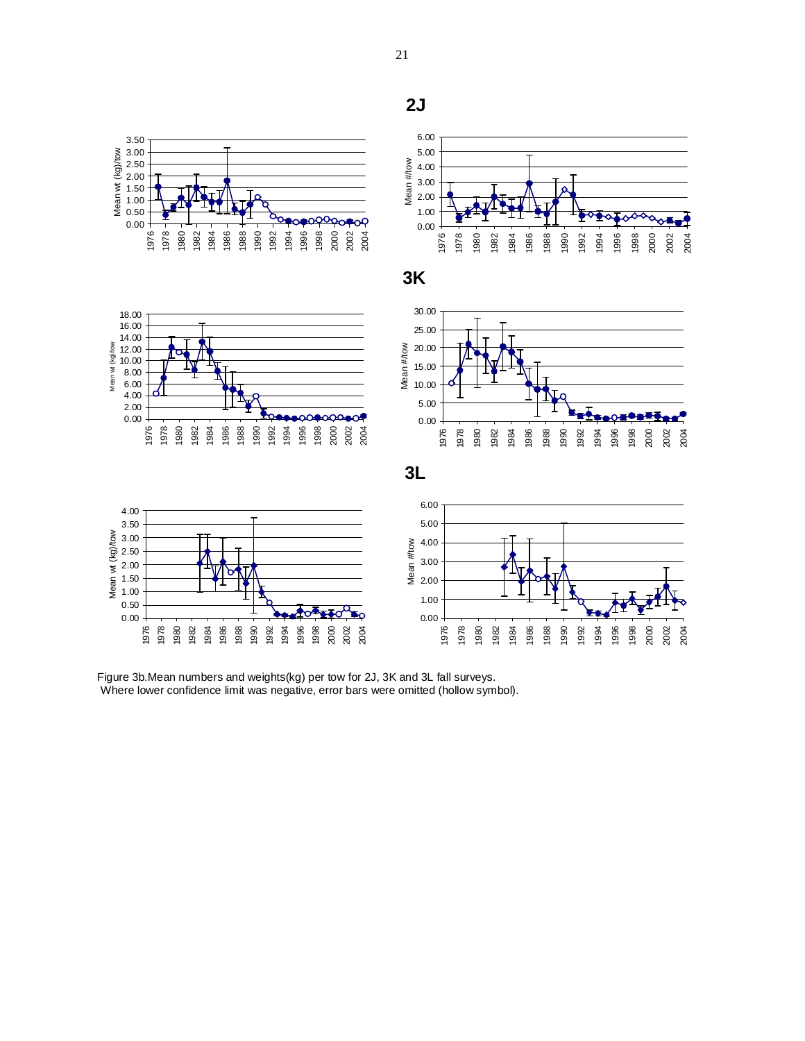**2J**

**3K**

**3L**

Figure 3b.Mean numbers and weights(kg) per tow for 2J, 3K and 3L fall surveys.
Where lower confidence limit was negative, error bars were omitted (hollow symbol).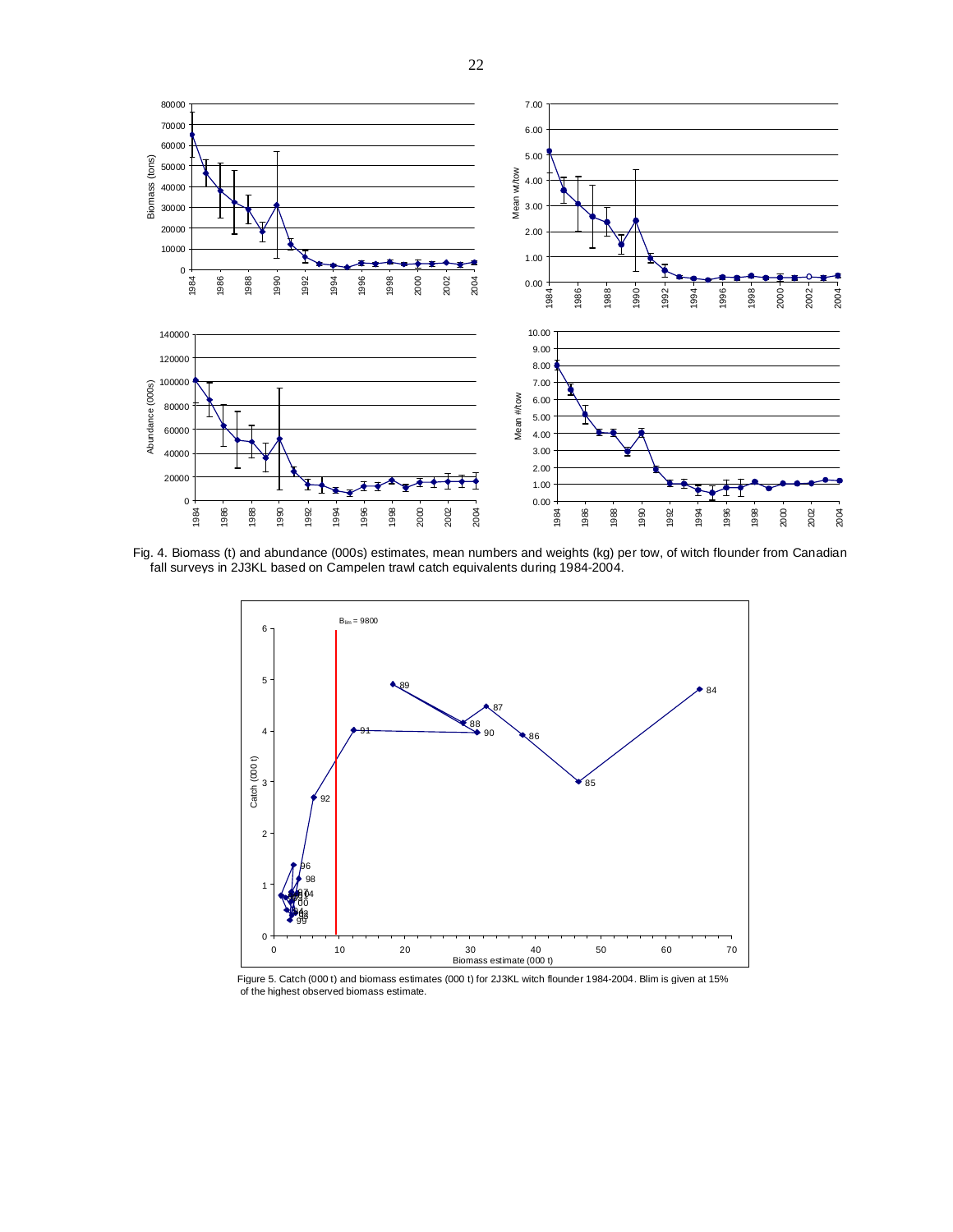Biomass (tons)

80000
70000
60000
50000
40000
30000
20000
10000
0

1984 1986 1988 1990 1992 1994 1996 1998 2000 2002 2004

Mean wt/tow

7.00
6.00
5.00
4.00
3.00
2.00
1.00
0.00

1984 1986 1988 1990 1992 1994 1996 1998 2000 2002 2004

Abundance (000s)

140000
120000
100000
80000
60000
40000
20000
0

1984 1986 1988 1990 1992 1994 1996 1998 2000 2002 2004

Mean #/tow

10.00
9.00
8.00
7.00
6.00
5.00
4.00
3.00
2.00
1.00
0.00

1984 1986 1988 1990 1992 1994 1996 1998 2000 2002 2004

Fig. 4. Biomass (t) and abundance (000s) estimates, mean numbers and weights (kg) per tow, of witch flounder from Canadian fall surveys in 2J3KL based on Campelen trawl catch equivalents during 1984-2004.

$B_{lim}$ = 9800

Catch (000 t)

6
5
4
3
2
1
0

0 10 20 30 40 50 60 70

Biomass estimate (000 t)

84 85 86 87 88 89 90 91 92 96 98 97 04 00 99

Figure 5. Catch (000 t) and biomass estimates (000 t) for 2J3KL witch flounder 1984-2004. Blim is given at 15% of the highest observed biomass estimate.